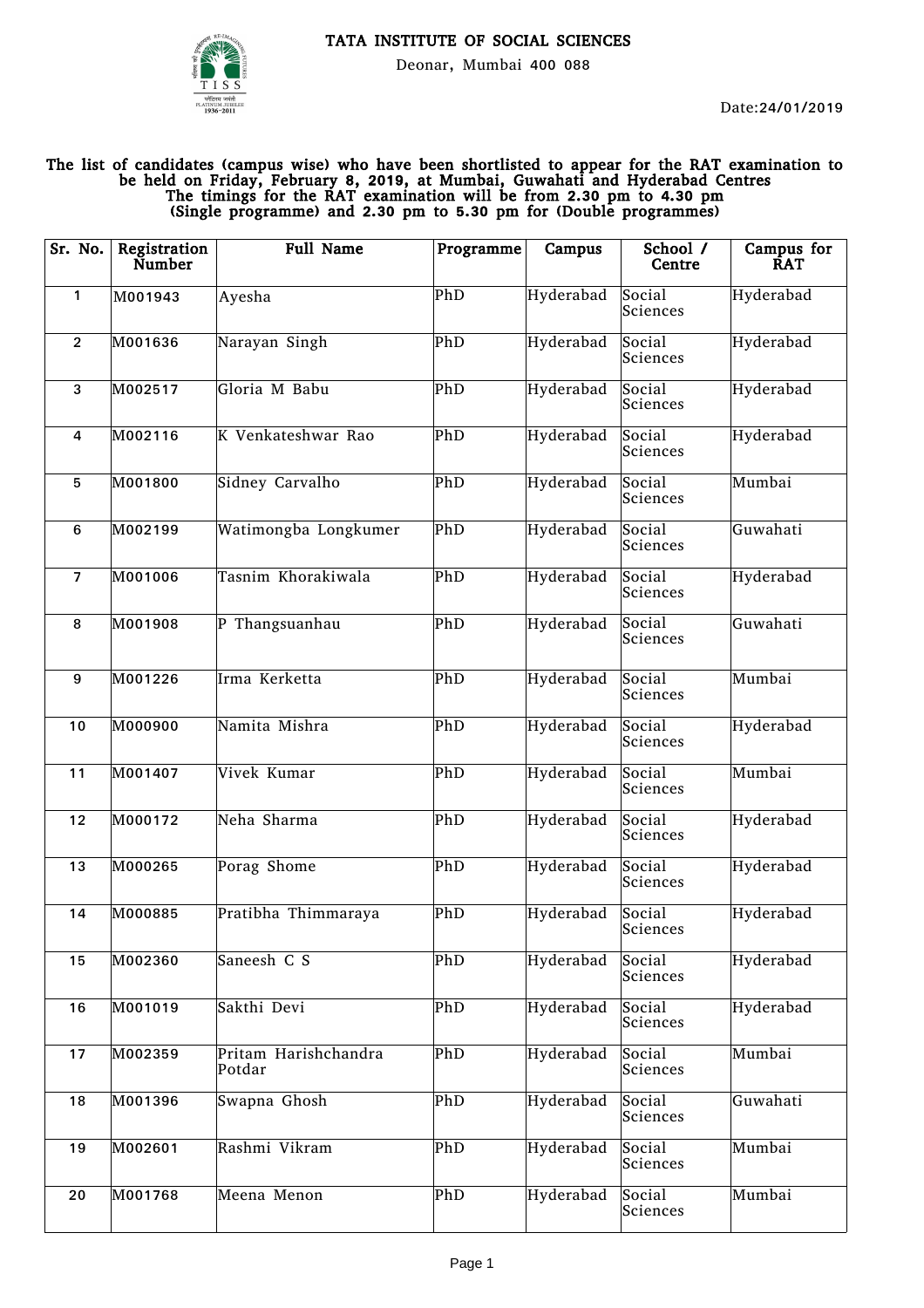# TATA INSTITUTE OF SOCIAL SCIENCES

Deonar, Mumbai 400 088

Date:24/01/2019

**The list of candidates (campus wise) who have been shortlisted to appear for the RAT examination to be held on Friday, February 8, 2019, at Mumbai, Guwahati and Hyderabad Centres The timings for the RAT examination will be from 2.30 pm to 4.30 pm (Single programme) and 2.30 pm to 5.30 pm for (Double programmes)**

| Sr. No. | Registration Number | Full Name | Programme | Campus | School / Centre | Campus for RAT |
|---|---|---|---|---|---|---|
| 1 | M001943 | Ayesha | PhD | Hyderabad | Social Sciences | Hyderabad |
| 2 | M001636 | Narayan Singh | PhD | Hyderabad | Social Sciences | Hyderabad |
| 3 | M002517 | Gloria M Babu | PhD | Hyderabad | Social Sciences | Hyderabad |
| 4 | M002116 | K Venkateshwar Rao | PhD | Hyderabad | Social Sciences | Hyderabad |
| 5 | M001800 | Sidney Carvalho | PhD | Hyderabad | Social Sciences | Mumbai |
| 6 | M002199 | Watimongba Longkumer | PhD | Hyderabad | Social Sciences | Guwahati |
| 7 | M001006 | Tasnim Khorakiwala | PhD | Hyderabad | Social Sciences | Hyderabad |
| 8 | M001908 | P Thangsuanhau | PhD | Hyderabad | Social Sciences | Guwahati |
| 9 | M001226 | Irma Kerketta | PhD | Hyderabad | Social Sciences | Mumbai |
| 10 | M000900 | Namita Mishra | PhD | Hyderabad | Social Sciences | Hyderabad |
| 11 | M001407 | Vivek Kumar | PhD | Hyderabad | Social Sciences | Mumbai |
| 12 | M000172 | Neha Sharma | PhD | Hyderabad | Social Sciences | Hyderabad |
| 13 | M000265 | Porag Shome | PhD | Hyderabad | Social Sciences | Hyderabad |
| 14 | M000885 | Pratibha Thimmaraya | PhD | Hyderabad | Social Sciences | Hyderabad |
| 15 | M002360 | Saneesh C S | PhD | Hyderabad | Social Sciences | Hyderabad |
| 16 | M001019 | Sakthi Devi | PhD | Hyderabad | Social Sciences | Hyderabad |
| 17 | M002359 | Pritam Harishchandra Potdar | PhD | Hyderabad | Social Sciences | Mumbai |
| 18 | M001396 | Swapna Ghosh | PhD | Hyderabad | Social Sciences | Guwahati |
| 19 | M002601 | Rashmi Vikram | PhD | Hyderabad | Social Sciences | Mumbai |
| 20 | M001768 | Meena Menon | PhD | Hyderabad | Social Sciences | Mumbai |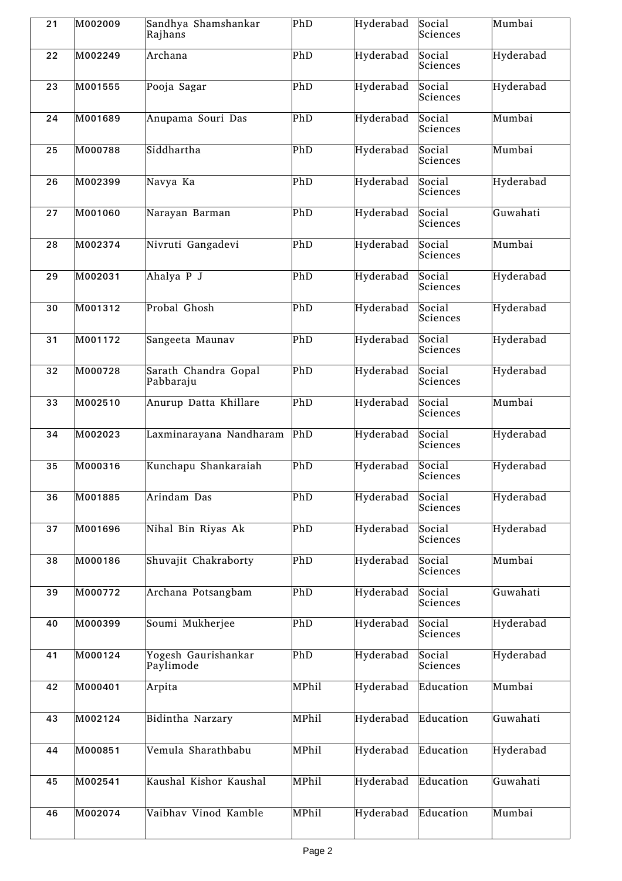| 21 | M002009 | Sandhya Shamshankar Rajhans | PhD | Hyderabad | Social Sciences | Mumbai |
|---|---|---|---|---|---|---|
| 22 | M002249 | Archana | PhD | Hyderabad | Social Sciences | Hyderabad |
| 23 | M001555 | Pooja Sagar | PhD | Hyderabad | Social Sciences | Hyderabad |
| 24 | M001689 | Anupama Souri Das | PhD | Hyderabad | Social Sciences | Mumbai |
| 25 | M000788 | Siddhartha | PhD | Hyderabad | Social Sciences | Mumbai |
| 26 | M002399 | Navya Ka | PhD | Hyderabad | Social Sciences | Hyderabad |
| 27 | M001060 | Narayan Barman | PhD | Hyderabad | Social Sciences | Guwahati |
| 28 | M002374 | Nivruti Gangadevi | PhD | Hyderabad | Social Sciences | Mumbai |
| 29 | M002031 | Ahalya P J | PhD | Hyderabad | Social Sciences | Hyderabad |
| 30 | M001312 | Probal Ghosh | PhD | Hyderabad | Social Sciences | Hyderabad |
| 31 | M001172 | Sangeeta Maunav | PhD | Hyderabad | Social Sciences | Hyderabad |
| 32 | M000728 | Sarath Chandra Gopal Pabbaraju | PhD | Hyderabad | Social Sciences | Hyderabad |
| 33 | M002510 | Anurup Datta Khillare | PhD | Hyderabad | Social Sciences | Mumbai |
| 34 | M002023 | Laxminarayana Nandharam | PhD | Hyderabad | Social Sciences | Hyderabad |
| 35 | M000316 | Kunchapu Shankaraiah | PhD | Hyderabad | Social Sciences | Hyderabad |
| 36 | M001885 | Arindam Das | PhD | Hyderabad | Social Sciences | Hyderabad |
| 37 | M001696 | Nihal Bin Riyas Ak | PhD | Hyderabad | Social Sciences | Hyderabad |
| 38 | M000186 | Shuvajit Chakraborty | PhD | Hyderabad | Social Sciences | Mumbai |
| 39 | M000772 | Archana Potsangbam | PhD | Hyderabad | Social Sciences | Guwahati |
| 40 | M000399 | Soumi Mukherjee | PhD | Hyderabad | Social Sciences | Hyderabad |
| 41 | M000124 | Yogesh Gaurishankar Paylimode | PhD | Hyderabad | Social Sciences | Hyderabad |
| 42 | M000401 | Arpita | MPhil | Hyderabad | Education | Mumbai |
| 43 | M002124 | Bidintha Narzary | MPhil | Hyderabad | Education | Guwahati |
| 44 | M000851 | Vemula Sharathbabu | MPhil | Hyderabad | Education | Hyderabad |
| 45 | M002541 | Kaushal Kishor Kaushal | MPhil | Hyderabad | Education | Guwahati |
| 46 | M002074 | Vaibhav Vinod Kamble | MPhil | Hyderabad | Education | Mumbai |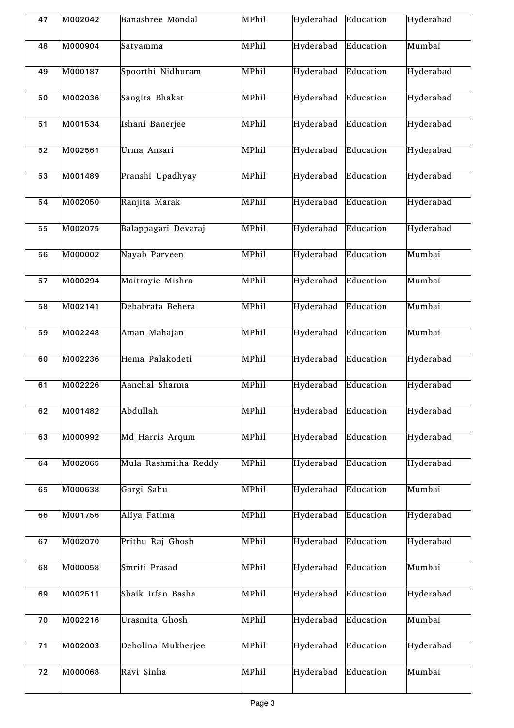| 47 | M002042 | Banashree Mondal | MPhil | Hyderabad | Education | Hyderabad |
|---|---|---|---|---|---|---|
| 48 | M000904 | Satyamma | MPhil | Hyderabad | Education | Mumbai |
| 49 | M000187 | Spoorthi Nidhuram | MPhil | Hyderabad | Education | Hyderabad |
| 50 | M002036 | Sangita Bhakat | MPhil | Hyderabad | Education | Hyderabad |
| 51 | M001534 | Ishani Banerjee | MPhil | Hyderabad | Education | Hyderabad |
| 52 | M002561 | Urma Ansari | MPhil | Hyderabad | Education | Hyderabad |
| 53 | M001489 | Pranshi Upadhyay | MPhil | Hyderabad | Education | Hyderabad |
| 54 | M002050 | Ranjita Marak | MPhil | Hyderabad | Education | Hyderabad |
| 55 | M002075 | Balappagari Devaraj | MPhil | Hyderabad | Education | Hyderabad |
| 56 | M000002 | Nayab Parveen | MPhil | Hyderabad | Education | Mumbai |
| 57 | M000294 | Maitrayie Mishra | MPhil | Hyderabad | Education | Mumbai |
| 58 | M002141 | Debabrata Behera | MPhil | Hyderabad | Education | Mumbai |
| 59 | M002248 | Aman Mahajan | MPhil | Hyderabad | Education | Mumbai |
| 60 | M002236 | Hema Palakodeti | MPhil | Hyderabad | Education | Hyderabad |
| 61 | M002226 | Aanchal Sharma | MPhil | Hyderabad | Education | Hyderabad |
| 62 | M001482 | Abdullah | MPhil | Hyderabad | Education | Hyderabad |
| 63 | M000992 | Md Harris Arqum | MPhil | Hyderabad | Education | Hyderabad |
| 64 | M002065 | Mula Rashmitha Reddy | MPhil | Hyderabad | Education | Hyderabad |
| 65 | M000638 | Gargi Sahu | MPhil | Hyderabad | Education | Mumbai |
| 66 | M001756 | Aliya Fatima | MPhil | Hyderabad | Education | Hyderabad |
| 67 | M002070 | Prithu Raj Ghosh | MPhil | Hyderabad | Education | Hyderabad |
| 68 | M000058 | Smriti Prasad | MPhil | Hyderabad | Education | Mumbai |
| 69 | M002511 | Shaik Irfan Basha | MPhil | Hyderabad | Education | Hyderabad |
| 70 | M002216 | Urasmita Ghosh | MPhil | Hyderabad | Education | Mumbai |
| 71 | M002003 | Debolina Mukherjee | MPhil | Hyderabad | Education | Hyderabad |
| 72 | M000068 | Ravi Sinha | MPhil | Hyderabad | Education | Mumbai |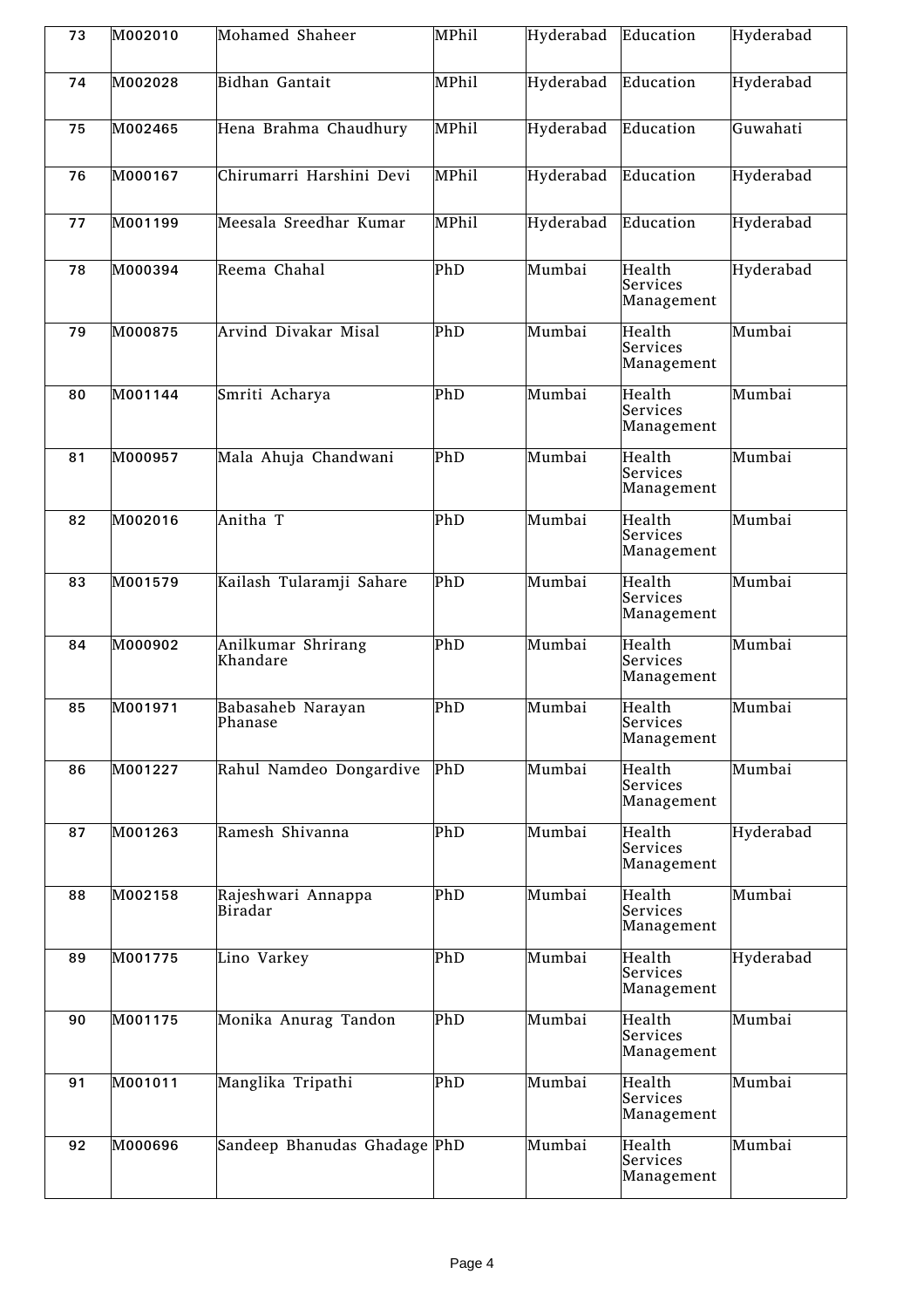| 73 | M002010 | Mohamed Shaheer | MPhil | Hyderabad | Education | Hyderabad |
|---|---|---|---|---|---|---|
| 74 | M002028 | Bidhan Gantait | MPhil | Hyderabad | Education | Hyderabad |
| 75 | M002465 | Hena Brahma Chaudhury | MPhil | Hyderabad | Education | Guwahati |
| 76 | M000167 | Chirumarri Harshini Devi | MPhil | Hyderabad | Education | Hyderabad |
| 77 | M001199 | Meesala Sreedhar Kumar | MPhil | Hyderabad | Education | Hyderabad |
| 78 | M000394 | Reema Chahal | PhD | Mumbai | Health Services Management | Hyderabad |
| 79 | M000875 | Arvind Divakar Misal | PhD | Mumbai | Health Services Management | Mumbai |
| 80 | M001144 | Smriti Acharya | PhD | Mumbai | Health Services Management | Mumbai |
| 81 | M000957 | Mala Ahuja Chandwani | PhD | Mumbai | Health Services Management | Mumbai |
| 82 | M002016 | Anitha T | PhD | Mumbai | Health Services Management | Mumbai |
| 83 | M001579 | Kailash Tularamji Sahare | PhD | Mumbai | Health Services Management | Mumbai |
| 84 | M000902 | Anilkumar Shrirang Khandare | PhD | Mumbai | Health Services Management | Mumbai |
| 85 | M001971 | Babasaheb Narayan Phanase | PhD | Mumbai | Health Services Management | Mumbai |
| 86 | M001227 | Rahul Namdeo Dongardive | PhD | Mumbai | Health Services Management | Mumbai |
| 87 | M001263 | Ramesh Shivanna | PhD | Mumbai | Health Services Management | Hyderabad |
| 88 | M002158 | Rajeshwari Annappa Biradar | PhD | Mumbai | Health Services Management | Mumbai |
| 89 | M001775 | Lino Varkey | PhD | Mumbai | Health Services Management | Hyderabad |
| 90 | M001175 | Monika Anurag Tandon | PhD | Mumbai | Health Services Management | Mumbai |
| 91 | M001011 | Manglika Tripathi | PhD | Mumbai | Health Services Management | Mumbai |
| 92 | M000696 | Sandeep Bhanudas Ghadage | PhD | Mumbai | Health Services Management | Mumbai |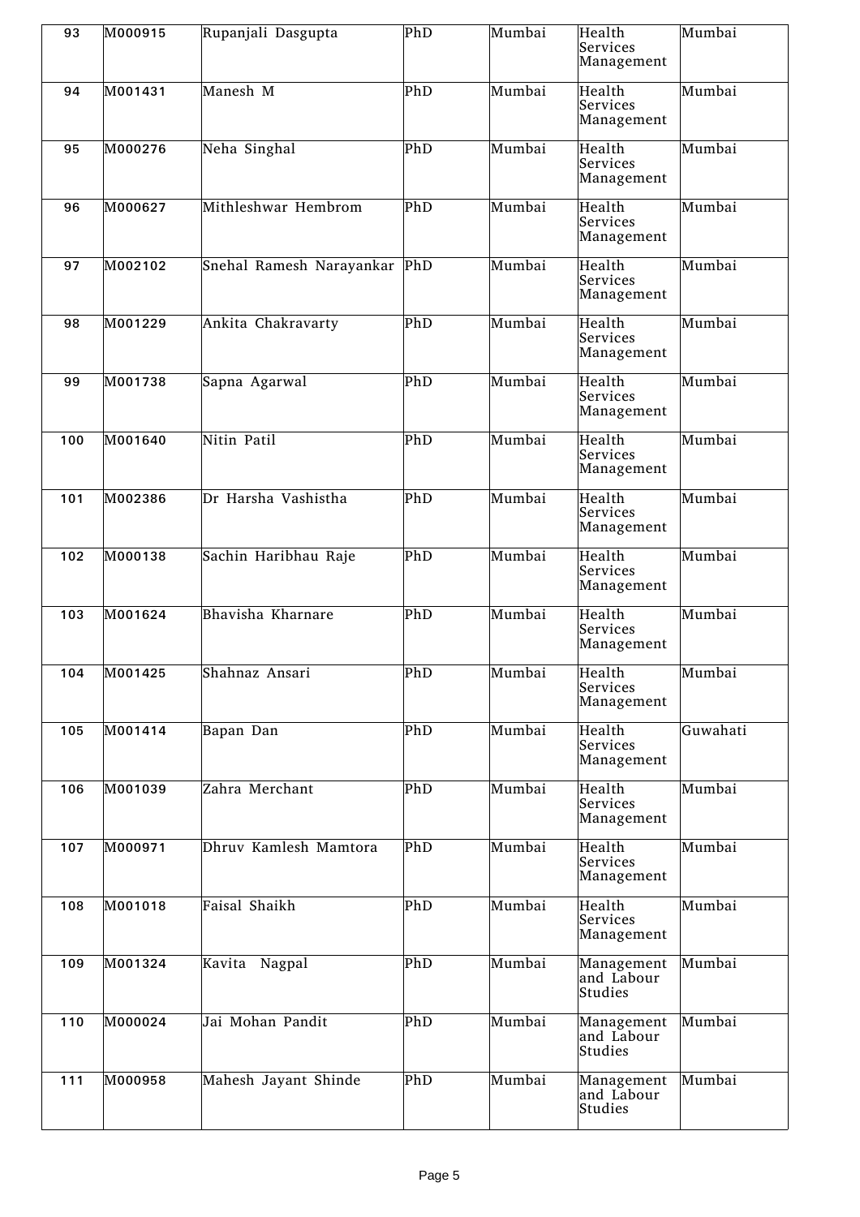| 93 | M000915 | Rupanjali Dasgupta | PhD | Mumbai | Health Services Management | Mumbai |
|---|---|---|---|---|---|---|
| 94 | M001431 | Manesh M | PhD | Mumbai | Health Services Management | Mumbai |
| 95 | M000276 | Neha Singhal | PhD | Mumbai | Health Services Management | Mumbai |
| 96 | M000627 | Mithleshwar Hembrom | PhD | Mumbai | Health Services Management | Mumbai |
| 97 | M002102 | Snehal Ramesh Narayankar | PhD | Mumbai | Health Services Management | Mumbai |
| 98 | M001229 | Ankita Chakravarty | PhD | Mumbai | Health Services Management | Mumbai |
| 99 | M001738 | Sapna Agarwal | PhD | Mumbai | Health Services Management | Mumbai |
| 100 | M001640 | Nitin Patil | PhD | Mumbai | Health Services Management | Mumbai |
| 101 | M002386 | Dr Harsha Vashistha | PhD | Mumbai | Health Services Management | Mumbai |
| 102 | M000138 | Sachin Haribhau Raje | PhD | Mumbai | Health Services Management | Mumbai |
| 103 | M001624 | Bhavisha Kharnare | PhD | Mumbai | Health Services Management | Mumbai |
| 104 | M001425 | Shahnaz Ansari | PhD | Mumbai | Health Services Management | Mumbai |
| 105 | M001414 | Bapan Dan | PhD | Mumbai | Health Services Management | Guwahati |
| 106 | M001039 | Zahra Merchant | PhD | Mumbai | Health Services Management | Mumbai |
| 107 | M000971 | Dhruv Kamlesh Mamtora | PhD | Mumbai | Health Services Management | Mumbai |
| 108 | M001018 | Faisal Shaikh | PhD | Mumbai | Health Services Management | Mumbai |
| 109 | M001324 | Kavita Nagpal | PhD | Mumbai | Management and Labour Studies | Mumbai |
| 110 | M000024 | Jai Mohan Pandit | PhD | Mumbai | Management and Labour Studies | Mumbai |
| 111 | M000958 | Mahesh Jayant Shinde | PhD | Mumbai | Management and Labour Studies | Mumbai |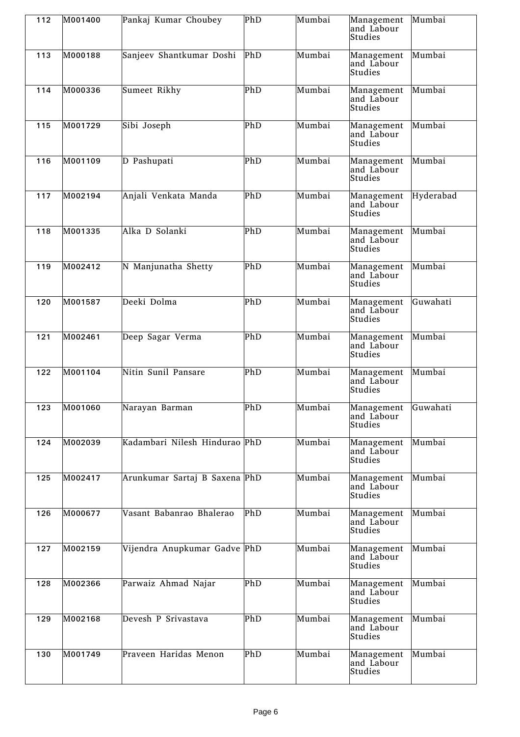| 112 | M001400 | Pankaj Kumar Choubey | PhD | Mumbai | Management and Labour Studies | Mumbai |
|---|---|---|---|---|---|---|
| 113 | M000188 | Sanjeev Shantkumar Doshi | PhD | Mumbai | Management and Labour Studies | Mumbai |
| 114 | M000336 | Sumeet Rikhy | PhD | Mumbai | Management and Labour Studies | Mumbai |
| 115 | M001729 | Sibi Joseph | PhD | Mumbai | Management and Labour Studies | Mumbai |
| 116 | M001109 | D Pashupati | PhD | Mumbai | Management and Labour Studies | Mumbai |
| 117 | M002194 | Anjali Venkata Manda | PhD | Mumbai | Management and Labour Studies | Hyderabad |
| 118 | M001335 | Alka D Solanki | PhD | Mumbai | Management and Labour Studies | Mumbai |
| 119 | M002412 | N Manjunatha Shetty | PhD | Mumbai | Management and Labour Studies | Mumbai |
| 120 | M001587 | Deeki Dolma | PhD | Mumbai | Management and Labour Studies | Guwahati |
| 121 | M002461 | Deep Sagar Verma | PhD | Mumbai | Management and Labour Studies | Mumbai |
| 122 | M001104 | Nitin Sunil Pansare | PhD | Mumbai | Management and Labour Studies | Mumbai |
| 123 | M001060 | Narayan Barman | PhD | Mumbai | Management and Labour Studies | Guwahati |
| 124 | M002039 | Kadambari Nilesh Hindurao | PhD | Mumbai | Management and Labour Studies | Mumbai |
| 125 | M002417 | Arunkumar Sartaj B Saxena | PhD | Mumbai | Management and Labour Studies | Mumbai |
| 126 | M000677 | Vasant Babanrao Bhalerao | PhD | Mumbai | Management and Labour Studies | Mumbai |
| 127 | M002159 | Vijendra Anupkumar Gadve | PhD | Mumbai | Management and Labour Studies | Mumbai |
| 128 | M002366 | Parwaiz Ahmad Najar | PhD | Mumbai | Management and Labour Studies | Mumbai |
| 129 | M002168 | Devesh P Srivastava | PhD | Mumbai | Management and Labour Studies | Mumbai |
| 130 | M001749 | Praveen Haridas Menon | PhD | Mumbai | Management and Labour Studies | Mumbai |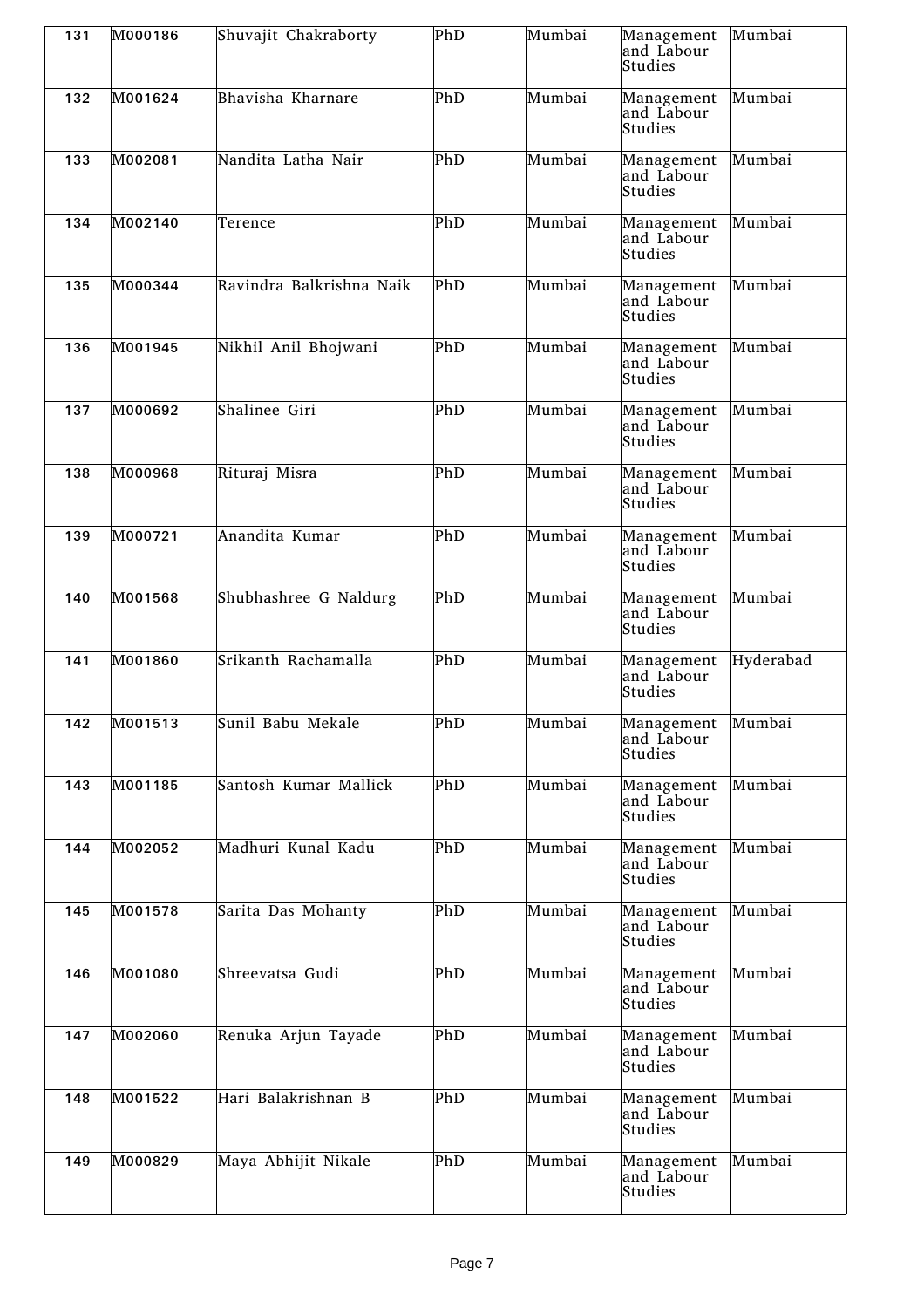| 131 | M000186 | Shuvajit Chakraborty | PhD | Mumbai | Management and Labour Studies | Mumbai |
|---|---|---|---|---|---|---|
| 132 | M001624 | Bhavisha Kharnare | PhD | Mumbai | Management and Labour Studies | Mumbai |
| 133 | M002081 | Nandita Latha Nair | PhD | Mumbai | Management and Labour Studies | Mumbai |
| 134 | M002140 | Terence | PhD | Mumbai | Management and Labour Studies | Mumbai |
| 135 | M000344 | Ravindra Balkrishna Naik | PhD | Mumbai | Management and Labour Studies | Mumbai |
| 136 | M001945 | Nikhil Anil Bhojwani | PhD | Mumbai | Management and Labour Studies | Mumbai |
| 137 | M000692 | Shalinee Giri | PhD | Mumbai | Management and Labour Studies | Mumbai |
| 138 | M000968 | Rituraj Misra | PhD | Mumbai | Management and Labour Studies | Mumbai |
| 139 | M000721 | Anandita Kumar | PhD | Mumbai | Management and Labour Studies | Mumbai |
| 140 | M001568 | Shubhashree G Naldurg | PhD | Mumbai | Management and Labour Studies | Mumbai |
| 141 | M001860 | Srikanth Rachamalla | PhD | Mumbai | Management and Labour Studies | Hyderabad |
| 142 | M001513 | Sunil Babu Mekale | PhD | Mumbai | Management and Labour Studies | Mumbai |
| 143 | M001185 | Santosh Kumar Mallick | PhD | Mumbai | Management and Labour Studies | Mumbai |
| 144 | M002052 | Madhuri Kunal Kadu | PhD | Mumbai | Management and Labour Studies | Mumbai |
| 145 | M001578 | Sarita Das Mohanty | PhD | Mumbai | Management and Labour Studies | Mumbai |
| 146 | M001080 | Shreevatsa Gudi | PhD | Mumbai | Management and Labour Studies | Mumbai |
| 147 | M002060 | Renuka Arjun Tayade | PhD | Mumbai | Management and Labour Studies | Mumbai |
| 148 | M001522 | Hari Balakrishnan B | PhD | Mumbai | Management and Labour Studies | Mumbai |
| 149 | M000829 | Maya Abhijit Nikale | PhD | Mumbai | Management and Labour Studies | Mumbai |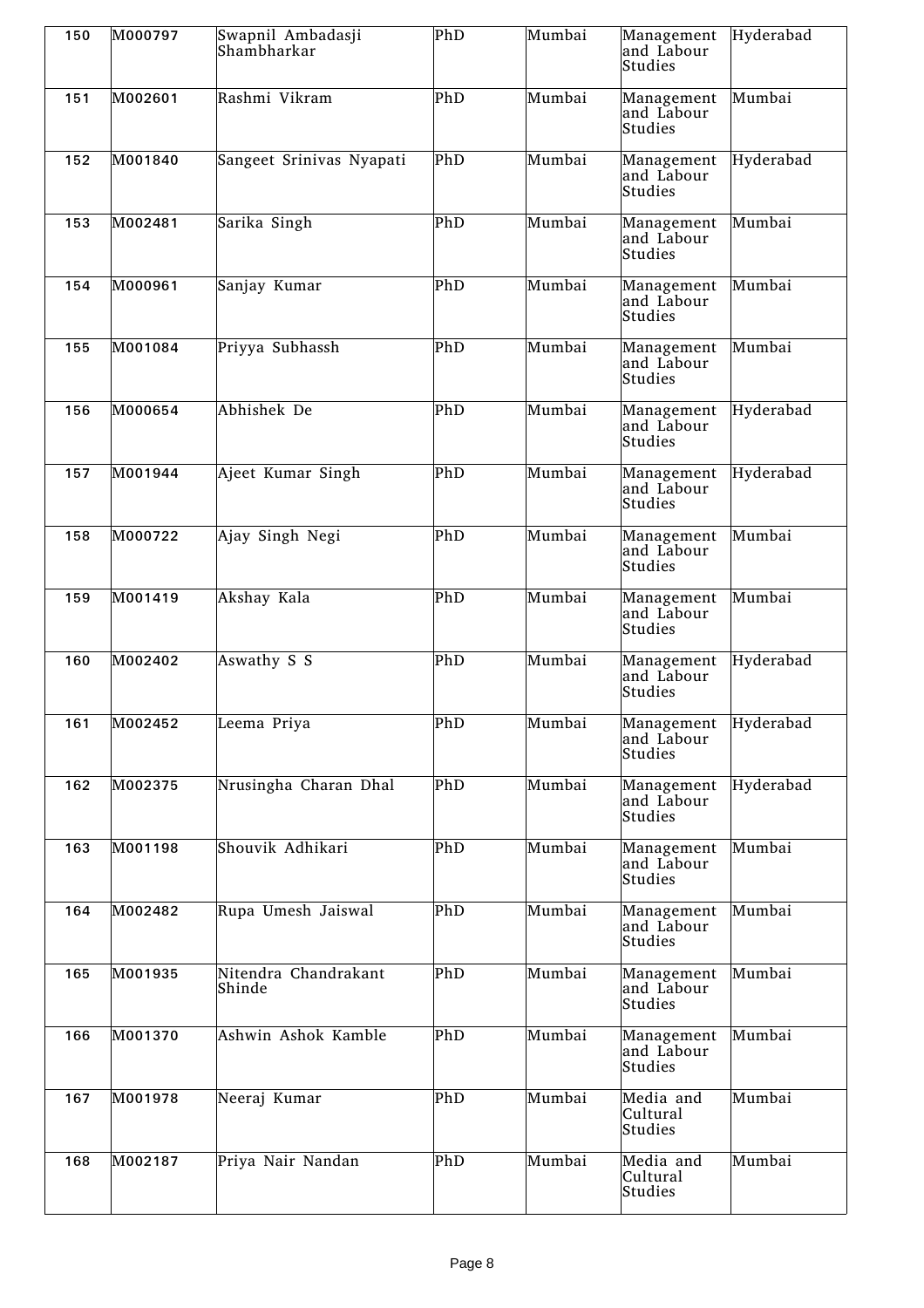| 150 | M000797 | Swapnil Ambadasji Shambharkar | PhD | Mumbai | Management and Labour Studies | Hyderabad |
|---|---|---|---|---|---|---|
| 151 | M002601 | Rashmi Vikram | PhD | Mumbai | Management and Labour Studies | Mumbai |
| 152 | M001840 | Sangeet Srinivas Nyapati | PhD | Mumbai | Management and Labour Studies | Hyderabad |
| 153 | M002481 | Sarika Singh | PhD | Mumbai | Management and Labour Studies | Mumbai |
| 154 | M000961 | Sanjay Kumar | PhD | Mumbai | Management and Labour Studies | Mumbai |
| 155 | M001084 | Priyya Subhassh | PhD | Mumbai | Management and Labour Studies | Mumbai |
| 156 | M000654 | Abhishek De | PhD | Mumbai | Management and Labour Studies | Hyderabad |
| 157 | M001944 | Ajeet Kumar Singh | PhD | Mumbai | Management and Labour Studies | Hyderabad |
| 158 | M000722 | Ajay Singh Negi | PhD | Mumbai | Management and Labour Studies | Mumbai |
| 159 | M001419 | Akshay Kala | PhD | Mumbai | Management and Labour Studies | Mumbai |
| 160 | M002402 | Aswathy S S | PhD | Mumbai | Management and Labour Studies | Hyderabad |
| 161 | M002452 | Leema Priya | PhD | Mumbai | Management and Labour Studies | Hyderabad |
| 162 | M002375 | Nrusingha Charan Dhal | PhD | Mumbai | Management and Labour Studies | Hyderabad |
| 163 | M001198 | Shouvik Adhikari | PhD | Mumbai | Management and Labour Studies | Mumbai |
| 164 | M002482 | Rupa Umesh Jaiswal | PhD | Mumbai | Management and Labour Studies | Mumbai |
| 165 | M001935 | Nitendra Chandrakant Shinde | PhD | Mumbai | Management and Labour Studies | Mumbai |
| 166 | M001370 | Ashwin Ashok Kamble | PhD | Mumbai | Management and Labour Studies | Mumbai |
| 167 | M001978 | Neeraj Kumar | PhD | Mumbai | Media and Cultural Studies | Mumbai |
| 168 | M002187 | Priya Nair Nandan | PhD | Mumbai | Media and Cultural Studies | Mumbai |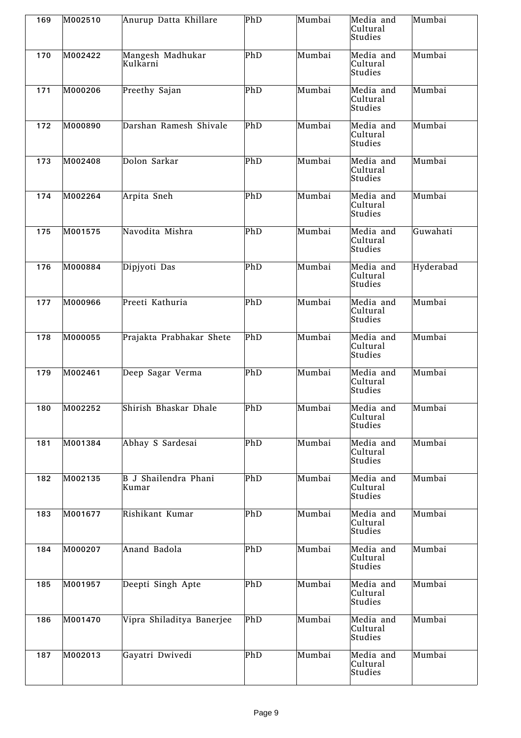| 169 | M002510 | Anurup Datta Khillare | PhD | Mumbai | Media and Cultural Studies | Mumbai |
|---|---|---|---|---|---|---|
| 170 | M002422 | Mangesh Madhukar Kulkarni | PhD | Mumbai | Media and Cultural Studies | Mumbai |
| 171 | M000206 | Preethy Sajan | PhD | Mumbai | Media and Cultural Studies | Mumbai |
| 172 | M000890 | Darshan Ramesh Shivale | PhD | Mumbai | Media and Cultural Studies | Mumbai |
| 173 | M002408 | Dolon Sarkar | PhD | Mumbai | Media and Cultural Studies | Mumbai |
| 174 | M002264 | Arpita Sneh | PhD | Mumbai | Media and Cultural Studies | Mumbai |
| 175 | M001575 | Navodita Mishra | PhD | Mumbai | Media and Cultural Studies | Guwahati |
| 176 | M000884 | Dipjyoti Das | PhD | Mumbai | Media and Cultural Studies | Hyderabad |
| 177 | M000966 | Preeti Kathuria | PhD | Mumbai | Media and Cultural Studies | Mumbai |
| 178 | M000055 | Prajakta Prabhakar Shete | PhD | Mumbai | Media and Cultural Studies | Mumbai |
| 179 | M002461 | Deep Sagar Verma | PhD | Mumbai | Media and Cultural Studies | Mumbai |
| 180 | M002252 | Shirish Bhaskar Dhale | PhD | Mumbai | Media and Cultural Studies | Mumbai |
| 181 | M001384 | Abhay S Sardesai | PhD | Mumbai | Media and Cultural Studies | Mumbai |
| 182 | M002135 | B J Shailendra Phani Kumar | PhD | Mumbai | Media and Cultural Studies | Mumbai |
| 183 | M001677 | Rishikant Kumar | PhD | Mumbai | Media and Cultural Studies | Mumbai |
| 184 | M000207 | Anand Badola | PhD | Mumbai | Media and Cultural Studies | Mumbai |
| 185 | M001957 | Deepti Singh Apte | PhD | Mumbai | Media and Cultural Studies | Mumbai |
| 186 | M001470 | Vipra Shiladitya Banerjee | PhD | Mumbai | Media and Cultural Studies | Mumbai |
| 187 | M002013 | Gayatri Dwivedi | PhD | Mumbai | Media and Cultural Studies | Mumbai |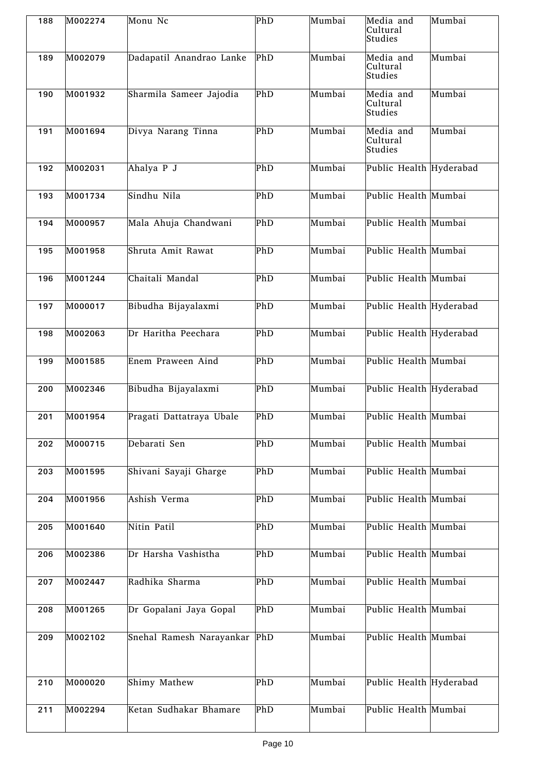| 188 | M002274 | Monu Nc | PhD | Mumbai | Media and Cultural Studies | Mumbai |
|---|---|---|---|---|---|---|
| 189 | M002079 | Dadapatil Anandrao Lanke | PhD | Mumbai | Media and Cultural Studies | Mumbai |
| 190 | M001932 | Sharmila Sameer Jajodia | PhD | Mumbai | Media and Cultural Studies | Mumbai |
| 191 | M001694 | Divya Narang Tinna | PhD | Mumbai | Media and Cultural Studies | Mumbai |
| 192 | M002031 | Ahalya P J | PhD | Mumbai | Public Health | Hyderabad |
| 193 | M001734 | Sindhu Nila | PhD | Mumbai | Public Health | Mumbai |
| 194 | M000957 | Mala Ahuja Chandwani | PhD | Mumbai | Public Health | Mumbai |
| 195 | M001958 | Shruta Amit Rawat | PhD | Mumbai | Public Health | Mumbai |
| 196 | M001244 | Chaitali Mandal | PhD | Mumbai | Public Health | Mumbai |
| 197 | M000017 | Bibudha Bijayalaxmi | PhD | Mumbai | Public Health | Hyderabad |
| 198 | M002063 | Dr Haritha Peechara | PhD | Mumbai | Public Health | Hyderabad |
| 199 | M001585 | Enem Praween Aind | PhD | Mumbai | Public Health | Mumbai |
| 200 | M002346 | Bibudha Bijayalaxmi | PhD | Mumbai | Public Health | Hyderabad |
| 201 | M001954 | Pragati Dattatraya Ubale | PhD | Mumbai | Public Health | Mumbai |
| 202 | M000715 | Debarati Sen | PhD | Mumbai | Public Health | Mumbai |
| 203 | M001595 | Shivani Sayaji Gharge | PhD | Mumbai | Public Health | Mumbai |
| 204 | M001956 | Ashish Verma | PhD | Mumbai | Public Health | Mumbai |
| 205 | M001640 | Nitin Patil | PhD | Mumbai | Public Health | Mumbai |
| 206 | M002386 | Dr Harsha Vashistha | PhD | Mumbai | Public Health | Mumbai |
| 207 | M002447 | Radhika Sharma | PhD | Mumbai | Public Health | Mumbai |
| 208 | M001265 | Dr Gopalani Jaya Gopal | PhD | Mumbai | Public Health | Mumbai |
| 209 | M002102 | Snehal Ramesh Narayankar | PhD | Mumbai | Public Health | Mumbai |
| 210 | M000020 | Shimy Mathew | PhD | Mumbai | Public Health | Hyderabad |
| 211 | M002294 | Ketan Sudhakar Bhamare | PhD | Mumbai | Public Health | Mumbai |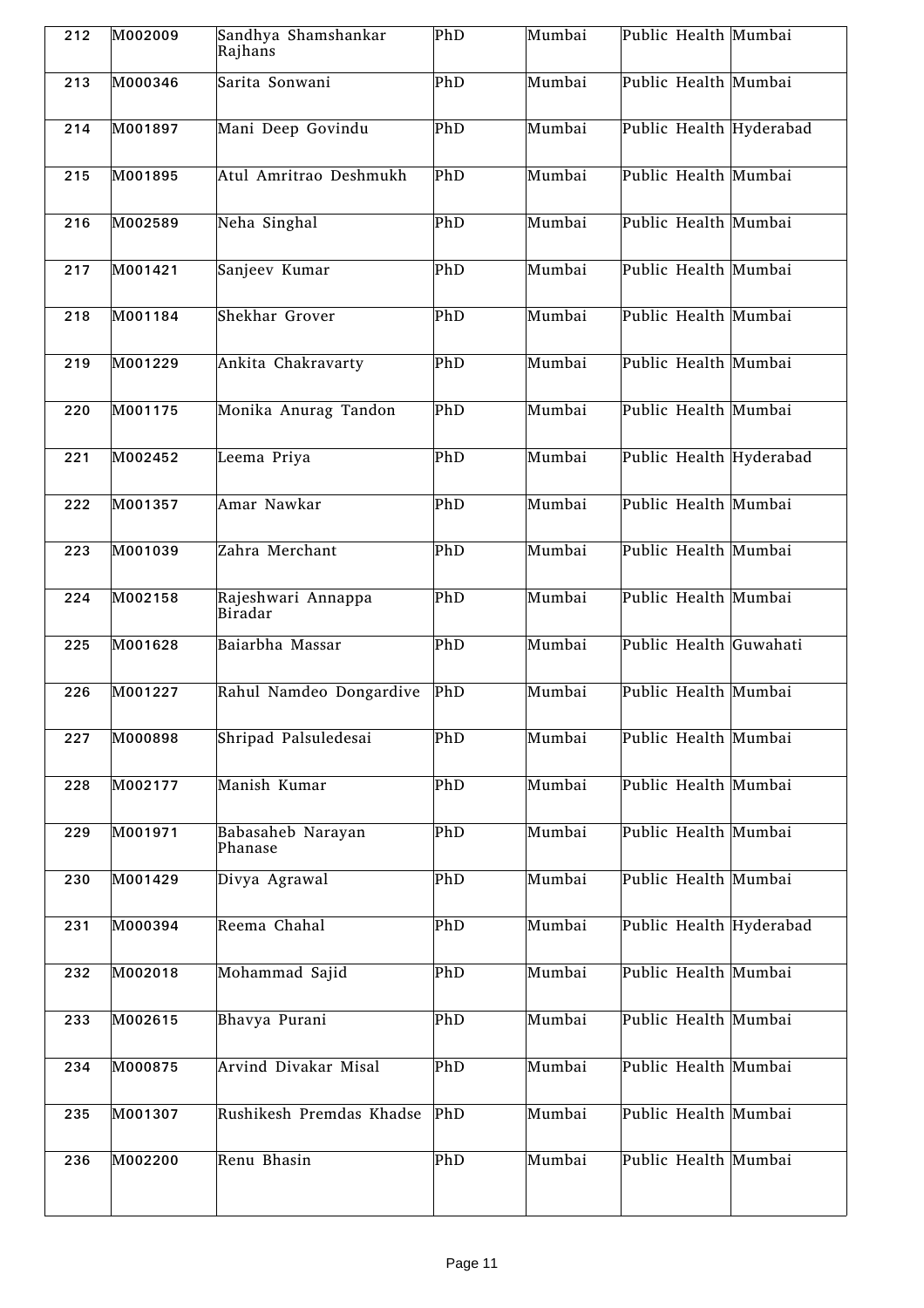| | | | | | | |
|---|---|---|---|---|---|---|
| 212 | M002009 | Sandhya Shamshankar Rajhans | PhD | Mumbai | Public Health | Mumbai |
| 213 | M000346 | Sarita Sonwani | PhD | Mumbai | Public Health | Mumbai |
| 214 | M001897 | Mani Deep Govindu | PhD | Mumbai | Public Health | Hyderabad |
| 215 | M001895 | Atul Amritrao Deshmukh | PhD | Mumbai | Public Health | Mumbai |
| 216 | M002589 | Neha Singhal | PhD | Mumbai | Public Health | Mumbai |
| 217 | M001421 | Sanjeev Kumar | PhD | Mumbai | Public Health | Mumbai |
| 218 | M001184 | Shekhar Grover | PhD | Mumbai | Public Health | Mumbai |
| 219 | M001229 | Ankita Chakravarty | PhD | Mumbai | Public Health | Mumbai |
| 220 | M001175 | Monika Anurag Tandon | PhD | Mumbai | Public Health | Mumbai |
| 221 | M002452 | Leema Priya | PhD | Mumbai | Public Health | Hyderabad |
| 222 | M001357 | Amar Nawkar | PhD | Mumbai | Public Health | Mumbai |
| 223 | M001039 | Zahra Merchant | PhD | Mumbai | Public Health | Mumbai |
| 224 | M002158 | Rajeshwari Annappa Biradar | PhD | Mumbai | Public Health | Mumbai |
| 225 | M001628 | Baiarbha Massar | PhD | Mumbai | Public Health | Guwahati |
| 226 | M001227 | Rahul Namdeo Dongardive | PhD | Mumbai | Public Health | Mumbai |
| 227 | M000898 | Shripad Palsuledesai | PhD | Mumbai | Public Health | Mumbai |
| 228 | M002177 | Manish Kumar | PhD | Mumbai | Public Health | Mumbai |
| 229 | M001971 | Babasaheb Narayan Phanase | PhD | Mumbai | Public Health | Mumbai |
| 230 | M001429 | Divya Agrawal | PhD | Mumbai | Public Health | Mumbai |
| 231 | M000394 | Reema Chahal | PhD | Mumbai | Public Health | Hyderabad |
| 232 | M002018 | Mohammad Sajid | PhD | Mumbai | Public Health | Mumbai |
| 233 | M002615 | Bhavya Purani | PhD | Mumbai | Public Health | Mumbai |
| 234 | M000875 | Arvind Divakar Misal | PhD | Mumbai | Public Health | Mumbai |
| 235 | M001307 | Rushikesh Premdas Khadse | PhD | Mumbai | Public Health | Mumbai |
| 236 | M002200 | Renu Bhasin | PhD | Mumbai | Public Health | Mumbai |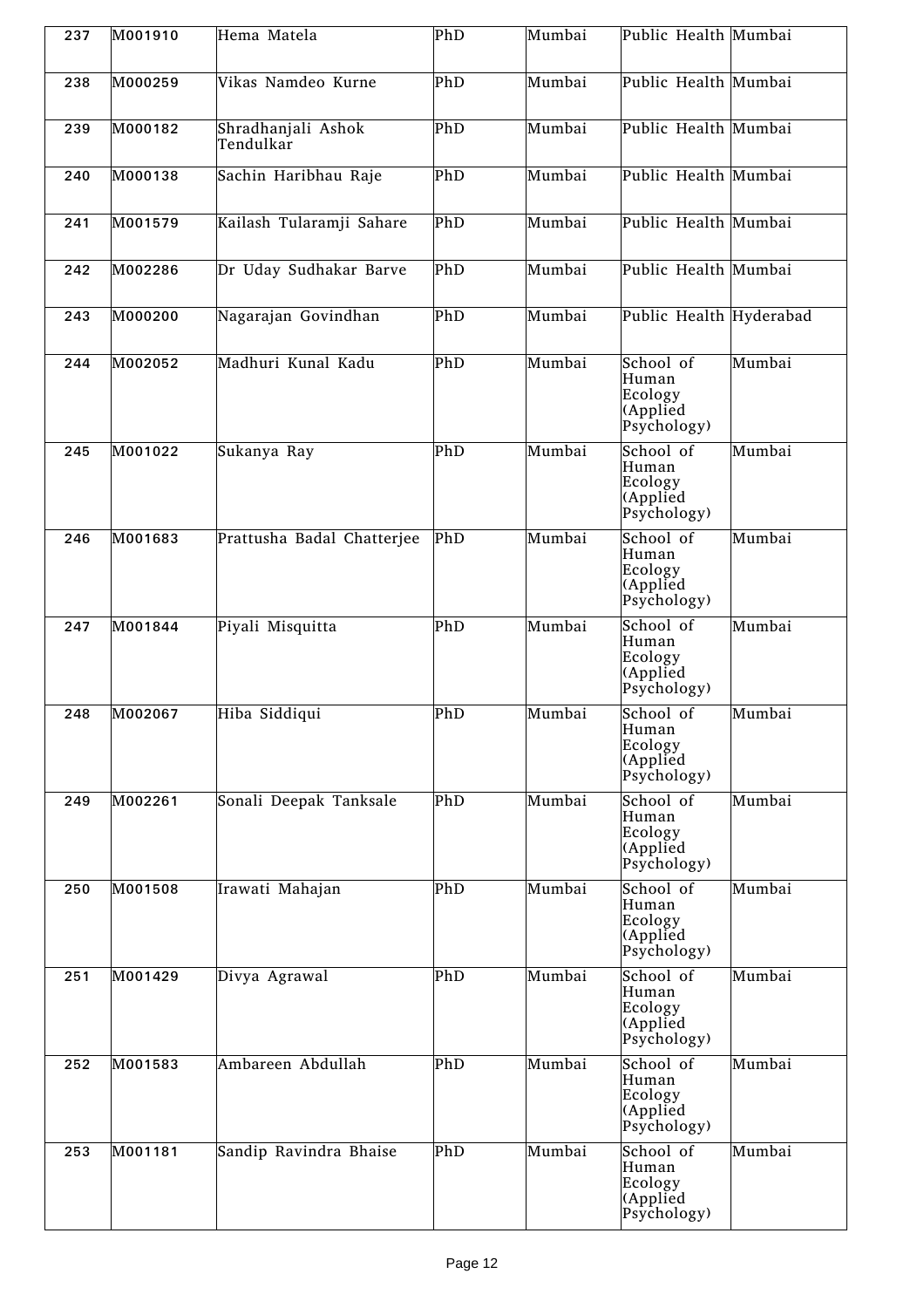| 237 | M001910 | Hema Matela | PhD | Mumbai | Public Health | Mumbai |
|---|---|---|---|---|---|---|
| 238 | M000259 | Vikas Namdeo Kurne | PhD | Mumbai | Public Health | Mumbai |
| 239 | M000182 | Shradhanjali Ashok Tendulkar | PhD | Mumbai | Public Health | Mumbai |
| 240 | M000138 | Sachin Haribhau Raje | PhD | Mumbai | Public Health | Mumbai |
| 241 | M001579 | Kailash Tularamji Sahare | PhD | Mumbai | Public Health | Mumbai |
| 242 | M002286 | Dr Uday Sudhakar Barve | PhD | Mumbai | Public Health | Mumbai |
| 243 | M000200 | Nagarajan Govindhan | PhD | Mumbai | Public Health | Hyderabad |
| 244 | M002052 | Madhuri Kunal Kadu | PhD | Mumbai | School of Human Ecology (Applied Psychology) | Mumbai |
| 245 | M001022 | Sukanya Ray | PhD | Mumbai | School of Human Ecology (Applied Psychology) | Mumbai |
| 246 | M001683 | Prattusha Badal Chatterjee | PhD | Mumbai | School of Human Ecology (Applied Psychology) | Mumbai |
| 247 | M001844 | Piyali Misquitta | PhD | Mumbai | School of Human Ecology (Applied Psychology) | Mumbai |
| 248 | M002067 | Hiba Siddiqui | PhD | Mumbai | School of Human Ecology (Applied Psychology) | Mumbai |
| 249 | M002261 | Sonali Deepak Tanksale | PhD | Mumbai | School of Human Ecology (Applied Psychology) | Mumbai |
| 250 | M001508 | Irawati Mahajan | PhD | Mumbai | School of Human Ecology (Applied Psychology) | Mumbai |
| 251 | M001429 | Divya Agrawal | PhD | Mumbai | School of Human Ecology (Applied Psychology) | Mumbai |
| 252 | M001583 | Ambareen Abdullah | PhD | Mumbai | School of Human Ecology (Applied Psychology) | Mumbai |
| 253 | M001181 | Sandip Ravindra Bhaise | PhD | Mumbai | School of Human Ecology (Applied Psychology) | Mumbai |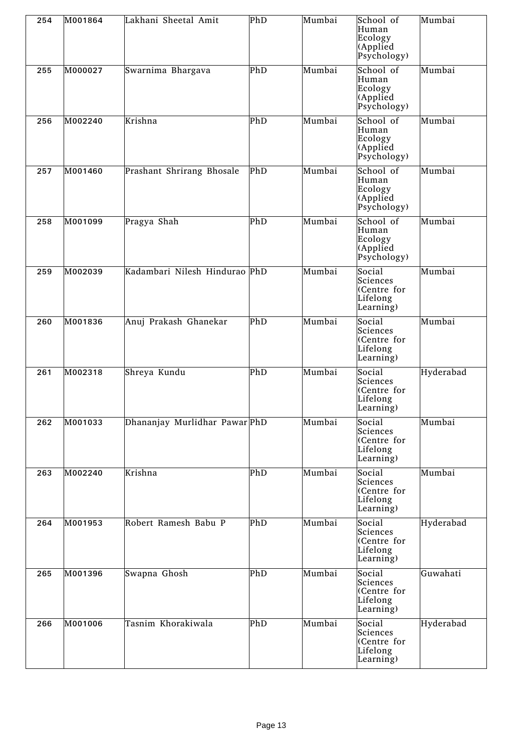| 254 | M001864 | Lakhani Sheetal Amit | PhD | Mumbai | School of Human Ecology (Applied Psychology) | Mumbai |
|---|---|---|---|---|---|---|
| 255 | M000027 | Swarnima Bhargava | PhD | Mumbai | School of Human Ecology (Applied Psychology) | Mumbai |
| 256 | M002240 | Krishna | PhD | Mumbai | School of Human Ecology (Applied Psychology) | Mumbai |
| 257 | M001460 | Prashant Shrirang Bhosale | PhD | Mumbai | School of Human Ecology (Applied Psychology) | Mumbai |
| 258 | M001099 | Pragya Shah | PhD | Mumbai | School of Human Ecology (Applied Psychology) | Mumbai |
| 259 | M002039 | Kadambari Nilesh Hindurao | PhD | Mumbai | Social Sciences (Centre for Lifelong Learning) | Mumbai |
| 260 | M001836 | Anuj Prakash Ghanekar | PhD | Mumbai | Social Sciences (Centre for Lifelong Learning) | Mumbai |
| 261 | M002318 | Shreya Kundu | PhD | Mumbai | Social Sciences (Centre for Lifelong Learning) | Hyderabad |
| 262 | M001033 | Dhananjay Murlidhar Pawar | PhD | Mumbai | Social Sciences (Centre for Lifelong Learning) | Mumbai |
| 263 | M002240 | Krishna | PhD | Mumbai | Social Sciences (Centre for Lifelong Learning) | Mumbai |
| 264 | M001953 | Robert Ramesh Babu P | PhD | Mumbai | Social Sciences (Centre for Lifelong Learning) | Hyderabad |
| 265 | M001396 | Swapna Ghosh | PhD | Mumbai | Social Sciences (Centre for Lifelong Learning) | Guwahati |
| 266 | M001006 | Tasnim Khorakiwala | PhD | Mumbai | Social Sciences (Centre for Lifelong Learning) | Hyderabad |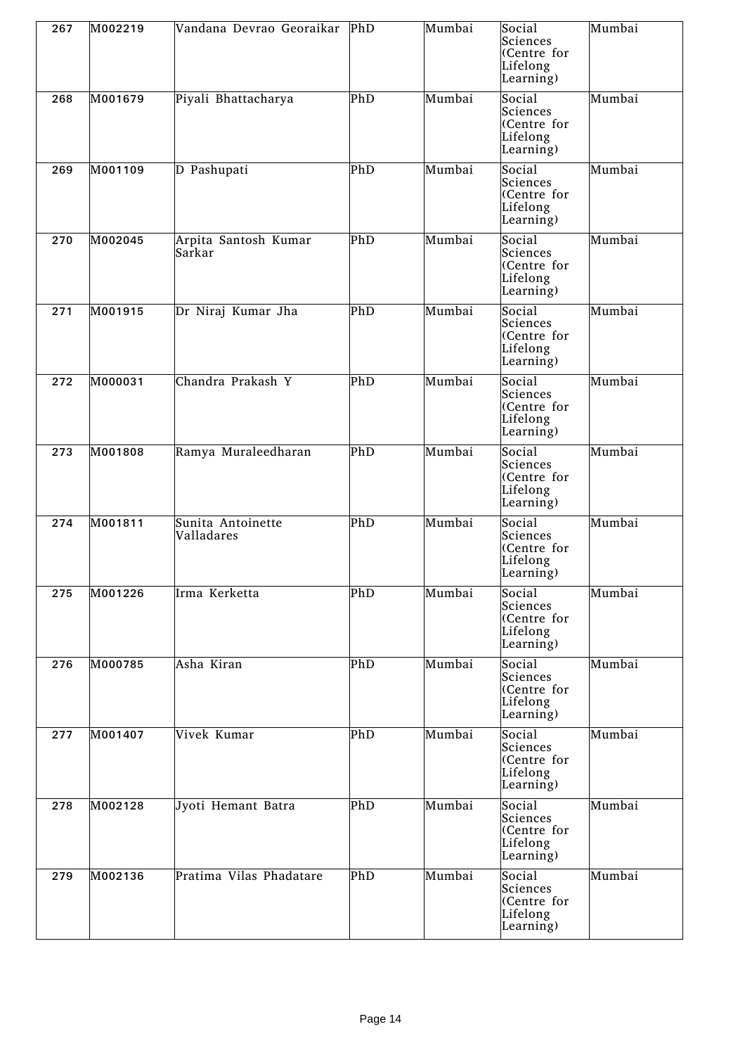| 267 | M002219 | Vandana Devrao Georaikar | PhD | Mumbai | Social Sciences (Centre for Lifelong Learning) | Mumbai |
|---|---|---|---|---|---|---|
| 268 | M001679 | Piyali Bhattacharya | PhD | Mumbai | Social Sciences (Centre for Lifelong Learning) | Mumbai |
| 269 | M001109 | D Pashupati | PhD | Mumbai | Social Sciences (Centre for Lifelong Learning) | Mumbai |
| 270 | M002045 | Arpita Santosh Kumar Sarkar | PhD | Mumbai | Social Sciences (Centre for Lifelong Learning) | Mumbai |
| 271 | M001915 | Dr Niraj Kumar Jha | PhD | Mumbai | Social Sciences (Centre for Lifelong Learning) | Mumbai |
| 272 | M000031 | Chandra Prakash Y | PhD | Mumbai | Social Sciences (Centre for Lifelong Learning) | Mumbai |
| 273 | M001808 | Ramya Muraleedharan | PhD | Mumbai | Social Sciences (Centre for Lifelong Learning) | Mumbai |
| 274 | M001811 | Sunita Antoinette Valladares | PhD | Mumbai | Social Sciences (Centre for Lifelong Learning) | Mumbai |
| 275 | M001226 | Irma Kerketta | PhD | Mumbai | Social Sciences (Centre for Lifelong Learning) | Mumbai |
| 276 | M000785 | Asha Kiran | PhD | Mumbai | Social Sciences (Centre for Lifelong Learning) | Mumbai |
| 277 | M001407 | Vivek Kumar | PhD | Mumbai | Social Sciences (Centre for Lifelong Learning) | Mumbai |
| 278 | M002128 | Jyoti Hemant Batra | PhD | Mumbai | Social Sciences (Centre for Lifelong Learning) | Mumbai |
| 279 | M002136 | Pratima Vilas Phadatare | PhD | Mumbai | Social Sciences (Centre for Lifelong Learning) | Mumbai |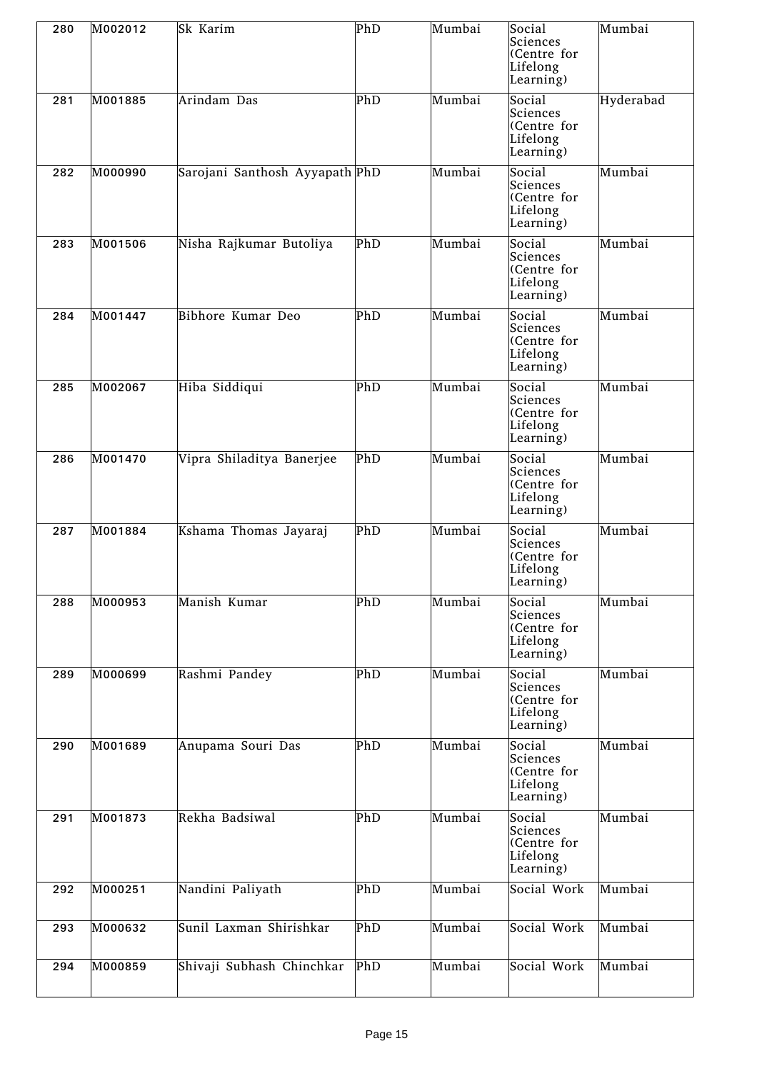| 280 | M002012 | Sk Karim | PhD | Mumbai | Social Sciences (Centre for Lifelong Learning) | Mumbai |
|---|---|---|---|---|---|---|
| 281 | M001885 | Arindam Das | PhD | Mumbai | Social Sciences (Centre for Lifelong Learning) | Hyderabad |
| 282 | M000990 | Sarojani Santhosh Ayyapath | PhD | Mumbai | Social Sciences (Centre for Lifelong Learning) | Mumbai |
| 283 | M001506 | Nisha Rajkumar Butoliya | PhD | Mumbai | Social Sciences (Centre for Lifelong Learning) | Mumbai |
| 284 | M001447 | Bibhore Kumar Deo | PhD | Mumbai | Social Sciences (Centre for Lifelong Learning) | Mumbai |
| 285 | M002067 | Hiba Siddiqui | PhD | Mumbai | Social Sciences (Centre for Lifelong Learning) | Mumbai |
| 286 | M001470 | Vipra Shiladitya Banerjee | PhD | Mumbai | Social Sciences (Centre for Lifelong Learning) | Mumbai |
| 287 | M001884 | Kshama Thomas Jayaraj | PhD | Mumbai | Social Sciences (Centre for Lifelong Learning) | Mumbai |
| 288 | M000953 | Manish Kumar | PhD | Mumbai | Social Sciences (Centre for Lifelong Learning) | Mumbai |
| 289 | M000699 | Rashmi Pandey | PhD | Mumbai | Social Sciences (Centre for Lifelong Learning) | Mumbai |
| 290 | M001689 | Anupama Souri Das | PhD | Mumbai | Social Sciences (Centre for Lifelong Learning) | Mumbai |
| 291 | M001873 | Rekha Badsiwal | PhD | Mumbai | Social Sciences (Centre for Lifelong Learning) | Mumbai |
| 292 | M000251 | Nandini Paliyath | PhD | Mumbai | Social Work | Mumbai |
| 293 | M000632 | Sunil Laxman Shirishkar | PhD | Mumbai | Social Work | Mumbai |
| 294 | M000859 | Shivaji Subhash Chinchkar | PhD | Mumbai | Social Work | Mumbai |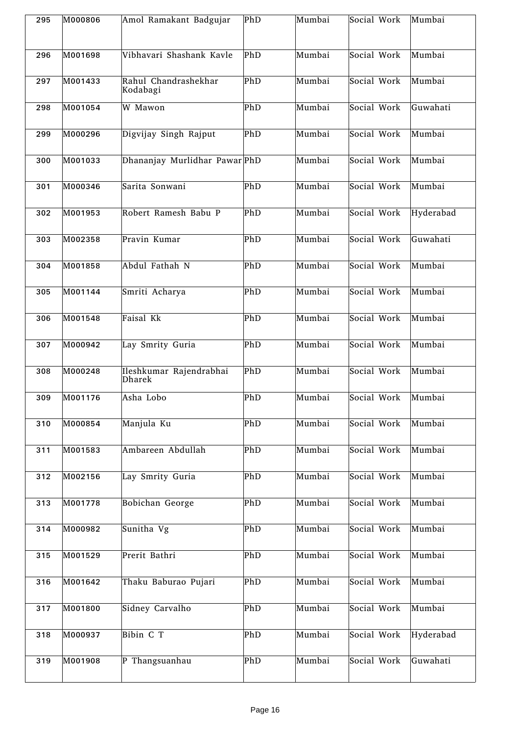| 295 | M000806 | Amol Ramakant Badgujar | PhD | Mumbai | Social Work | Mumbai |
|---|---|---|---|---|---|---|
| 296 | M001698 | Vibhavari Shashank Kavle | PhD | Mumbai | Social Work | Mumbai |
| 297 | M001433 | Rahul Chandrashekhar Kodabagi | PhD | Mumbai | Social Work | Mumbai |
| 298 | M001054 | W Mawon | PhD | Mumbai | Social Work | Guwahati |
| 299 | M000296 | Digvijay Singh Rajput | PhD | Mumbai | Social Work | Mumbai |
| 300 | M001033 | Dhananjay Murlidhar Pawar | PhD | Mumbai | Social Work | Mumbai |
| 301 | M000346 | Sarita Sonwani | PhD | Mumbai | Social Work | Mumbai |
| 302 | M001953 | Robert Ramesh Babu P | PhD | Mumbai | Social Work | Hyderabad |
| 303 | M002358 | Pravin Kumar | PhD | Mumbai | Social Work | Guwahati |
| 304 | M001858 | Abdul Fathah N | PhD | Mumbai | Social Work | Mumbai |
| 305 | M001144 | Smriti Acharya | PhD | Mumbai | Social Work | Mumbai |
| 306 | M001548 | Faisal Kk | PhD | Mumbai | Social Work | Mumbai |
| 307 | M000942 | Lay Smrity Guria | PhD | Mumbai | Social Work | Mumbai |
| 308 | M000248 | Ileshkumar Rajendrabhai Dharek | PhD | Mumbai | Social Work | Mumbai |
| 309 | M001176 | Asha Lobo | PhD | Mumbai | Social Work | Mumbai |
| 310 | M000854 | Manjula Ku | PhD | Mumbai | Social Work | Mumbai |
| 311 | M001583 | Ambareen Abdullah | PhD | Mumbai | Social Work | Mumbai |
| 312 | M002156 | Lay Smrity Guria | PhD | Mumbai | Social Work | Mumbai |
| 313 | M001778 | Bobichan George | PhD | Mumbai | Social Work | Mumbai |
| 314 | M000982 | Sunitha Vg | PhD | Mumbai | Social Work | Mumbai |
| 315 | M001529 | Prerit Bathri | PhD | Mumbai | Social Work | Mumbai |
| 316 | M001642 | Thaku Baburao Pujari | PhD | Mumbai | Social Work | Mumbai |
| 317 | M001800 | Sidney Carvalho | PhD | Mumbai | Social Work | Mumbai |
| 318 | M000937 | Bibin C T | PhD | Mumbai | Social Work | Hyderabad |
| 319 | M001908 | P Thangsuanhau | PhD | Mumbai | Social Work | Guwahati |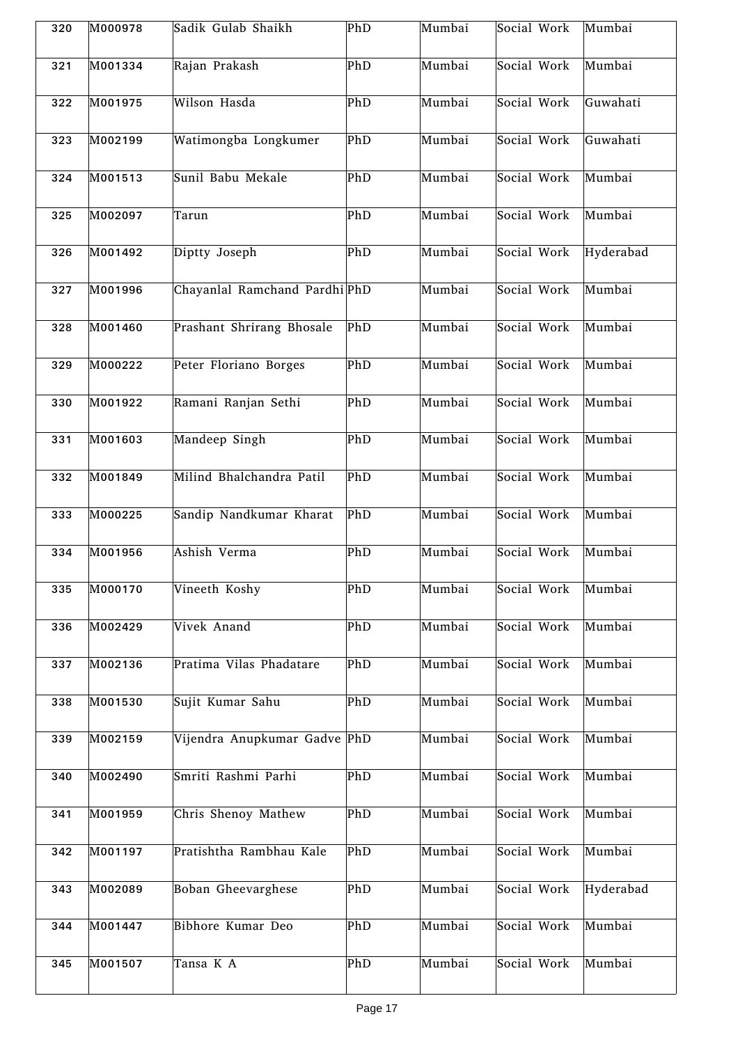| 320 | M000978 | Sadik Gulab Shaikh | PhD | Mumbai | Social Work | Mumbai |
|---|---|---|---|---|---|---|
| 321 | M001334 | Rajan Prakash | PhD | Mumbai | Social Work | Mumbai |
| 322 | M001975 | Wilson Hasda | PhD | Mumbai | Social Work | Guwahati |
| 323 | M002199 | Watimongba Longkumer | PhD | Mumbai | Social Work | Guwahati |
| 324 | M001513 | Sunil Babu Mekale | PhD | Mumbai | Social Work | Mumbai |
| 325 | M002097 | Tarun | PhD | Mumbai | Social Work | Mumbai |
| 326 | M001492 | Diptty Joseph | PhD | Mumbai | Social Work | Hyderabad |
| 327 | M001996 | Chayanlal Ramchand Pardhi | PhD | Mumbai | Social Work | Mumbai |
| 328 | M001460 | Prashant Shrirang Bhosale | PhD | Mumbai | Social Work | Mumbai |
| 329 | M000222 | Peter Floriano Borges | PhD | Mumbai | Social Work | Mumbai |
| 330 | M001922 | Ramani Ranjan Sethi | PhD | Mumbai | Social Work | Mumbai |
| 331 | M001603 | Mandeep Singh | PhD | Mumbai | Social Work | Mumbai |
| 332 | M001849 | Milind Bhalchandra Patil | PhD | Mumbai | Social Work | Mumbai |
| 333 | M000225 | Sandip Nandkumar Kharat | PhD | Mumbai | Social Work | Mumbai |
| 334 | M001956 | Ashish Verma | PhD | Mumbai | Social Work | Mumbai |
| 335 | M000170 | Vineeth Koshy | PhD | Mumbai | Social Work | Mumbai |
| 336 | M002429 | Vivek Anand | PhD | Mumbai | Social Work | Mumbai |
| 337 | M002136 | Pratima Vilas Phadatare | PhD | Mumbai | Social Work | Mumbai |
| 338 | M001530 | Sujit Kumar Sahu | PhD | Mumbai | Social Work | Mumbai |
| 339 | M002159 | Vijendra Anupkumar Gadve | PhD | Mumbai | Social Work | Mumbai |
| 340 | M002490 | Smriti Rashmi Parhi | PhD | Mumbai | Social Work | Mumbai |
| 341 | M001959 | Chris Shenoy Mathew | PhD | Mumbai | Social Work | Mumbai |
| 342 | M001197 | Pratishtha Rambhau Kale | PhD | Mumbai | Social Work | Mumbai |
| 343 | M002089 | Boban Gheevarghese | PhD | Mumbai | Social Work | Hyderabad |
| 344 | M001447 | Bibhore Kumar Deo | PhD | Mumbai | Social Work | Mumbai |
| 345 | M001507 | Tansa K A | PhD | Mumbai | Social Work | Mumbai |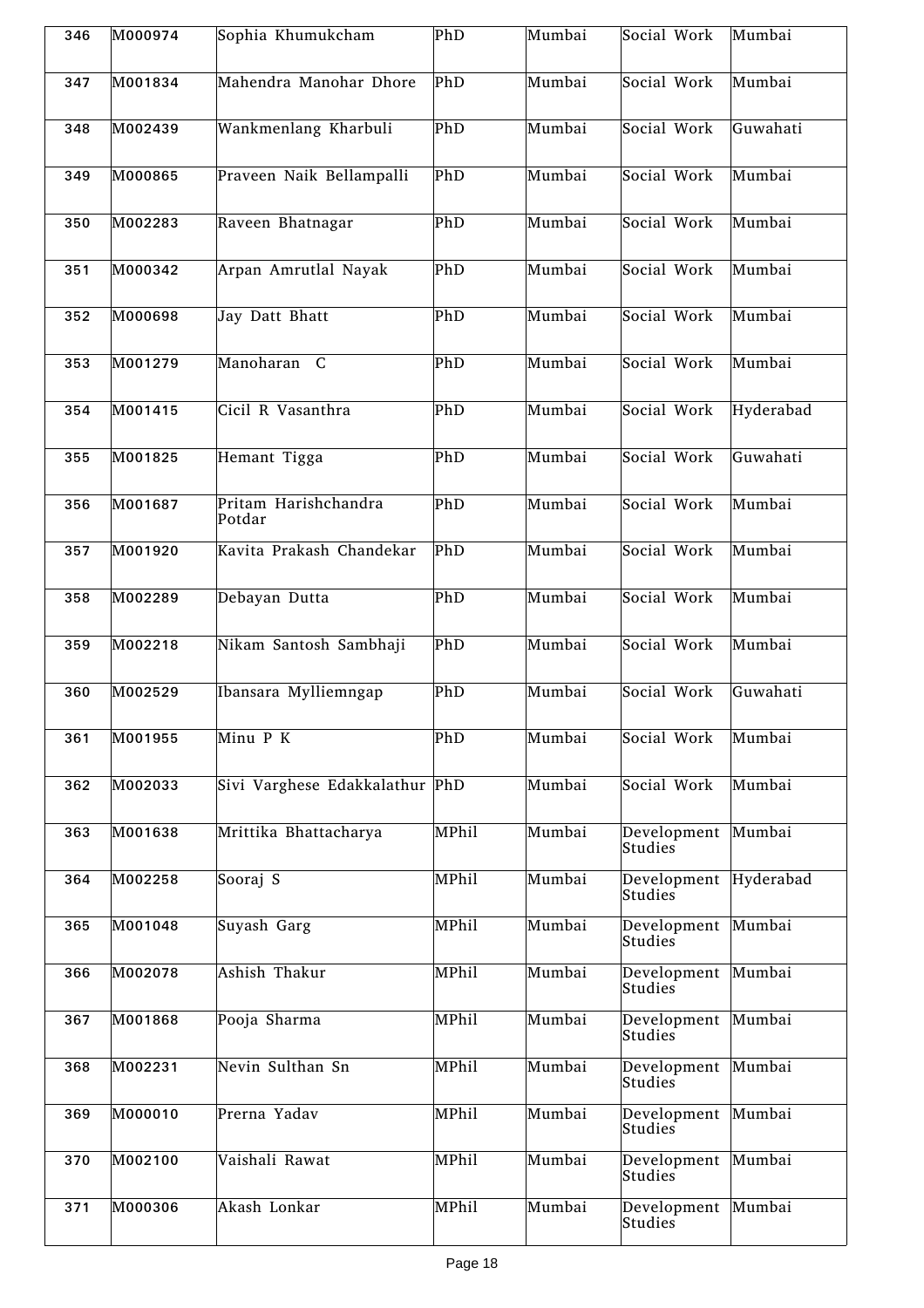| 346 | M000974 | Sophia Khumukcham | PhD | Mumbai | Social Work | Mumbai |
|---|---|---|---|---|---|---|
| 347 | M001834 | Mahendra Manohar Dhore | PhD | Mumbai | Social Work | Mumbai |
| 348 | M002439 | Wankmenlang Kharbuli | PhD | Mumbai | Social Work | Guwahati |
| 349 | M000865 | Praveen Naik Bellampalli | PhD | Mumbai | Social Work | Mumbai |
| 350 | M002283 | Raveen Bhatnagar | PhD | Mumbai | Social Work | Mumbai |
| 351 | M000342 | Arpan Amrutlal Nayak | PhD | Mumbai | Social Work | Mumbai |
| 352 | M000698 | Jay Datt Bhatt | PhD | Mumbai | Social Work | Mumbai |
| 353 | M001279 | Manoharan C | PhD | Mumbai | Social Work | Mumbai |
| 354 | M001415 | Cicil R Vasanthra | PhD | Mumbai | Social Work | Hyderabad |
| 355 | M001825 | Hemant Tigga | PhD | Mumbai | Social Work | Guwahati |
| 356 | M001687 | Pritam Harishchandra Potdar | PhD | Mumbai | Social Work | Mumbai |
| 357 | M001920 | Kavita Prakash Chandekar | PhD | Mumbai | Social Work | Mumbai |
| 358 | M002289 | Debayan Dutta | PhD | Mumbai | Social Work | Mumbai |
| 359 | M002218 | Nikam Santosh Sambhaji | PhD | Mumbai | Social Work | Mumbai |
| 360 | M002529 | Ibansara Mylliemngap | PhD | Mumbai | Social Work | Guwahati |
| 361 | M001955 | Minu P K | PhD | Mumbai | Social Work | Mumbai |
| 362 | M002033 | Sivi Varghese Edakkalathur | PhD | Mumbai | Social Work | Mumbai |
| 363 | M001638 | Mrittika Bhattacharya | MPhil | Mumbai | Development Studies | Mumbai |
| 364 | M002258 | Sooraj S | MPhil | Mumbai | Development Studies | Hyderabad |
| 365 | M001048 | Suyash Garg | MPhil | Mumbai | Development Studies | Mumbai |
| 366 | M002078 | Ashish Thakur | MPhil | Mumbai | Development Studies | Mumbai |
| 367 | M001868 | Pooja Sharma | MPhil | Mumbai | Development Studies | Mumbai |
| 368 | M002231 | Nevin Sulthan Sn | MPhil | Mumbai | Development Studies | Mumbai |
| 369 | M000010 | Prerna Yadav | MPhil | Mumbai | Development Studies | Mumbai |
| 370 | M002100 | Vaishali Rawat | MPhil | Mumbai | Development Studies | Mumbai |
| 371 | M000306 | Akash Lonkar | MPhil | Mumbai | Development Studies | Mumbai |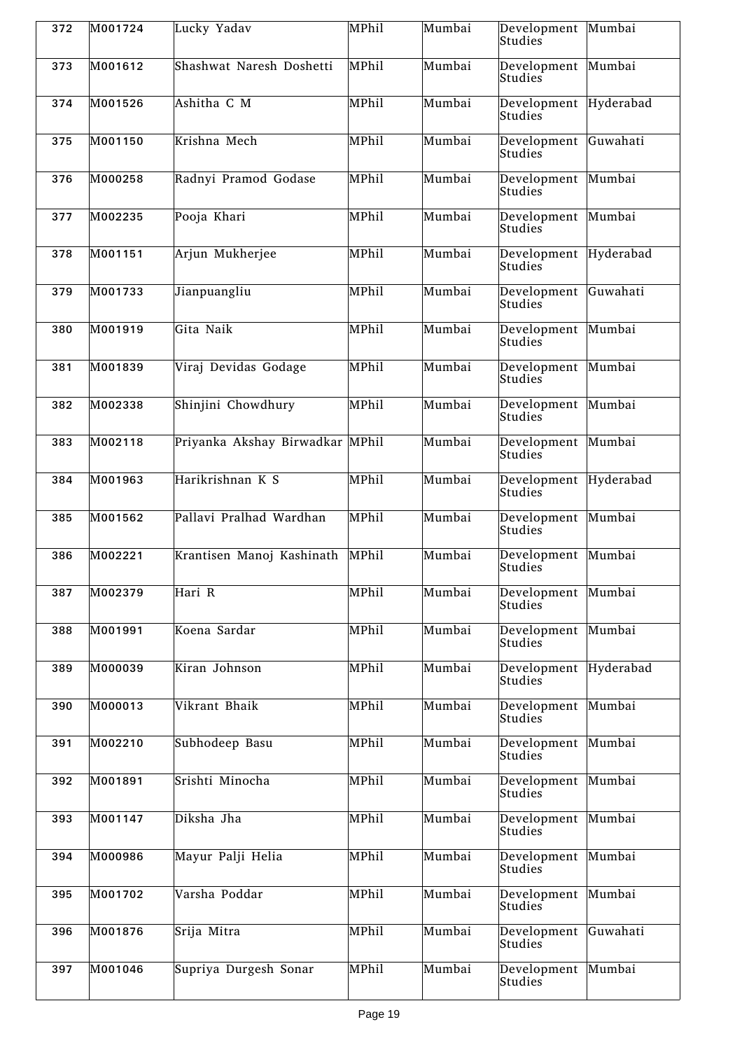| 372 | M001724 | Lucky Yadav | MPhil | Mumbai | Development Studies | Mumbai |
|---|---|---|---|---|---|---|
| 373 | M001612 | Shashwat Naresh Doshetti | MPhil | Mumbai | Development Studies | Mumbai |
| 374 | M001526 | Ashitha C M | MPhil | Mumbai | Development Studies | Hyderabad |
| 375 | M001150 | Krishna Mech | MPhil | Mumbai | Development Studies | Guwahati |
| 376 | M000258 | Radnyi Pramod Godase | MPhil | Mumbai | Development Studies | Mumbai |
| 377 | M002235 | Pooja Khari | MPhil | Mumbai | Development Studies | Mumbai |
| 378 | M001151 | Arjun Mukherjee | MPhil | Mumbai | Development Studies | Hyderabad |
| 379 | M001733 | Jianpuangliu | MPhil | Mumbai | Development Studies | Guwahati |
| 380 | M001919 | Gita Naik | MPhil | Mumbai | Development Studies | Mumbai |
| 381 | M001839 | Viraj Devidas Godage | MPhil | Mumbai | Development Studies | Mumbai |
| 382 | M002338 | Shinjini Chowdhury | MPhil | Mumbai | Development Studies | Mumbai |
| 383 | M002118 | Priyanka Akshay Birwadkar | MPhil | Mumbai | Development Studies | Mumbai |
| 384 | M001963 | Harikrishnan K S | MPhil | Mumbai | Development Studies | Hyderabad |
| 385 | M001562 | Pallavi Pralhad Wardhan | MPhil | Mumbai | Development Studies | Mumbai |
| 386 | M002221 | Krantisen Manoj Kashinath | MPhil | Mumbai | Development Studies | Mumbai |
| 387 | M002379 | Hari R | MPhil | Mumbai | Development Studies | Mumbai |
| 388 | M001991 | Koena Sardar | MPhil | Mumbai | Development Studies | Mumbai |
| 389 | M000039 | Kiran Johnson | MPhil | Mumbai | Development Studies | Hyderabad |
| 390 | M000013 | Vikrant Bhaik | MPhil | Mumbai | Development Studies | Mumbai |
| 391 | M002210 | Subhodeep Basu | MPhil | Mumbai | Development Studies | Mumbai |
| 392 | M001891 | Srishti Minocha | MPhil | Mumbai | Development Studies | Mumbai |
| 393 | M001147 | Diksha Jha | MPhil | Mumbai | Development Studies | Mumbai |
| 394 | M000986 | Mayur Palji Helia | MPhil | Mumbai | Development Studies | Mumbai |
| 395 | M001702 | Varsha Poddar | MPhil | Mumbai | Development Studies | Mumbai |
| 396 | M001876 | Srija Mitra | MPhil | Mumbai | Development Studies | Guwahati |
| 397 | M001046 | Supriya Durgesh Sonar | MPhil | Mumbai | Development Studies | Mumbai |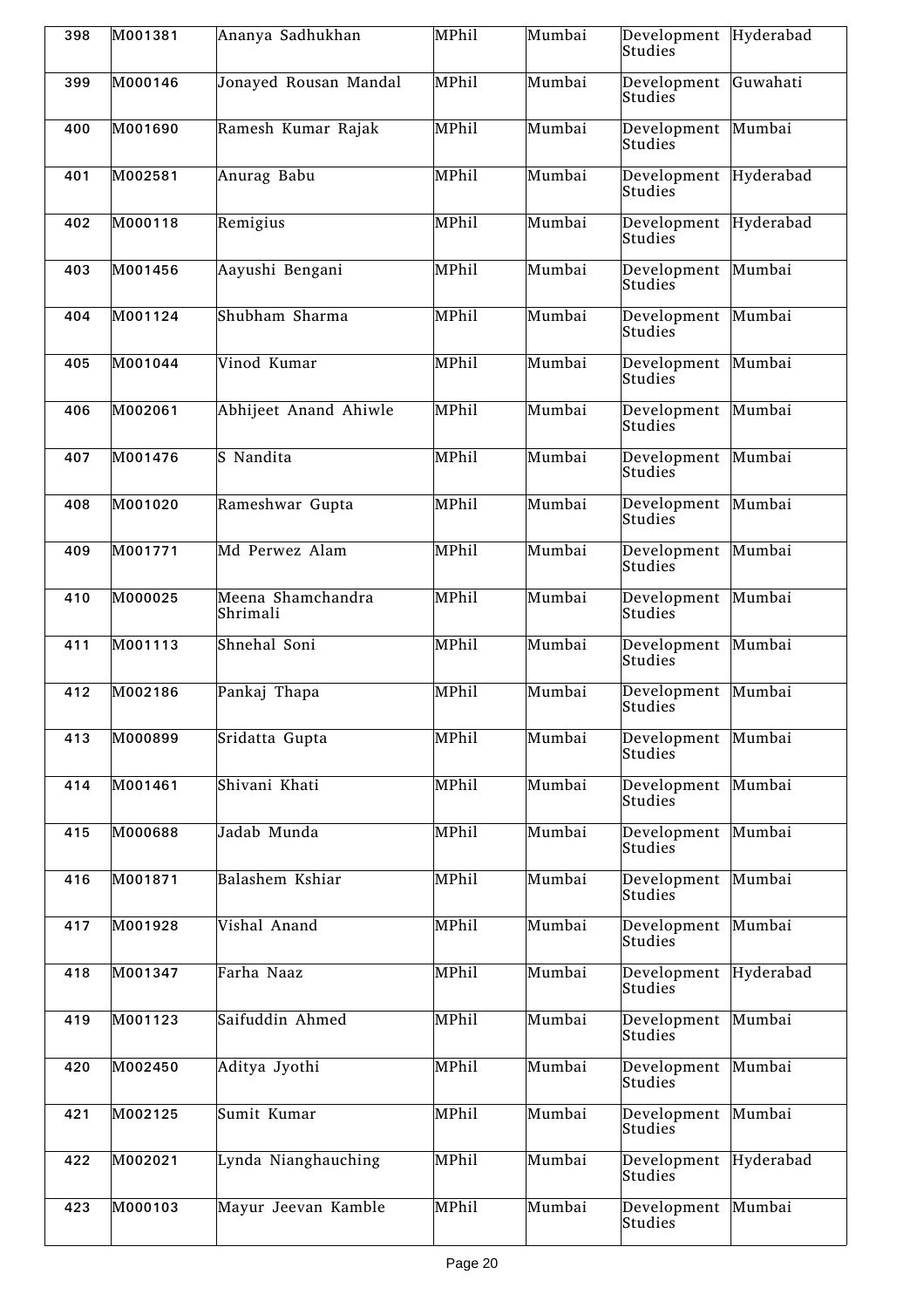| 398 | M001381 | Ananya Sadhukhan | MPhil | Mumbai | Development Studies | Hyderabad |
|---|---|---|---|---|---|---|
| 399 | M000146 | Jonayed Rousan Mandal | MPhil | Mumbai | Development Studies | Guwahati |
| 400 | M001690 | Ramesh Kumar Rajak | MPhil | Mumbai | Development Studies | Mumbai |
| 401 | M002581 | Anurag Babu | MPhil | Mumbai | Development Studies | Hyderabad |
| 402 | M000118 | Remigius | MPhil | Mumbai | Development Studies | Hyderabad |
| 403 | M001456 | Aayushi Bengani | MPhil | Mumbai | Development Studies | Mumbai |
| 404 | M001124 | Shubham Sharma | MPhil | Mumbai | Development Studies | Mumbai |
| 405 | M001044 | Vinod Kumar | MPhil | Mumbai | Development Studies | Mumbai |
| 406 | M002061 | Abhijeet Anand Ahiwle | MPhil | Mumbai | Development Studies | Mumbai |
| 407 | M001476 | S Nandita | MPhil | Mumbai | Development Studies | Mumbai |
| 408 | M001020 | Rameshwar Gupta | MPhil | Mumbai | Development Studies | Mumbai |
| 409 | M001771 | Md Perwez Alam | MPhil | Mumbai | Development Studies | Mumbai |
| 410 | M000025 | Meena Shamchandra Shrimali | MPhil | Mumbai | Development Studies | Mumbai |
| 411 | M001113 | Shnehal Soni | MPhil | Mumbai | Development Studies | Mumbai |
| 412 | M002186 | Pankaj Thapa | MPhil | Mumbai | Development Studies | Mumbai |
| 413 | M000899 | Sridatta Gupta | MPhil | Mumbai | Development Studies | Mumbai |
| 414 | M001461 | Shivani Khati | MPhil | Mumbai | Development Studies | Mumbai |
| 415 | M000688 | Jadab Munda | MPhil | Mumbai | Development Studies | Mumbai |
| 416 | M001871 | Balashem Kshiar | MPhil | Mumbai | Development Studies | Mumbai |
| 417 | M001928 | Vishal Anand | MPhil | Mumbai | Development Studies | Mumbai |
| 418 | M001347 | Farha Naaz | MPhil | Mumbai | Development Studies | Hyderabad |
| 419 | M001123 | Saifuddin Ahmed | MPhil | Mumbai | Development Studies | Mumbai |
| 420 | M002450 | Aditya Jyothi | MPhil | Mumbai | Development Studies | Mumbai |
| 421 | M002125 | Sumit Kumar | MPhil | Mumbai | Development Studies | Mumbai |
| 422 | M002021 | Lynda Nianghauching | MPhil | Mumbai | Development Studies | Hyderabad |
| 423 | M000103 | Mayur Jeevan Kamble | MPhil | Mumbai | Development Studies | Mumbai |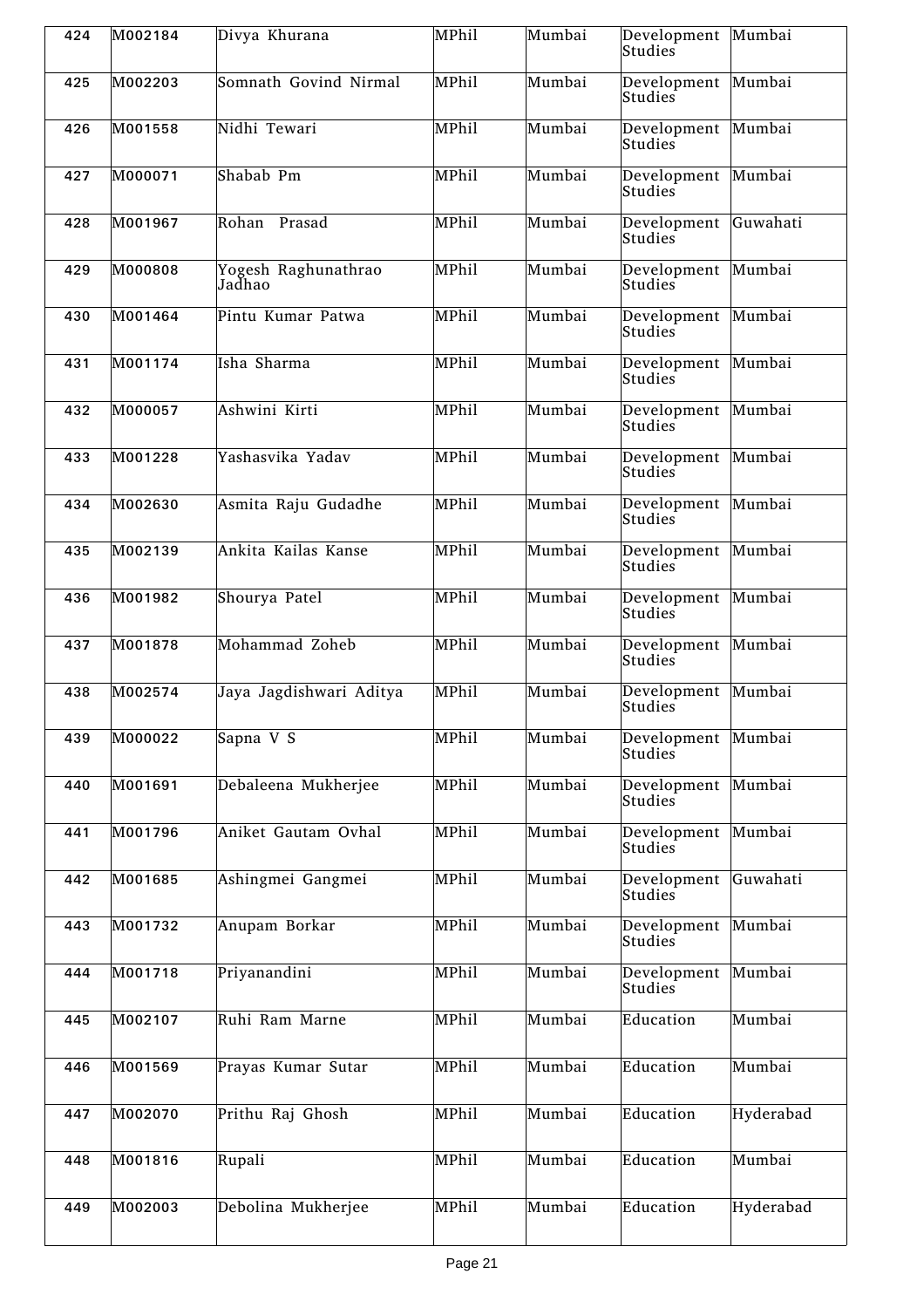| 424 | M002184 | Divya Khurana | MPhil | Mumbai | Development Studies | Mumbai |
|---|---|---|---|---|---|---|
| 425 | M002203 | Somnath Govind Nirmal | MPhil | Mumbai | Development Studies | Mumbai |
| 426 | M001558 | Nidhi Tewari | MPhil | Mumbai | Development Studies | Mumbai |
| 427 | M000071 | Shabab Pm | MPhil | Mumbai | Development Studies | Mumbai |
| 428 | M001967 | Rohan Prasad | MPhil | Mumbai | Development Studies | Guwahati |
| 429 | M000808 | Yogesh Raghunathrao Jadhao | MPhil | Mumbai | Development Studies | Mumbai |
| 430 | M001464 | Pintu Kumar Patwa | MPhil | Mumbai | Development Studies | Mumbai |
| 431 | M001174 | Isha Sharma | MPhil | Mumbai | Development Studies | Mumbai |
| 432 | M000057 | Ashwini Kirti | MPhil | Mumbai | Development Studies | Mumbai |
| 433 | M001228 | Yashasvika Yadav | MPhil | Mumbai | Development Studies | Mumbai |
| 434 | M002630 | Asmita Raju Gudadhe | MPhil | Mumbai | Development Studies | Mumbai |
| 435 | M002139 | Ankita Kailas Kanse | MPhil | Mumbai | Development Studies | Mumbai |
| 436 | M001982 | Shourya Patel | MPhil | Mumbai | Development Studies | Mumbai |
| 437 | M001878 | Mohammad Zoheb | MPhil | Mumbai | Development Studies | Mumbai |
| 438 | M002574 | Jaya Jagdishwari Aditya | MPhil | Mumbai | Development Studies | Mumbai |
| 439 | M000022 | Sapna V S | MPhil | Mumbai | Development Studies | Mumbai |
| 440 | M001691 | Debaleena Mukherjee | MPhil | Mumbai | Development Studies | Mumbai |
| 441 | M001796 | Aniket Gautam Ovhal | MPhil | Mumbai | Development Studies | Mumbai |
| 442 | M001685 | Ashingmei Gangmei | MPhil | Mumbai | Development Studies | Guwahati |
| 443 | M001732 | Anupam Borkar | MPhil | Mumbai | Development Studies | Mumbai |
| 444 | M001718 | Priyanandini | MPhil | Mumbai | Development Studies | Mumbai |
| 445 | M002107 | Ruhi Ram Marne | MPhil | Mumbai | Education | Mumbai |
| 446 | M001569 | Prayas Kumar Sutar | MPhil | Mumbai | Education | Mumbai |
| 447 | M002070 | Prithu Raj Ghosh | MPhil | Mumbai | Education | Hyderabad |
| 448 | M001816 | Rupali | MPhil | Mumbai | Education | Mumbai |
| 449 | M002003 | Debolina Mukherjee | MPhil | Mumbai | Education | Hyderabad |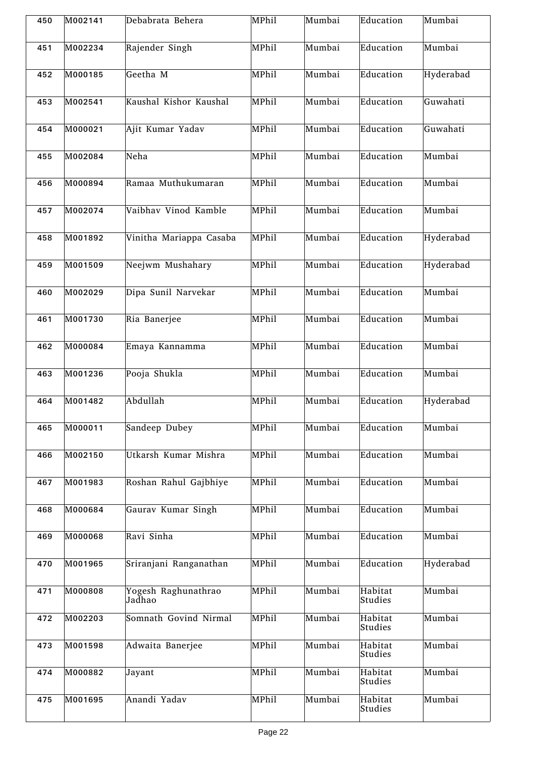| 450 | M002141 | Debabrata Behera | MPhil | Mumbai | Education | Mumbai |
|---|---|---|---|---|---|---|
| 451 | M002234 | Rajender Singh | MPhil | Mumbai | Education | Mumbai |
| 452 | M000185 | Geetha M | MPhil | Mumbai | Education | Hyderabad |
| 453 | M002541 | Kaushal Kishor Kaushal | MPhil | Mumbai | Education | Guwahati |
| 454 | M000021 | Ajit Kumar Yadav | MPhil | Mumbai | Education | Guwahati |
| 455 | M002084 | Neha | MPhil | Mumbai | Education | Mumbai |
| 456 | M000894 | Ramaa Muthukumaran | MPhil | Mumbai | Education | Mumbai |
| 457 | M002074 | Vaibhav Vinod Kamble | MPhil | Mumbai | Education | Mumbai |
| 458 | M001892 | Vinitha Mariappa Casaba | MPhil | Mumbai | Education | Hyderabad |
| 459 | M001509 | Neejwm Mushahary | MPhil | Mumbai | Education | Hyderabad |
| 460 | M002029 | Dipa Sunil Narvekar | MPhil | Mumbai | Education | Mumbai |
| 461 | M001730 | Ria Banerjee | MPhil | Mumbai | Education | Mumbai |
| 462 | M000084 | Emaya Kannamma | MPhil | Mumbai | Education | Mumbai |
| 463 | M001236 | Pooja Shukla | MPhil | Mumbai | Education | Mumbai |
| 464 | M001482 | Abdullah | MPhil | Mumbai | Education | Hyderabad |
| 465 | M000011 | Sandeep Dubey | MPhil | Mumbai | Education | Mumbai |
| 466 | M002150 | Utkarsh Kumar Mishra | MPhil | Mumbai | Education | Mumbai |
| 467 | M001983 | Roshan Rahul Gajbhiye | MPhil | Mumbai | Education | Mumbai |
| 468 | M000684 | Gaurav Kumar Singh | MPhil | Mumbai | Education | Mumbai |
| 469 | M000068 | Ravi Sinha | MPhil | Mumbai | Education | Mumbai |
| 470 | M001965 | Sriranjani Ranganathan | MPhil | Mumbai | Education | Hyderabad |
| 471 | M000808 | Yogesh Raghunathrao Jadhao | MPhil | Mumbai | Habitat Studies | Mumbai |
| 472 | M002203 | Somnath Govind Nirmal | MPhil | Mumbai | Habitat Studies | Mumbai |
| 473 | M001598 | Adwaita Banerjee | MPhil | Mumbai | Habitat Studies | Mumbai |
| 474 | M000882 | Jayant | MPhil | Mumbai | Habitat Studies | Mumbai |
| 475 | M001695 | Anandi Yadav | MPhil | Mumbai | Habitat Studies | Mumbai |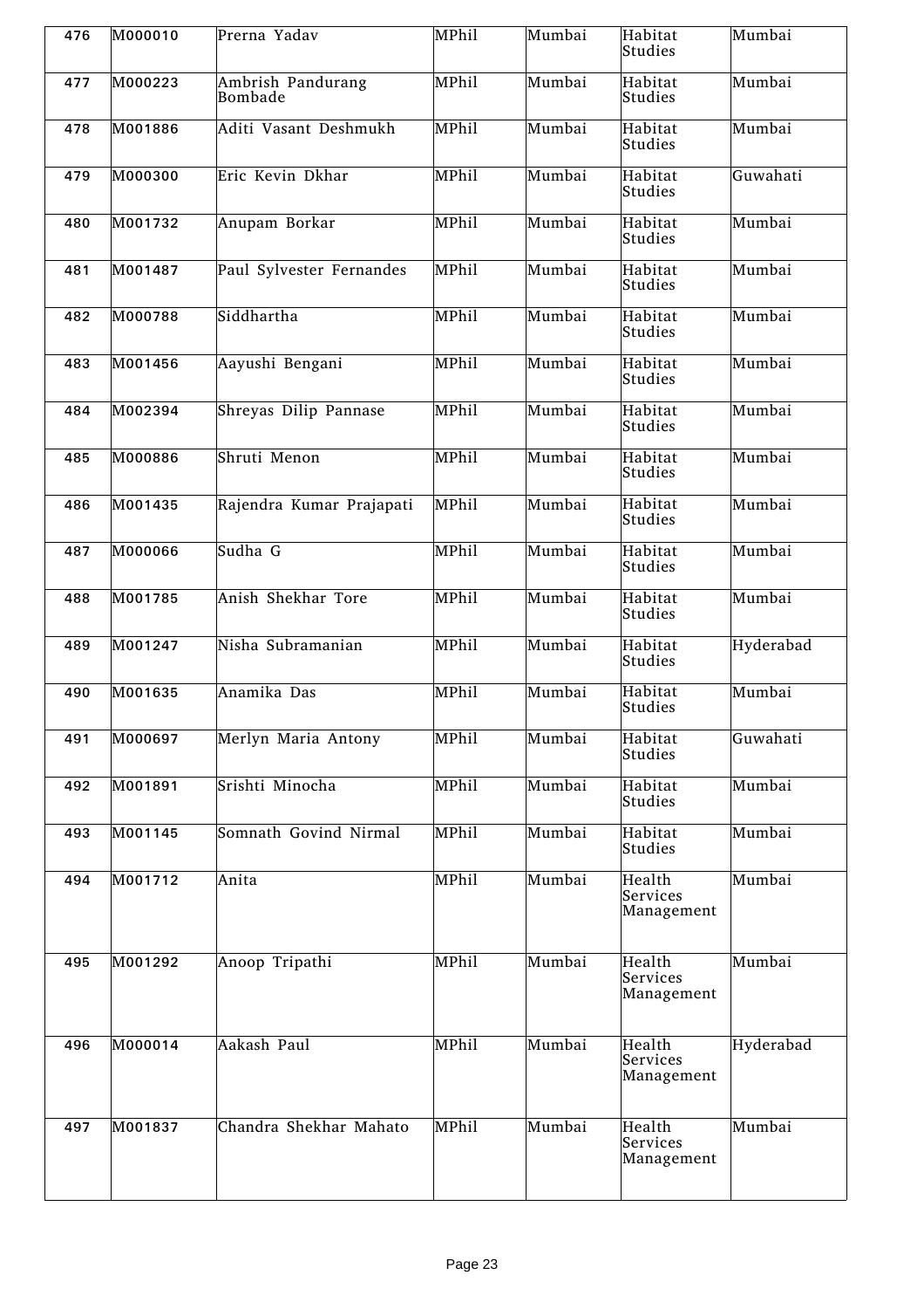| 476 | M000010 | Prerna Yadav | MPhil | Mumbai | Habitat Studies | Mumbai |
|---|---|---|---|---|---|---|
| 477 | M000223 | Ambrish Pandurang Bombade | MPhil | Mumbai | Habitat Studies | Mumbai |
| 478 | M001886 | Aditi Vasant Deshmukh | MPhil | Mumbai | Habitat Studies | Mumbai |
| 479 | M000300 | Eric Kevin Dkhar | MPhil | Mumbai | Habitat Studies | Guwahati |
| 480 | M001732 | Anupam Borkar | MPhil | Mumbai | Habitat Studies | Mumbai |
| 481 | M001487 | Paul Sylvester Fernandes | MPhil | Mumbai | Habitat Studies | Mumbai |
| 482 | M000788 | Siddhartha | MPhil | Mumbai | Habitat Studies | Mumbai |
| 483 | M001456 | Aayushi Bengani | MPhil | Mumbai | Habitat Studies | Mumbai |
| 484 | M002394 | Shreyas Dilip Pannase | MPhil | Mumbai | Habitat Studies | Mumbai |
| 485 | M000886 | Shruti Menon | MPhil | Mumbai | Habitat Studies | Mumbai |
| 486 | M001435 | Rajendra Kumar Prajapati | MPhil | Mumbai | Habitat Studies | Mumbai |
| 487 | M000066 | Sudha G | MPhil | Mumbai | Habitat Studies | Mumbai |
| 488 | M001785 | Anish Shekhar Tore | MPhil | Mumbai | Habitat Studies | Mumbai |
| 489 | M001247 | Nisha Subramanian | MPhil | Mumbai | Habitat Studies | Hyderabad |
| 490 | M001635 | Anamika Das | MPhil | Mumbai | Habitat Studies | Mumbai |
| 491 | M000697 | Merlyn Maria Antony | MPhil | Mumbai | Habitat Studies | Guwahati |
| 492 | M001891 | Srishti Minocha | MPhil | Mumbai | Habitat Studies | Mumbai |
| 493 | M001145 | Somnath Govind Nirmal | MPhil | Mumbai | Habitat Studies | Mumbai |
| 494 | M001712 | Anita | MPhil | Mumbai | Health Services Management | Mumbai |
| 495 | M001292 | Anoop Tripathi | MPhil | Mumbai | Health Services Management | Mumbai |
| 496 | M000014 | Aakash Paul | MPhil | Mumbai | Health Services Management | Hyderabad |
| 497 | M001837 | Chandra Shekhar Mahato | MPhil | Mumbai | Health Services Management | Mumbai |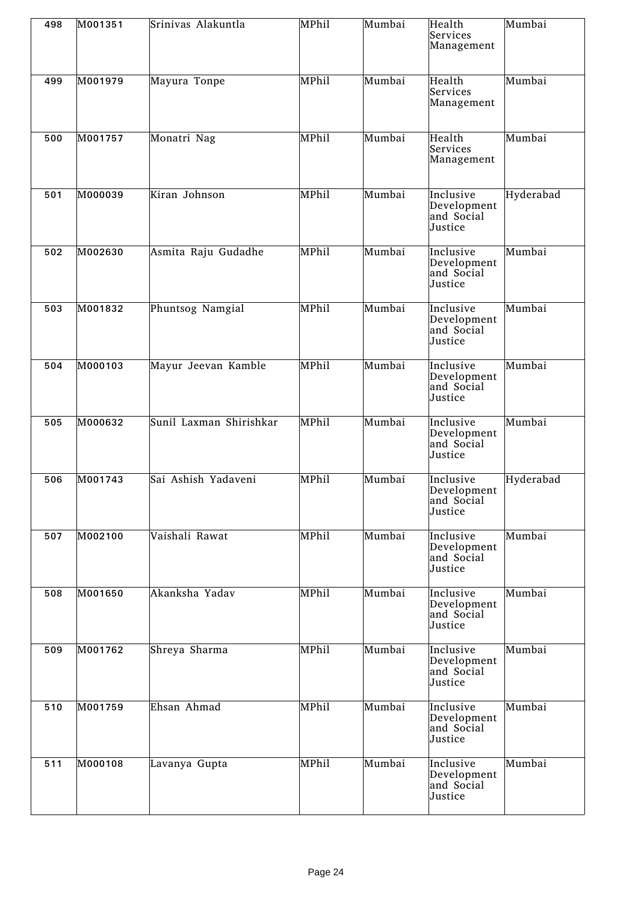| 498 | M001351 | Srinivas Alakuntla | MPhil | Mumbai | Health Services Management | Mumbai |
|---|---|---|---|---|---|---|
| 499 | M001979 | Mayura Tonpe | MPhil | Mumbai | Health Services Management | Mumbai |
| 500 | M001757 | Monatri Nag | MPhil | Mumbai | Health Services Management | Mumbai |
| 501 | M000039 | Kiran Johnson | MPhil | Mumbai | Inclusive Development and Social Justice | Hyderabad |
| 502 | M002630 | Asmita Raju Gudadhe | MPhil | Mumbai | Inclusive Development and Social Justice | Mumbai |
| 503 | M001832 | Phuntsog Namgial | MPhil | Mumbai | Inclusive Development and Social Justice | Mumbai |
| 504 | M000103 | Mayur Jeevan Kamble | MPhil | Mumbai | Inclusive Development and Social Justice | Mumbai |
| 505 | M000632 | Sunil Laxman Shirishkar | MPhil | Mumbai | Inclusive Development and Social Justice | Mumbai |
| 506 | M001743 | Sai Ashish Yadaveni | MPhil | Mumbai | Inclusive Development and Social Justice | Hyderabad |
| 507 | M002100 | Vaishali Rawat | MPhil | Mumbai | Inclusive Development and Social Justice | Mumbai |
| 508 | M001650 | Akanksha Yadav | MPhil | Mumbai | Inclusive Development and Social Justice | Mumbai |
| 509 | M001762 | Shreya Sharma | MPhil | Mumbai | Inclusive Development and Social Justice | Mumbai |
| 510 | M001759 | Ehsan Ahmad | MPhil | Mumbai | Inclusive Development and Social Justice | Mumbai |
| 511 | M000108 | Lavanya Gupta | MPhil | Mumbai | Inclusive Development and Social Justice | Mumbai |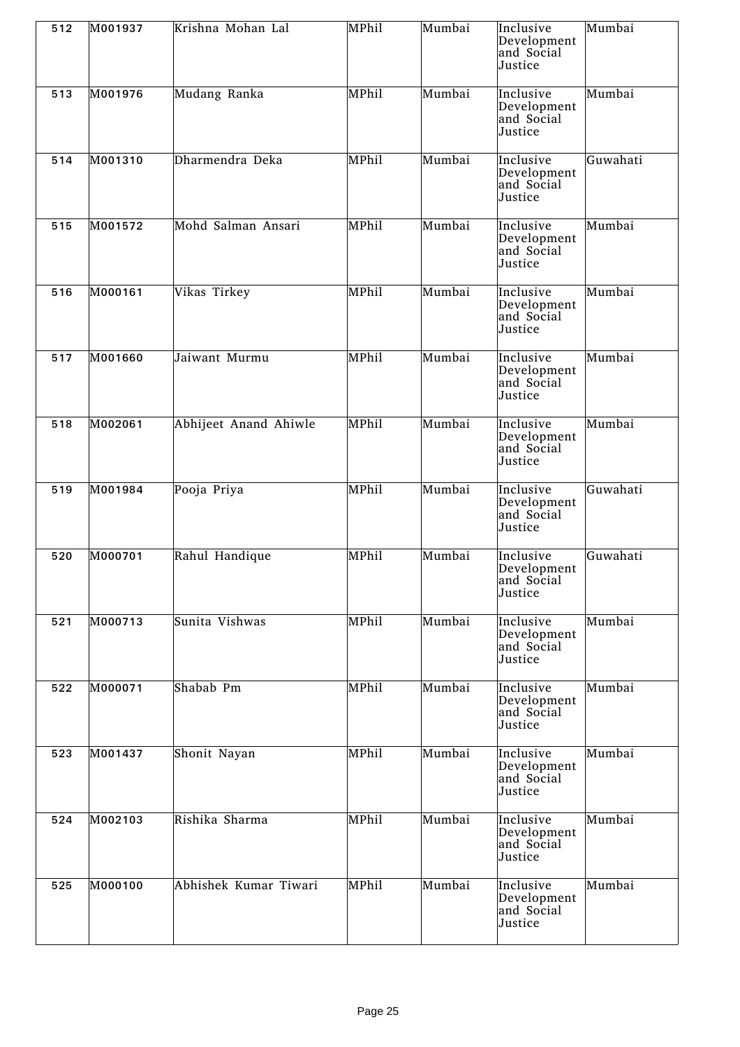| 512 | M001937 | Krishna Mohan Lal | MPhil | Mumbai | Inclusive Development and Social Justice | Mumbai |
|---|---|---|---|---|---|---|
| 513 | M001976 | Mudang Ranka | MPhil | Mumbai | Inclusive Development and Social Justice | Mumbai |
| 514 | M001310 | Dharmendra Deka | MPhil | Mumbai | Inclusive Development and Social Justice | Guwahati |
| 515 | M001572 | Mohd Salman Ansari | MPhil | Mumbai | Inclusive Development and Social Justice | Mumbai |
| 516 | M000161 | Vikas Tirkey | MPhil | Mumbai | Inclusive Development and Social Justice | Mumbai |
| 517 | M001660 | Jaiwant Murmu | MPhil | Mumbai | Inclusive Development and Social Justice | Mumbai |
| 518 | M002061 | Abhijeet Anand Ahiwle | MPhil | Mumbai | Inclusive Development and Social Justice | Mumbai |
| 519 | M001984 | Pooja Priya | MPhil | Mumbai | Inclusive Development and Social Justice | Guwahati |
| 520 | M000701 | Rahul Handique | MPhil | Mumbai | Inclusive Development and Social Justice | Guwahati |
| 521 | M000713 | Sunita Vishwas | MPhil | Mumbai | Inclusive Development and Social Justice | Mumbai |
| 522 | M000071 | Shabab Pm | MPhil | Mumbai | Inclusive Development and Social Justice | Mumbai |
| 523 | M001437 | Shonit Nayan | MPhil | Mumbai | Inclusive Development and Social Justice | Mumbai |
| 524 | M002103 | Rishika Sharma | MPhil | Mumbai | Inclusive Development and Social Justice | Mumbai |
| 525 | M000100 | Abhishek Kumar Tiwari | MPhil | Mumbai | Inclusive Development and Social Justice | Mumbai |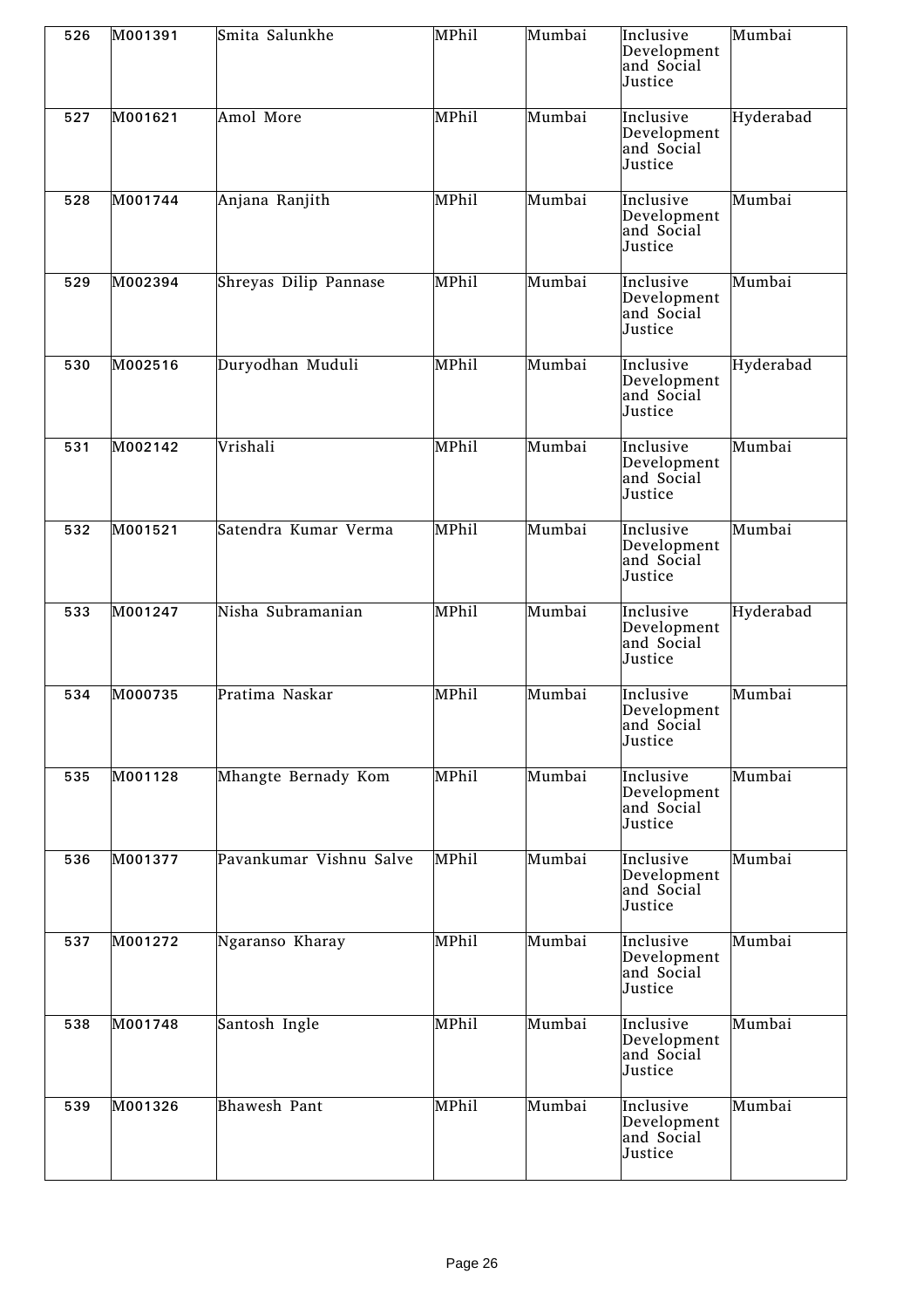| 526 | M001391 | Smita Salunkhe | MPhil | Mumbai | Inclusive Development and Social Justice | Mumbai |
|---|---|---|---|---|---|---|
| 527 | M001621 | Amol More | MPhil | Mumbai | Inclusive Development and Social Justice | Hyderabad |
| 528 | M001744 | Anjana Ranjith | MPhil | Mumbai | Inclusive Development and Social Justice | Mumbai |
| 529 | M002394 | Shreyas Dilip Pannase | MPhil | Mumbai | Inclusive Development and Social Justice | Mumbai |
| 530 | M002516 | Duryodhan Muduli | MPhil | Mumbai | Inclusive Development and Social Justice | Hyderabad |
| 531 | M002142 | Vrishali | MPhil | Mumbai | Inclusive Development and Social Justice | Mumbai |
| 532 | M001521 | Satendra Kumar Verma | MPhil | Mumbai | Inclusive Development and Social Justice | Mumbai |
| 533 | M001247 | Nisha Subramanian | MPhil | Mumbai | Inclusive Development and Social Justice | Hyderabad |
| 534 | M000735 | Pratima Naskar | MPhil | Mumbai | Inclusive Development and Social Justice | Mumbai |
| 535 | M001128 | Mhangte Bernady Kom | MPhil | Mumbai | Inclusive Development and Social Justice | Mumbai |
| 536 | M001377 | Pavankumar Vishnu Salve | MPhil | Mumbai | Inclusive Development and Social Justice | Mumbai |
| 537 | M001272 | Ngaranso Kharay | MPhil | Mumbai | Inclusive Development and Social Justice | Mumbai |
| 538 | M001748 | Santosh Ingle | MPhil | Mumbai | Inclusive Development and Social Justice | Mumbai |
| 539 | M001326 | Bhawesh Pant | MPhil | Mumbai | Inclusive Development and Social Justice | Mumbai |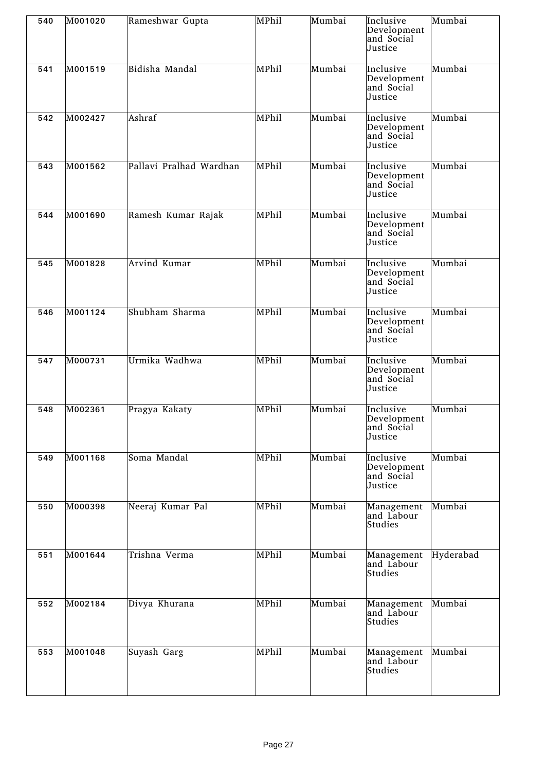| 540 | M001020 | Rameshwar Gupta | MPhil | Mumbai | Inclusive Development and Social Justice | Mumbai |
|---|---|---|---|---|---|---|
| 541 | M001519 | Bidisha Mandal | MPhil | Mumbai | Inclusive Development and Social Justice | Mumbai |
| 542 | M002427 | Ashraf | MPhil | Mumbai | Inclusive Development and Social Justice | Mumbai |
| 543 | M001562 | Pallavi Pralhad Wardhan | MPhil | Mumbai | Inclusive Development and Social Justice | Mumbai |
| 544 | M001690 | Ramesh Kumar Rajak | MPhil | Mumbai | Inclusive Development and Social Justice | Mumbai |
| 545 | M001828 | Arvind Kumar | MPhil | Mumbai | Inclusive Development and Social Justice | Mumbai |
| 546 | M001124 | Shubham Sharma | MPhil | Mumbai | Inclusive Development and Social Justice | Mumbai |
| 547 | M000731 | Urmika Wadhwa | MPhil | Mumbai | Inclusive Development and Social Justice | Mumbai |
| 548 | M002361 | Pragya Kakaty | MPhil | Mumbai | Inclusive Development and Social Justice | Mumbai |
| 549 | M001168 | Soma Mandal | MPhil | Mumbai | Inclusive Development and Social Justice | Mumbai |
| 550 | M000398 | Neeraj Kumar Pal | MPhil | Mumbai | Management and Labour Studies | Mumbai |
| 551 | M001644 | Trishna Verma | MPhil | Mumbai | Management and Labour Studies | Hyderabad |
| 552 | M002184 | Divya Khurana | MPhil | Mumbai | Management and Labour Studies | Mumbai |
| 553 | M001048 | Suyash Garg | MPhil | Mumbai | Management and Labour Studies | Mumbai |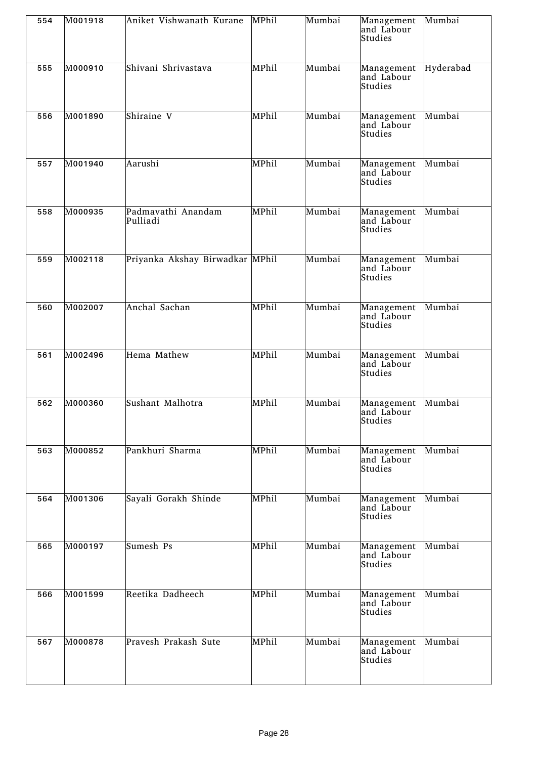| 554 | M001918 | Aniket Vishwanath Kurane | MPhil | Mumbai | Management and Labour Studies | Mumbai |
|---|---|---|---|---|---|---|
| 555 | M000910 | Shivani Shrivastava | MPhil | Mumbai | Management and Labour Studies | Hyderabad |
| 556 | M001890 | Shiraine V | MPhil | Mumbai | Management and Labour Studies | Mumbai |
| 557 | M001940 | Aarushi | MPhil | Mumbai | Management and Labour Studies | Mumbai |
| 558 | M000935 | Padmavathi Anandam Pulliadi | MPhil | Mumbai | Management and Labour Studies | Mumbai |
| 559 | M002118 | Priyanka Akshay Birwadkar | MPhil | Mumbai | Management and Labour Studies | Mumbai |
| 560 | M002007 | Anchal Sachan | MPhil | Mumbai | Management and Labour Studies | Mumbai |
| 561 | M002496 | Hema Mathew | MPhil | Mumbai | Management and Labour Studies | Mumbai |
| 562 | M000360 | Sushant Malhotra | MPhil | Mumbai | Management and Labour Studies | Mumbai |
| 563 | M000852 | Pankhuri Sharma | MPhil | Mumbai | Management and Labour Studies | Mumbai |
| 564 | M001306 | Sayali Gorakh Shinde | MPhil | Mumbai | Management and Labour Studies | Mumbai |
| 565 | M000197 | Sumesh Ps | MPhil | Mumbai | Management and Labour Studies | Mumbai |
| 566 | M001599 | Reetika Dadheech | MPhil | Mumbai | Management and Labour Studies | Mumbai |
| 567 | M000878 | Pravesh Prakash Sute | MPhil | Mumbai | Management and Labour Studies | Mumbai |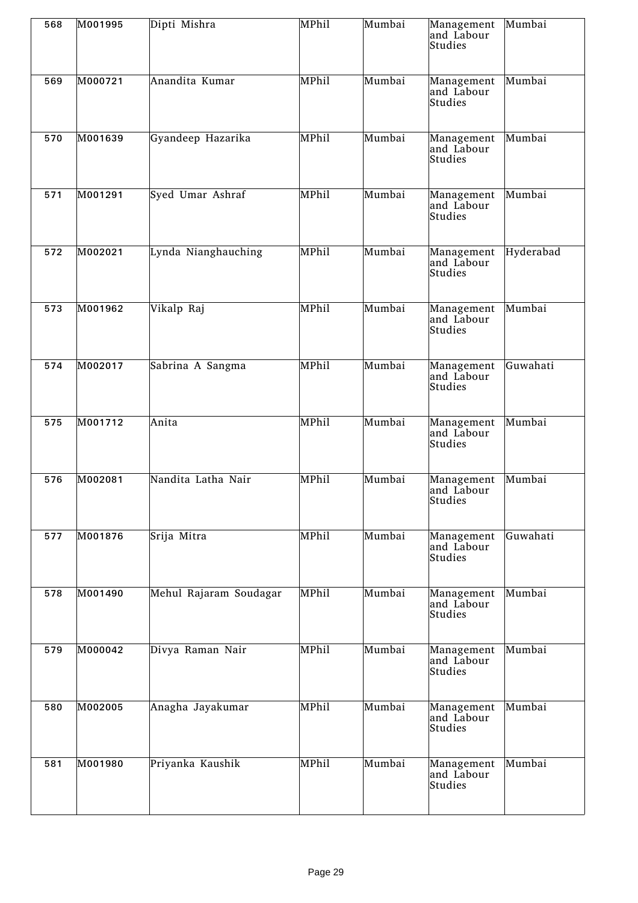| 568 | M001995 | Dipti Mishra | MPhil | Mumbai | Management and Labour Studies | Mumbai |
|---|---|---|---|---|---|---|
| 569 | M000721 | Anandita Kumar | MPhil | Mumbai | Management and Labour Studies | Mumbai |
| 570 | M001639 | Gyandeep Hazarika | MPhil | Mumbai | Management and Labour Studies | Mumbai |
| 571 | M001291 | Syed Umar Ashraf | MPhil | Mumbai | Management and Labour Studies | Mumbai |
| 572 | M002021 | Lynda Nianghauching | MPhil | Mumbai | Management and Labour Studies | Hyderabad |
| 573 | M001962 | Vikalp Raj | MPhil | Mumbai | Management and Labour Studies | Mumbai |
| 574 | M002017 | Sabrina A Sangma | MPhil | Mumbai | Management and Labour Studies | Guwahati |
| 575 | M001712 | Anita | MPhil | Mumbai | Management and Labour Studies | Mumbai |
| 576 | M002081 | Nandita Latha Nair | MPhil | Mumbai | Management and Labour Studies | Mumbai |
| 577 | M001876 | Srija Mitra | MPhil | Mumbai | Management and Labour Studies | Guwahati |
| 578 | M001490 | Mehul Rajaram Soudagar | MPhil | Mumbai | Management and Labour Studies | Mumbai |
| 579 | M000042 | Divya Raman Nair | MPhil | Mumbai | Management and Labour Studies | Mumbai |
| 580 | M002005 | Anagha Jayakumar | MPhil | Mumbai | Management and Labour Studies | Mumbai |
| 581 | M001980 | Priyanka Kaushik | MPhil | Mumbai | Management and Labour Studies | Mumbai |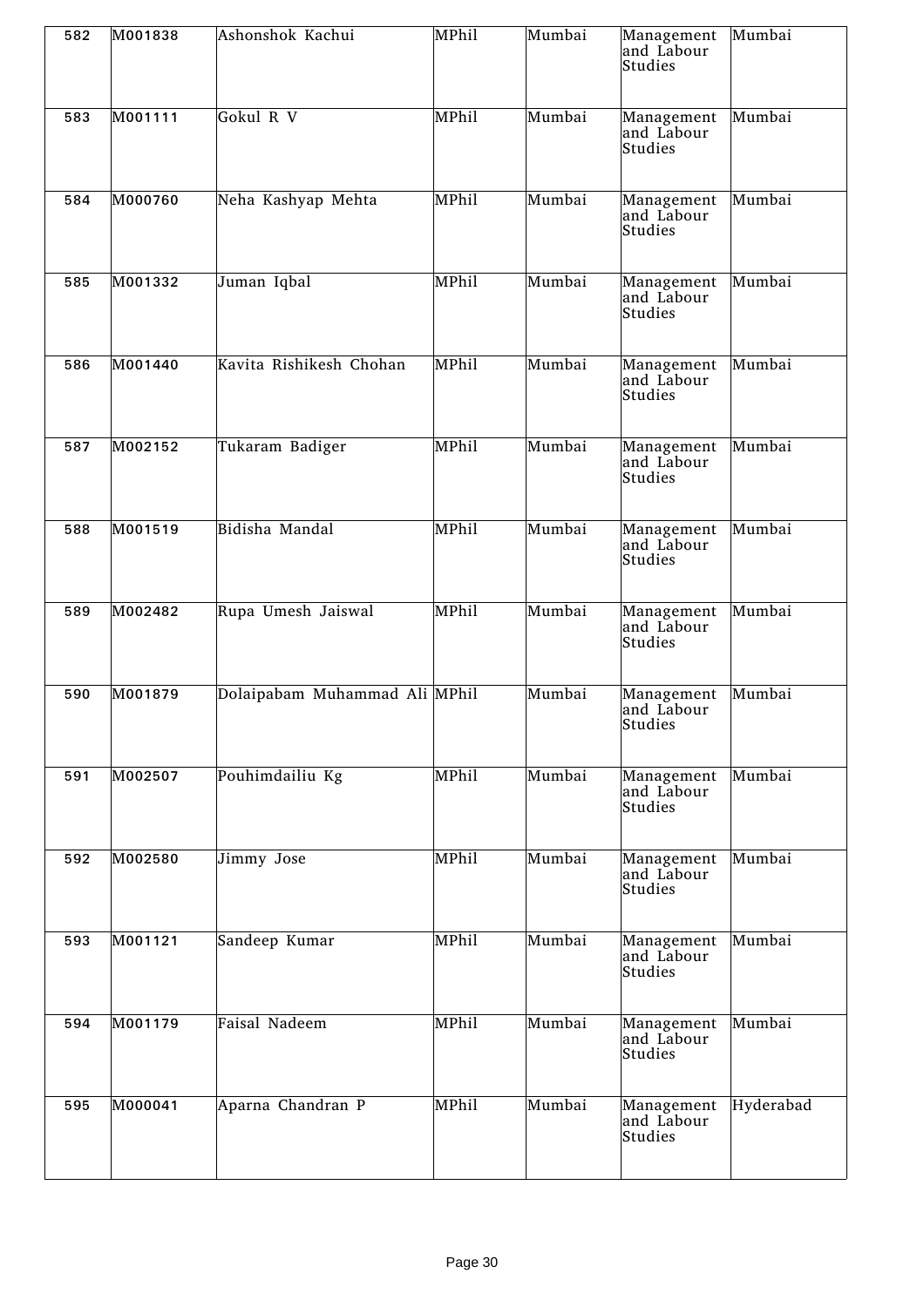| 582 | M001838 | Ashonshok Kachui | MPhil | Mumbai | Management and Labour Studies | Mumbai |
|---|---|---|---|---|---|---|
| 583 | M001111 | Gokul R V | MPhil | Mumbai | Management and Labour Studies | Mumbai |
| 584 | M000760 | Neha Kashyap Mehta | MPhil | Mumbai | Management and Labour Studies | Mumbai |
| 585 | M001332 | Juman Iqbal | MPhil | Mumbai | Management and Labour Studies | Mumbai |
| 586 | M001440 | Kavita Rishikesh Chohan | MPhil | Mumbai | Management and Labour Studies | Mumbai |
| 587 | M002152 | Tukaram Badiger | MPhil | Mumbai | Management and Labour Studies | Mumbai |
| 588 | M001519 | Bidisha Mandal | MPhil | Mumbai | Management and Labour Studies | Mumbai |
| 589 | M002482 | Rupa Umesh Jaiswal | MPhil | Mumbai | Management and Labour Studies | Mumbai |
| 590 | M001879 | Dolaipabam Muhammad Ali | MPhil | Mumbai | Management and Labour Studies | Mumbai |
| 591 | M002507 | Pouhimdailiu Kg | MPhil | Mumbai | Management and Labour Studies | Mumbai |
| 592 | M002580 | Jimmy Jose | MPhil | Mumbai | Management and Labour Studies | Mumbai |
| 593 | M001121 | Sandeep Kumar | MPhil | Mumbai | Management and Labour Studies | Mumbai |
| 594 | M001179 | Faisal Nadeem | MPhil | Mumbai | Management and Labour Studies | Mumbai |
| 595 | M000041 | Aparna Chandran P | MPhil | Mumbai | Management and Labour Studies | Hyderabad |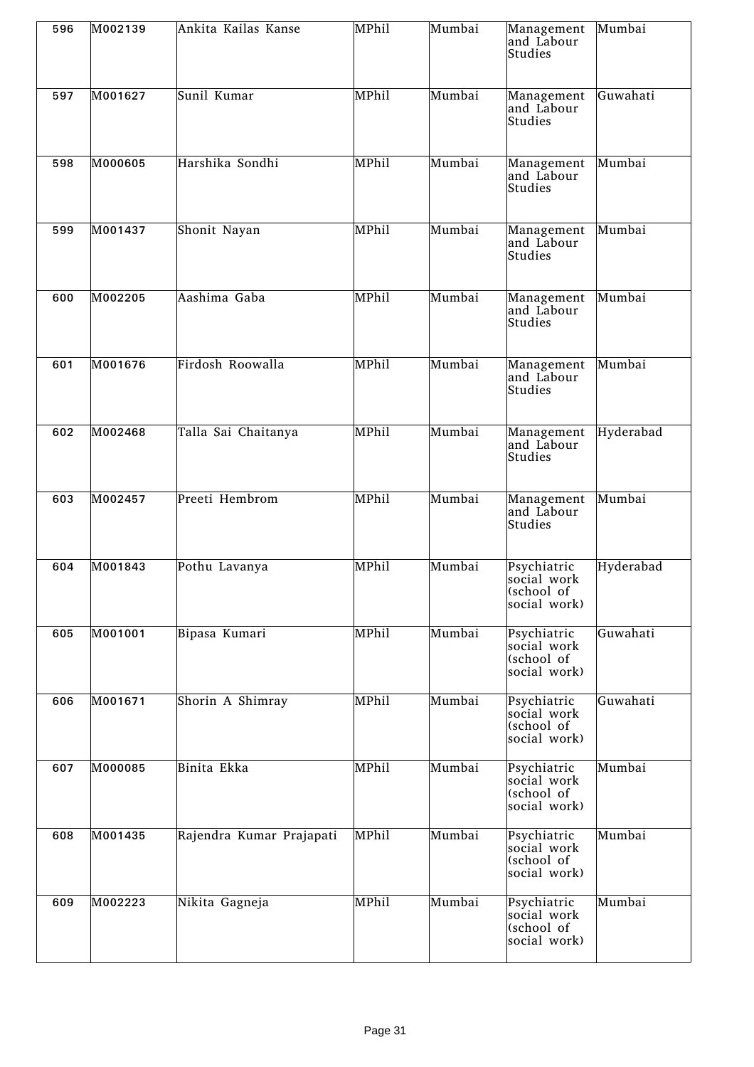| | | | | | | |
|---|---|---|---|---|---|---|
| 596 | M002139 | Ankita Kailas Kanse | MPhil | Mumbai | Management and Labour Studies | Mumbai |
| 597 | M001627 | Sunil Kumar | MPhil | Mumbai | Management and Labour Studies | Guwahati |
| 598 | M000605 | Harshika Sondhi | MPhil | Mumbai | Management and Labour Studies | Mumbai |
| 599 | M001437 | Shonit Nayan | MPhil | Mumbai | Management and Labour Studies | Mumbai |
| 600 | M002205 | Aashima Gaba | MPhil | Mumbai | Management and Labour Studies | Mumbai |
| 601 | M001676 | Firdosh Roowalla | MPhil | Mumbai | Management and Labour Studies | Mumbai |
| 602 | M002468 | Talla Sai Chaitanya | MPhil | Mumbai | Management and Labour Studies | Hyderabad |
| 603 | M002457 | Preeti Hembrom | MPhil | Mumbai | Management and Labour Studies | Mumbai |
| 604 | M001843 | Pothu Lavanya | MPhil | Mumbai | Psychiatric social work (school of social work) | Hyderabad |
| 605 | M001001 | Bipasa Kumari | MPhil | Mumbai | Psychiatric social work (school of social work) | Guwahati |
| 606 | M001671 | Shorin A Shimray | MPhil | Mumbai | Psychiatric social work (school of social work) | Guwahati |
| 607 | M000085 | Binita Ekka | MPhil | Mumbai | Psychiatric social work (school of social work) | Mumbai |
| 608 | M001435 | Rajendra Kumar Prajapati | MPhil | Mumbai | Psychiatric social work (school of social work) | Mumbai |
| 609 | M002223 | Nikita Gagneja | MPhil | Mumbai | Psychiatric social work (school of social work) | Mumbai |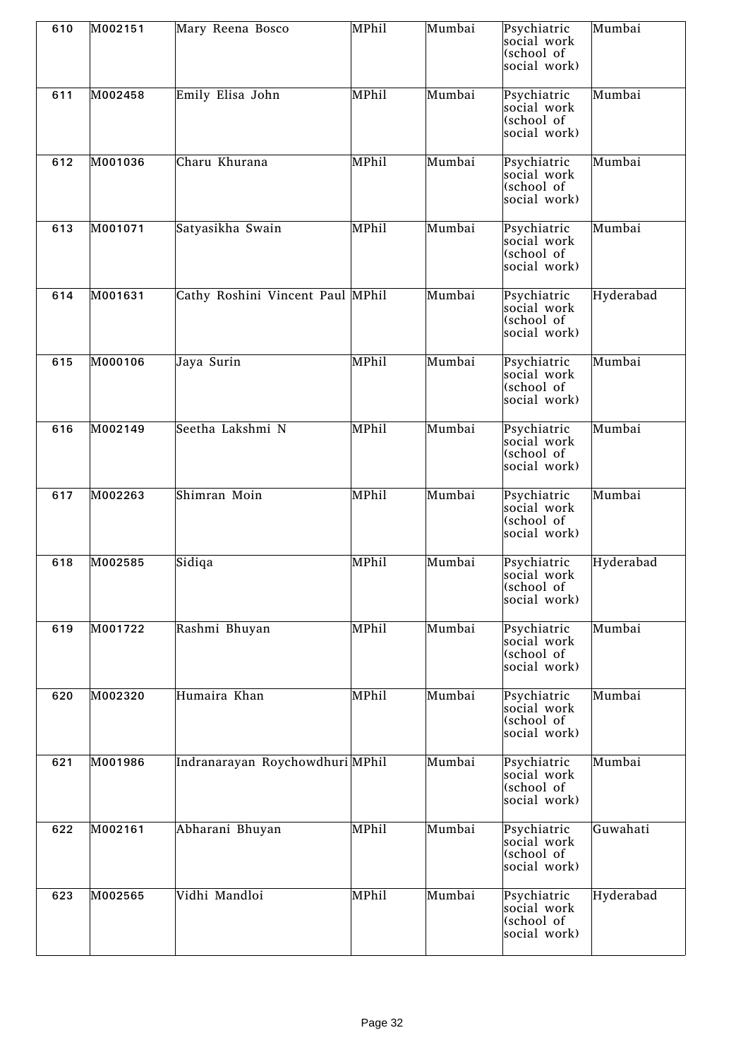| 610 | M002151 | Mary Reena Bosco | MPhil | Mumbai | Psychiatric social work (school of social work) | Mumbai |
|---|---|---|---|---|---|---|
| 611 | M002458 | Emily Elisa John | MPhil | Mumbai | Psychiatric social work (school of social work) | Mumbai |
| 612 | M001036 | Charu Khurana | MPhil | Mumbai | Psychiatric social work (school of social work) | Mumbai |
| 613 | M001071 | Satyasikha Swain | MPhil | Mumbai | Psychiatric social work (school of social work) | Mumbai |
| 614 | M001631 | Cathy Roshini Vincent Paul | MPhil | Mumbai | Psychiatric social work (school of social work) | Hyderabad |
| 615 | M000106 | Jaya Surin | MPhil | Mumbai | Psychiatric social work (school of social work) | Mumbai |
| 616 | M002149 | Seetha Lakshmi N | MPhil | Mumbai | Psychiatric social work (school of social work) | Mumbai |
| 617 | M002263 | Shimran Moin | MPhil | Mumbai | Psychiatric social work (school of social work) | Mumbai |
| 618 | M002585 | Sidiqa | MPhil | Mumbai | Psychiatric social work (school of social work) | Hyderabad |
| 619 | M001722 | Rashmi Bhuyan | MPhil | Mumbai | Psychiatric social work (school of social work) | Mumbai |
| 620 | M002320 | Humaira Khan | MPhil | Mumbai | Psychiatric social work (school of social work) | Mumbai |
| 621 | M001986 | Indranarayan Roychowdhuri | MPhil | Mumbai | Psychiatric social work (school of social work) | Mumbai |
| 622 | M002161 | Abharani Bhuyan | MPhil | Mumbai | Psychiatric social work (school of social work) | Guwahati |
| 623 | M002565 | Vidhi Mandloi | MPhil | Mumbai | Psychiatric social work (school of social work) | Hyderabad |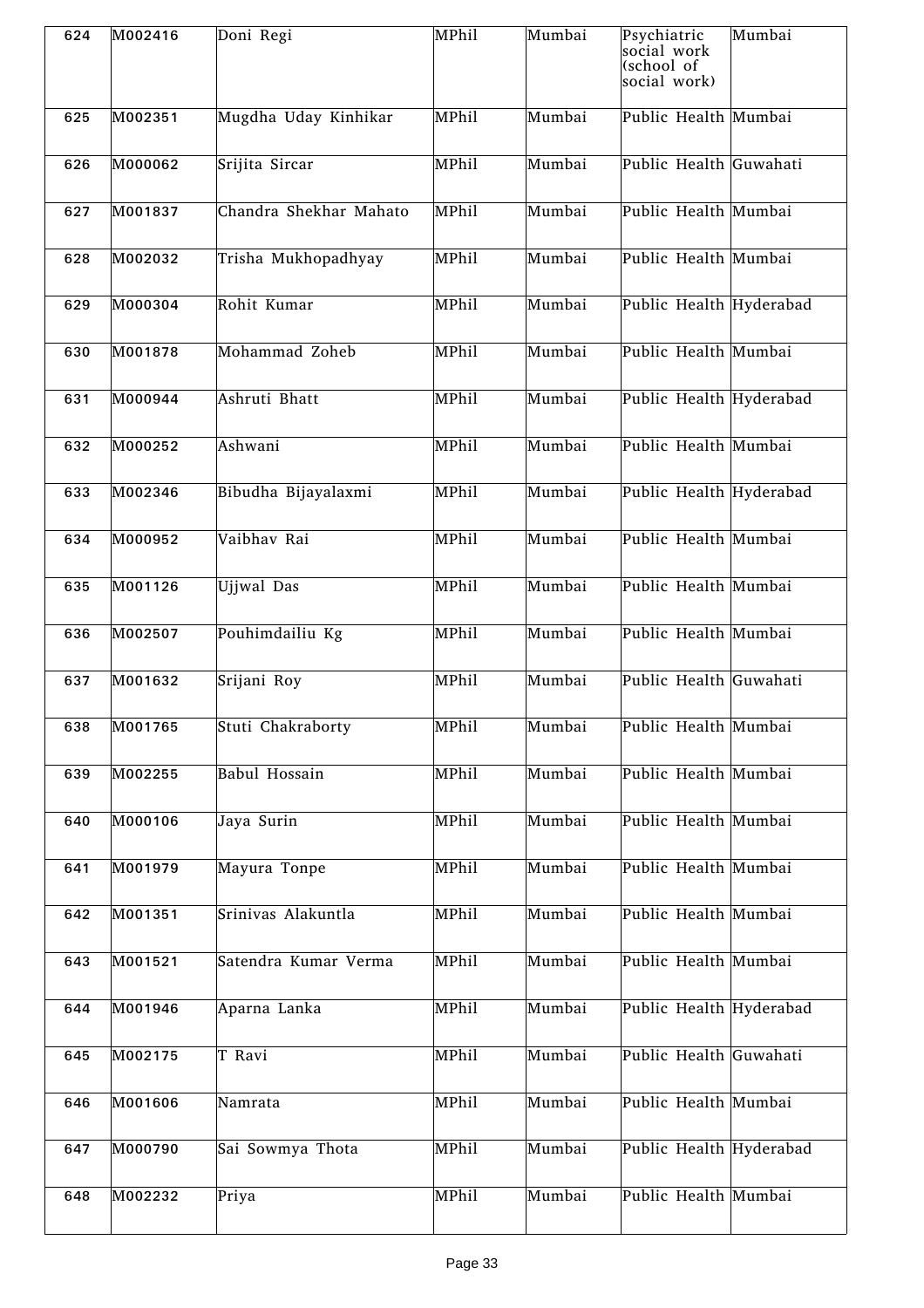| 624 | M002416 | Doni Regi | MPhil | Mumbai | Psychiatric social work (school of social work) | Mumbai |
|---|---|---|---|---|---|---|
| 625 | M002351 | Mugdha Uday Kinhikar | MPhil | Mumbai | Public Health | Mumbai |
| 626 | M000062 | Srijita Sircar | MPhil | Mumbai | Public Health | Guwahati |
| 627 | M001837 | Chandra Shekhar Mahato | MPhil | Mumbai | Public Health | Mumbai |
| 628 | M002032 | Trisha Mukhopadhyay | MPhil | Mumbai | Public Health | Mumbai |
| 629 | M000304 | Rohit Kumar | MPhil | Mumbai | Public Health | Hyderabad |
| 630 | M001878 | Mohammad Zoheb | MPhil | Mumbai | Public Health | Mumbai |
| 631 | M000944 | Ashruti Bhatt | MPhil | Mumbai | Public Health | Hyderabad |
| 632 | M000252 | Ashwani | MPhil | Mumbai | Public Health | Mumbai |
| 633 | M002346 | Bibudha Bijayalaxmi | MPhil | Mumbai | Public Health | Hyderabad |
| 634 | M000952 | Vaibhav Rai | MPhil | Mumbai | Public Health | Mumbai |
| 635 | M001126 | Ujjwal Das | MPhil | Mumbai | Public Health | Mumbai |
| 636 | M002507 | Pouhimdailiu Kg | MPhil | Mumbai | Public Health | Mumbai |
| 637 | M001632 | Srijani Roy | MPhil | Mumbai | Public Health | Guwahati |
| 638 | M001765 | Stuti Chakraborty | MPhil | Mumbai | Public Health | Mumbai |
| 639 | M002255 | Babul Hossain | MPhil | Mumbai | Public Health | Mumbai |
| 640 | M000106 | Jaya Surin | MPhil | Mumbai | Public Health | Mumbai |
| 641 | M001979 | Mayura Tonpe | MPhil | Mumbai | Public Health | Mumbai |
| 642 | M001351 | Srinivas Alakuntla | MPhil | Mumbai | Public Health | Mumbai |
| 643 | M001521 | Satendra Kumar Verma | MPhil | Mumbai | Public Health | Mumbai |
| 644 | M001946 | Aparna Lanka | MPhil | Mumbai | Public Health | Hyderabad |
| 645 | M002175 | T Ravi | MPhil | Mumbai | Public Health | Guwahati |
| 646 | M001606 | Namrata | MPhil | Mumbai | Public Health | Mumbai |
| 647 | M000790 | Sai Sowmya Thota | MPhil | Mumbai | Public Health | Hyderabad |
| 648 | M002232 | Priya | MPhil | Mumbai | Public Health | Mumbai |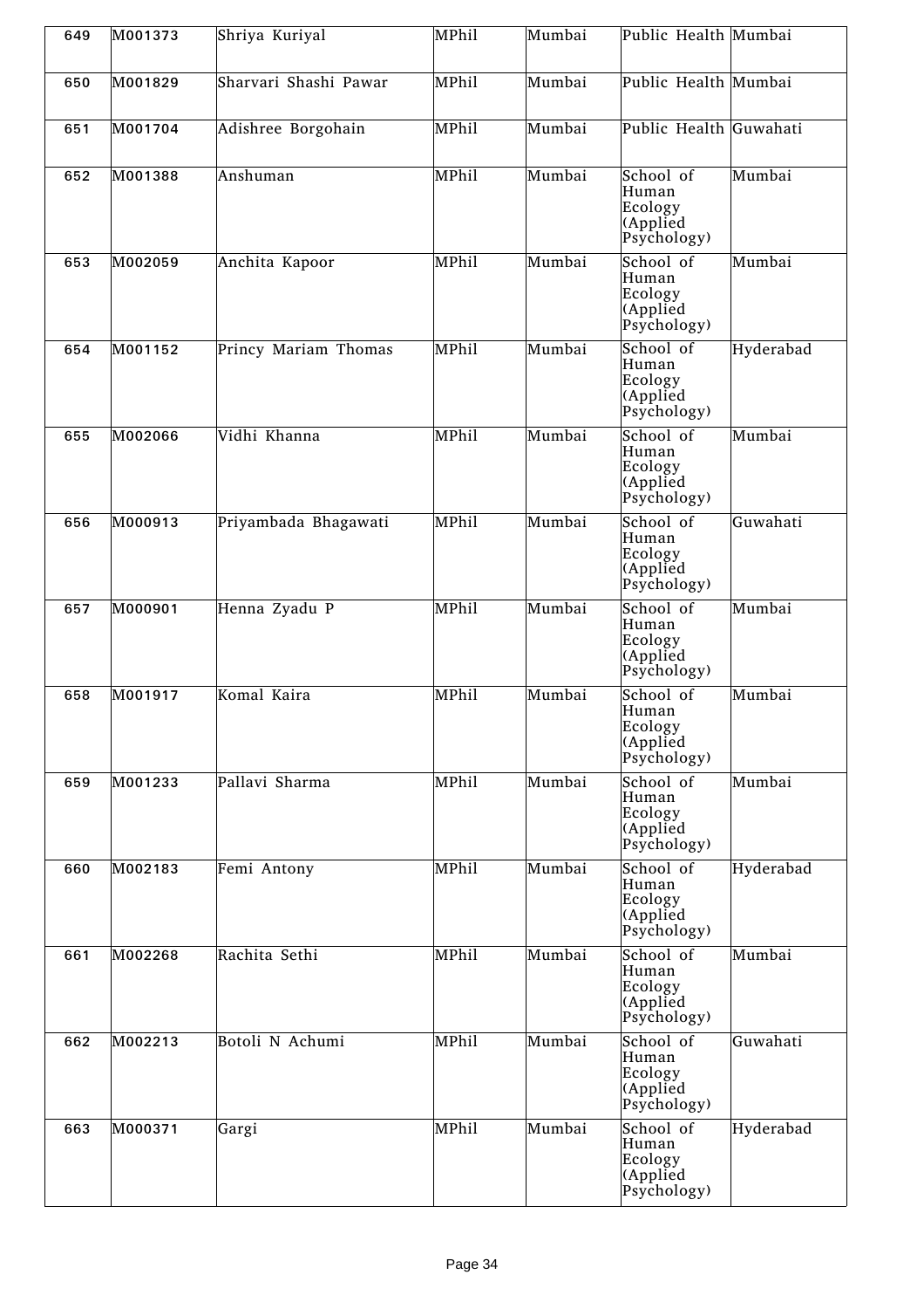| 649 | M001373 | Shriya Kuriyal | MPhil | Mumbai | Public Health | Mumbai |
|---|---|---|---|---|---|---|
| 650 | M001829 | Sharvari Shashi Pawar | MPhil | Mumbai | Public Health | Mumbai |
| 651 | M001704 | Adishree Borgohain | MPhil | Mumbai | Public Health | Guwahati |
| 652 | M001388 | Anshuman | MPhil | Mumbai | School of Human Ecology (Applied Psychology) | Mumbai |
| 653 | M002059 | Anchita Kapoor | MPhil | Mumbai | School of Human Ecology (Applied Psychology) | Mumbai |
| 654 | M001152 | Princy Mariam Thomas | MPhil | Mumbai | School of Human Ecology (Applied Psychology) | Hyderabad |
| 655 | M002066 | Vidhi Khanna | MPhil | Mumbai | School of Human Ecology (Applied Psychology) | Mumbai |
| 656 | M000913 | Priyambada Bhagawati | MPhil | Mumbai | School of Human Ecology (Applied Psychology) | Guwahati |
| 657 | M000901 | Henna Zyadu P | MPhil | Mumbai | School of Human Ecology (Applied Psychology) | Mumbai |
| 658 | M001917 | Komal Kaira | MPhil | Mumbai | School of Human Ecology (Applied Psychology) | Mumbai |
| 659 | M001233 | Pallavi Sharma | MPhil | Mumbai | School of Human Ecology (Applied Psychology) | Mumbai |
| 660 | M002183 | Femi Antony | MPhil | Mumbai | School of Human Ecology (Applied Psychology) | Hyderabad |
| 661 | M002268 | Rachita Sethi | MPhil | Mumbai | School of Human Ecology (Applied Psychology) | Mumbai |
| 662 | M002213 | Botoli N Achumi | MPhil | Mumbai | School of Human Ecology (Applied Psychology) | Guwahati |
| 663 | M000371 | Gargi | MPhil | Mumbai | School of Human Ecology (Applied Psychology) | Hyderabad |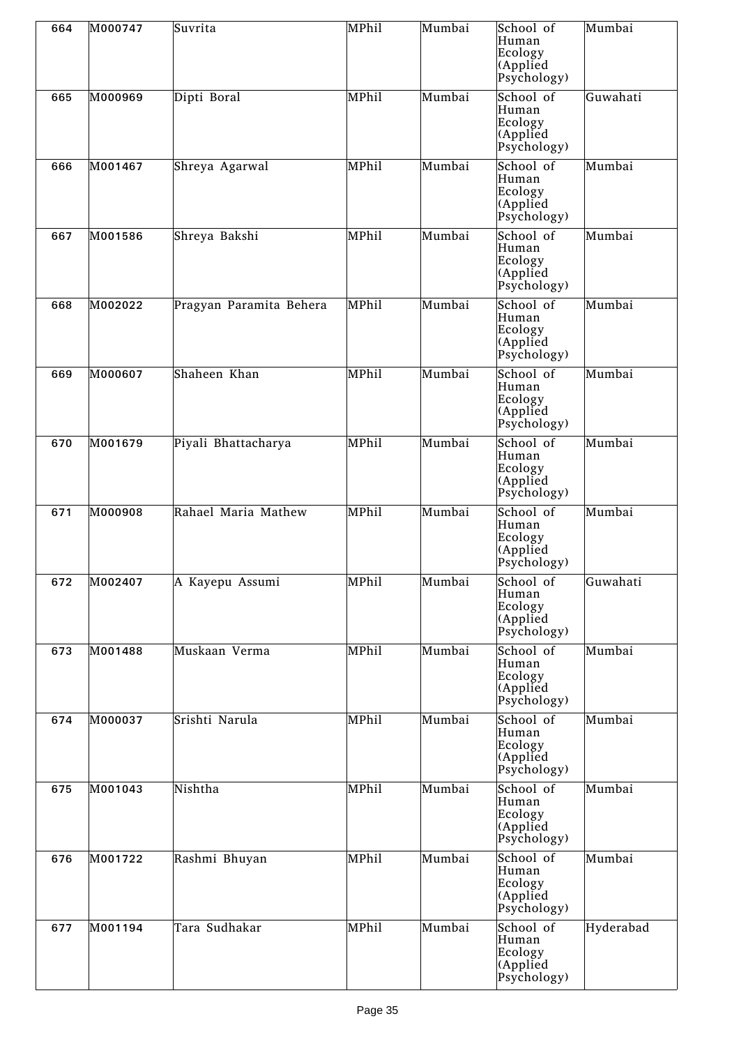| 664 | M000747 | Suvrita | MPhil | Mumbai | School of Human Ecology (Applied Psychology) | Mumbai |
|---|---|---|---|---|---|---|
| 665 | M000969 | Dipti Boral | MPhil | Mumbai | School of Human Ecology (Applied Psychology) | Guwahati |
| 666 | M001467 | Shreya Agarwal | MPhil | Mumbai | School of Human Ecology (Applied Psychology) | Mumbai |
| 667 | M001586 | Shreya Bakshi | MPhil | Mumbai | School of Human Ecology (Applied Psychology) | Mumbai |
| 668 | M002022 | Pragyan Paramita Behera | MPhil | Mumbai | School of Human Ecology (Applied Psychology) | Mumbai |
| 669 | M000607 | Shaheen Khan | MPhil | Mumbai | School of Human Ecology (Applied Psychology) | Mumbai |
| 670 | M001679 | Piyali Bhattacharya | MPhil | Mumbai | School of Human Ecology (Applied Psychology) | Mumbai |
| 671 | M000908 | Rahael Maria Mathew | MPhil | Mumbai | School of Human Ecology (Applied Psychology) | Mumbai |
| 672 | M002407 | A Kayepu Assumi | MPhil | Mumbai | School of Human Ecology (Applied Psychology) | Guwahati |
| 673 | M001488 | Muskaan Verma | MPhil | Mumbai | School of Human Ecology (Applied Psychology) | Mumbai |
| 674 | M000037 | Srishti Narula | MPhil | Mumbai | School of Human Ecology (Applied Psychology) | Mumbai |
| 675 | M001043 | Nishtha | MPhil | Mumbai | School of Human Ecology (Applied Psychology) | Mumbai |
| 676 | M001722 | Rashmi Bhuyan | MPhil | Mumbai | School of Human Ecology (Applied Psychology) | Mumbai |
| 677 | M001194 | Tara Sudhakar | MPhil | Mumbai | School of Human Ecology (Applied Psychology) | Hyderabad |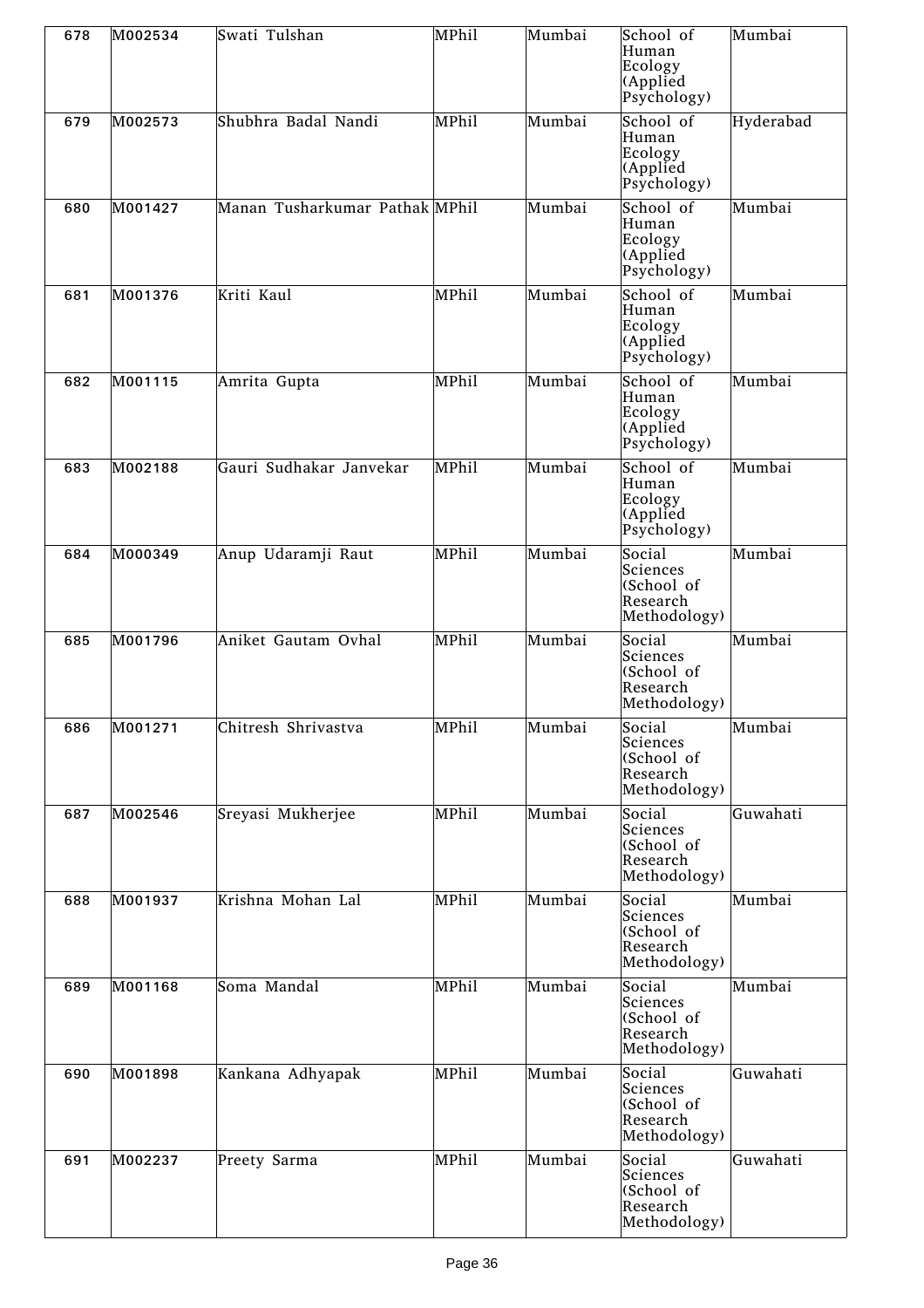| 678 | M002534 | Swati Tulshan | MPhil | Mumbai | School of Human Ecology (Applied Psychology) | Mumbai |
|---|---|---|---|---|---|---|
| 679 | M002573 | Shubhra Badal Nandi | MPhil | Mumbai | School of Human Ecology (Applied Psychology) | Hyderabad |
| 680 | M001427 | Manan Tusharkumar Pathak | MPhil | Mumbai | School of Human Ecology (Applied Psychology) | Mumbai |
| 681 | M001376 | Kriti Kaul | MPhil | Mumbai | School of Human Ecology (Applied Psychology) | Mumbai |
| 682 | M001115 | Amrita Gupta | MPhil | Mumbai | School of Human Ecology (Applied Psychology) | Mumbai |
| 683 | M002188 | Gauri Sudhakar Janvekar | MPhil | Mumbai | School of Human Ecology (Applied Psychology) | Mumbai |
| 684 | M000349 | Anup Udaramji Raut | MPhil | Mumbai | Social Sciences (School of Research Methodology) | Mumbai |
| 685 | M001796 | Aniket Gautam Ovhal | MPhil | Mumbai | Social Sciences (School of Research Methodology) | Mumbai |
| 686 | M001271 | Chitresh Shrivastva | MPhil | Mumbai | Social Sciences (School of Research Methodology) | Mumbai |
| 687 | M002546 | Sreyasi Mukherjee | MPhil | Mumbai | Social Sciences (School of Research Methodology) | Guwahati |
| 688 | M001937 | Krishna Mohan Lal | MPhil | Mumbai | Social Sciences (School of Research Methodology) | Mumbai |
| 689 | M001168 | Soma Mandal | MPhil | Mumbai | Social Sciences (School of Research Methodology) | Mumbai |
| 690 | M001898 | Kankana Adhyapak | MPhil | Mumbai | Social Sciences (School of Research Methodology) | Guwahati |
| 691 | M002237 | Preety Sarma | MPhil | Mumbai | Social Sciences (School of Research Methodology) | Guwahati |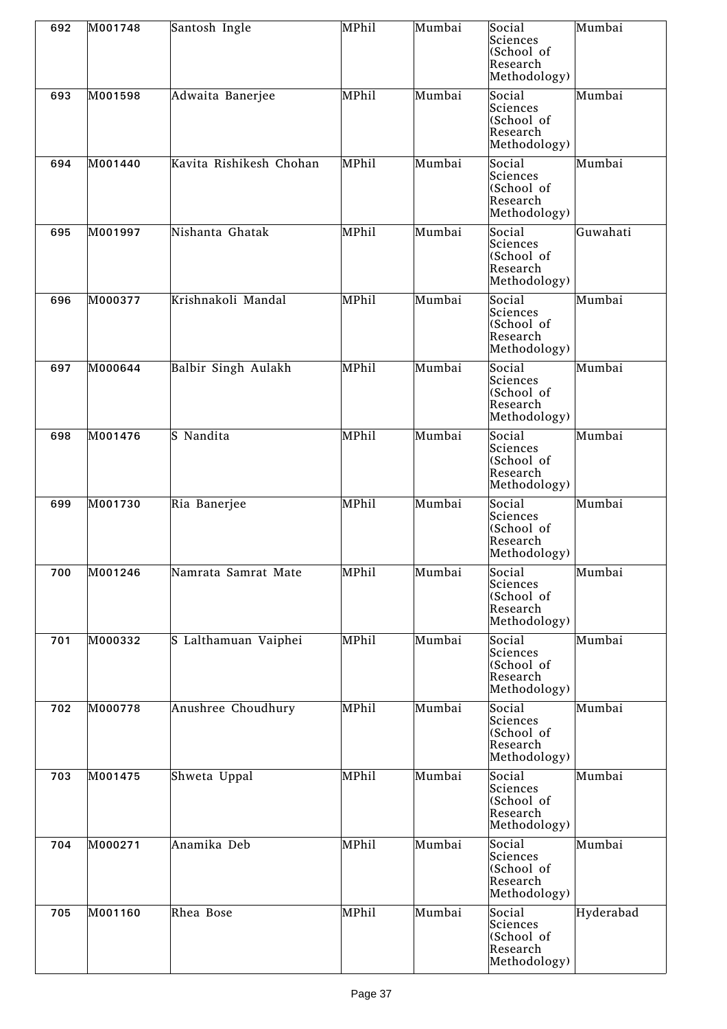| 692 | M001748 | Santosh Ingle | MPhil | Mumbai | Social Sciences (School of Research Methodology) | Mumbai |
|---|---|---|---|---|---|---|
| 693 | M001598 | Adwaita Banerjee | MPhil | Mumbai | Social Sciences (School of Research Methodology) | Mumbai |
| 694 | M001440 | Kavita Rishikesh Chohan | MPhil | Mumbai | Social Sciences (School of Research Methodology) | Mumbai |
| 695 | M001997 | Nishanta Ghatak | MPhil | Mumbai | Social Sciences (School of Research Methodology) | Guwahati |
| 696 | M000377 | Krishnakoli Mandal | MPhil | Mumbai | Social Sciences (School of Research Methodology) | Mumbai |
| 697 | M000644 | Balbir Singh Aulakh | MPhil | Mumbai | Social Sciences (School of Research Methodology) | Mumbai |
| 698 | M001476 | S Nandita | MPhil | Mumbai | Social Sciences (School of Research Methodology) | Mumbai |
| 699 | M001730 | Ria Banerjee | MPhil | Mumbai | Social Sciences (School of Research Methodology) | Mumbai |
| 700 | M001246 | Namrata Samrat Mate | MPhil | Mumbai | Social Sciences (School of Research Methodology) | Mumbai |
| 701 | M000332 | S Lalthamuan Vaiphei | MPhil | Mumbai | Social Sciences (School of Research Methodology) | Mumbai |
| 702 | M000778 | Anushree Choudhury | MPhil | Mumbai | Social Sciences (School of Research Methodology) | Mumbai |
| 703 | M001475 | Shweta Uppal | MPhil | Mumbai | Social Sciences (School of Research Methodology) | Mumbai |
| 704 | M000271 | Anamika Deb | MPhil | Mumbai | Social Sciences (School of Research Methodology) | Mumbai |
| 705 | M001160 | Rhea Bose | MPhil | Mumbai | Social Sciences (School of Research Methodology) | Hyderabad |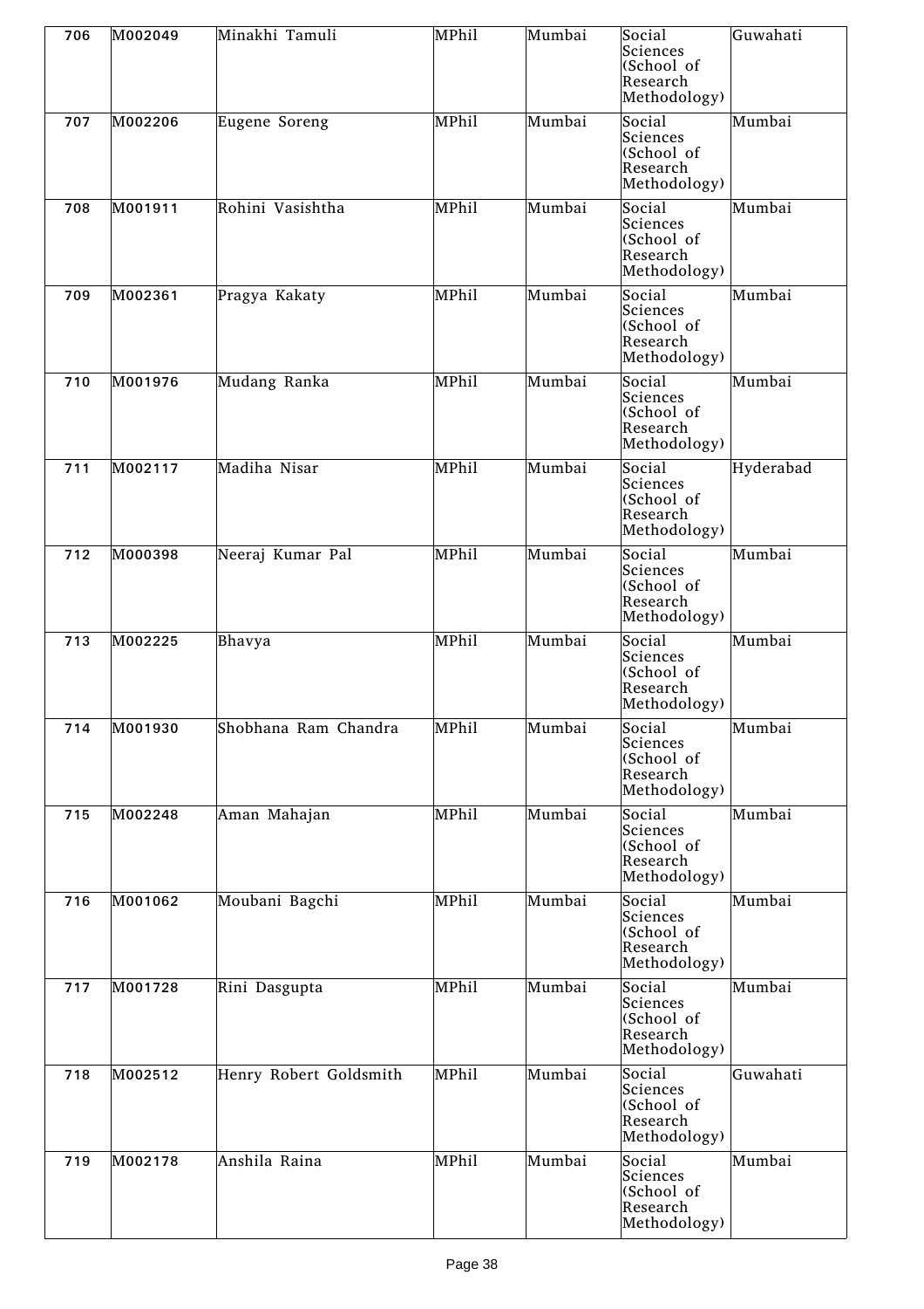| 706 | M002049 | Minakhi Tamuli | MPhil | Mumbai | Social Sciences (School of Research Methodology) | Guwahati |
|---|---|---|---|---|---|---|
| 707 | M002206 | Eugene Soreng | MPhil | Mumbai | Social Sciences (School of Research Methodology) | Mumbai |
| 708 | M001911 | Rohini Vasishtha | MPhil | Mumbai | Social Sciences (School of Research Methodology) | Mumbai |
| 709 | M002361 | Pragya Kakaty | MPhil | Mumbai | Social Sciences (School of Research Methodology) | Mumbai |
| 710 | M001976 | Mudang Ranka | MPhil | Mumbai | Social Sciences (School of Research Methodology) | Mumbai |
| 711 | M002117 | Madiha Nisar | MPhil | Mumbai | Social Sciences (School of Research Methodology) | Hyderabad |
| 712 | M000398 | Neeraj Kumar Pal | MPhil | Mumbai | Social Sciences (School of Research Methodology) | Mumbai |
| 713 | M002225 | Bhavya | MPhil | Mumbai | Social Sciences (School of Research Methodology) | Mumbai |
| 714 | M001930 | Shobhana Ram Chandra | MPhil | Mumbai | Social Sciences (School of Research Methodology) | Mumbai |
| 715 | M002248 | Aman Mahajan | MPhil | Mumbai | Social Sciences (School of Research Methodology) | Mumbai |
| 716 | M001062 | Moubani Bagchi | MPhil | Mumbai | Social Sciences (School of Research Methodology) | Mumbai |
| 717 | M001728 | Rini Dasgupta | MPhil | Mumbai | Social Sciences (School of Research Methodology) | Mumbai |
| 718 | M002512 | Henry Robert Goldsmith | MPhil | Mumbai | Social Sciences (School of Research Methodology) | Guwahati |
| 719 | M002178 | Anshila Raina | MPhil | Mumbai | Social Sciences (School of Research Methodology) | Mumbai |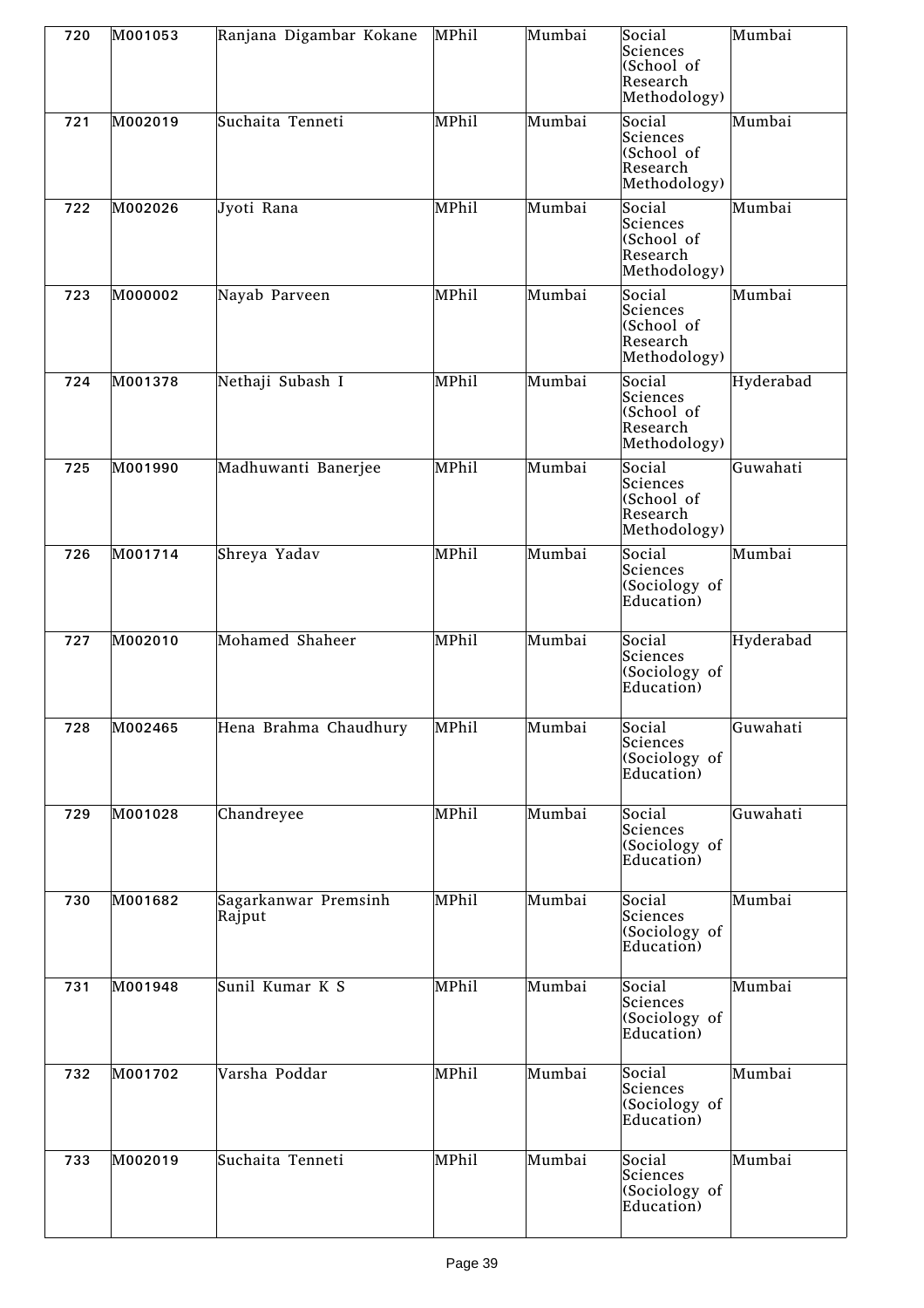| 720 | M001053 | Ranjana Digambar Kokane | MPhil | Mumbai | Social Sciences (School of Research Methodology) | Mumbai |
|---|---|---|---|---|---|---|
| 721 | M002019 | Suchaita Tenneti | MPhil | Mumbai | Social Sciences (School of Research Methodology) | Mumbai |
| 722 | M002026 | Jyoti Rana | MPhil | Mumbai | Social Sciences (School of Research Methodology) | Mumbai |
| 723 | M000002 | Nayab Parveen | MPhil | Mumbai | Social Sciences (School of Research Methodology) | Mumbai |
| 724 | M001378 | Nethaji Subash I | MPhil | Mumbai | Social Sciences (School of Research Methodology) | Hyderabad |
| 725 | M001990 | Madhuwanti Banerjee | MPhil | Mumbai | Social Sciences (School of Research Methodology) | Guwahati |
| 726 | M001714 | Shreya Yadav | MPhil | Mumbai | Social Sciences (Sociology of Education) | Mumbai |
| 727 | M002010 | Mohamed Shaheer | MPhil | Mumbai | Social Sciences (Sociology of Education) | Hyderabad |
| 728 | M002465 | Hena Brahma Chaudhury | MPhil | Mumbai | Social Sciences (Sociology of Education) | Guwahati |
| 729 | M001028 | Chandreyee | MPhil | Mumbai | Social Sciences (Sociology of Education) | Guwahati |
| 730 | M001682 | Sagarkanwar Premsinh Rajput | MPhil | Mumbai | Social Sciences (Sociology of Education) | Mumbai |
| 731 | M001948 | Sunil Kumar K S | MPhil | Mumbai | Social Sciences (Sociology of Education) | Mumbai |
| 732 | M001702 | Varsha Poddar | MPhil | Mumbai | Social Sciences (Sociology of Education) | Mumbai |
| 733 | M002019 | Suchaita Tenneti | MPhil | Mumbai | Social Sciences (Sociology of Education) | Mumbai |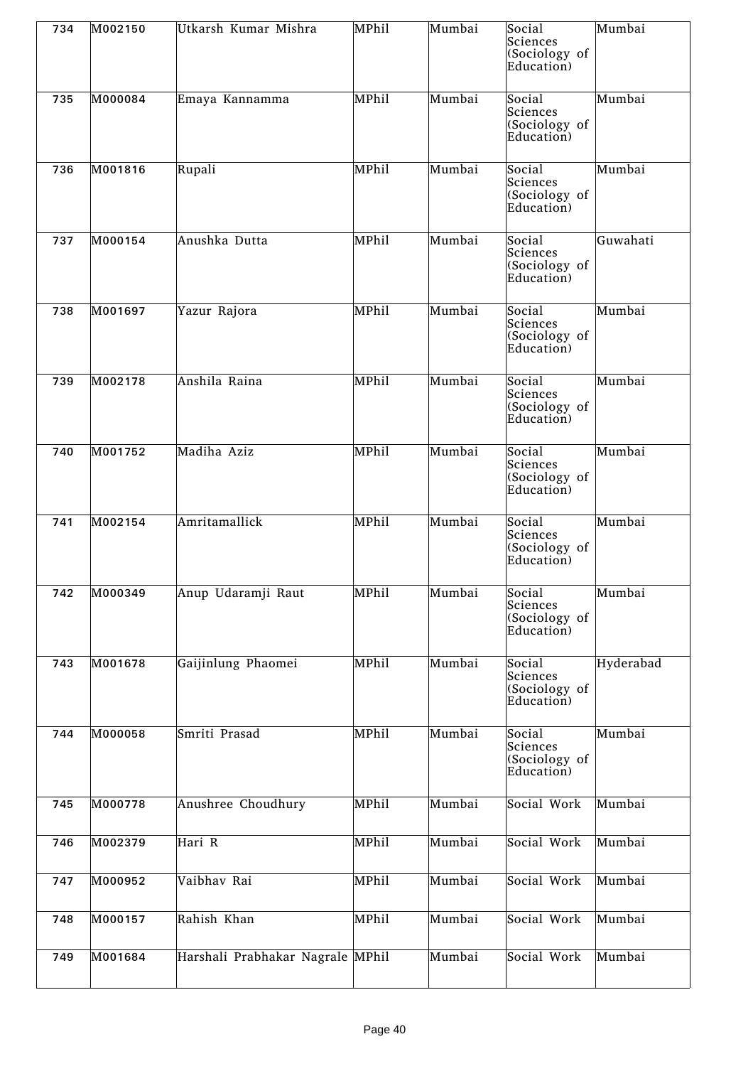| 734 | M002150 | Utkarsh Kumar Mishra | MPhil | Mumbai | Social Sciences (Sociology of Education) | Mumbai |
|---|---|---|---|---|---|---|
| 735 | M000084 | Emaya Kannamma | MPhil | Mumbai | Social Sciences (Sociology of Education) | Mumbai |
| 736 | M001816 | Rupali | MPhil | Mumbai | Social Sciences (Sociology of Education) | Mumbai |
| 737 | M000154 | Anushka Dutta | MPhil | Mumbai | Social Sciences (Sociology of Education) | Guwahati |
| 738 | M001697 | Yazur Rajora | MPhil | Mumbai | Social Sciences (Sociology of Education) | Mumbai |
| 739 | M002178 | Anshila Raina | MPhil | Mumbai | Social Sciences (Sociology of Education) | Mumbai |
| 740 | M001752 | Madiha Aziz | MPhil | Mumbai | Social Sciences (Sociology of Education) | Mumbai |
| 741 | M002154 | Amritamallick | MPhil | Mumbai | Social Sciences (Sociology of Education) | Mumbai |
| 742 | M000349 | Anup Udaramji Raut | MPhil | Mumbai | Social Sciences (Sociology of Education) | Mumbai |
| 743 | M001678 | Gaijinlung Phaomei | MPhil | Mumbai | Social Sciences (Sociology of Education) | Hyderabad |
| 744 | M000058 | Smriti Prasad | MPhil | Mumbai | Social Sciences (Sociology of Education) | Mumbai |
| 745 | M000778 | Anushree Choudhury | MPhil | Mumbai | Social Work | Mumbai |
| 746 | M002379 | Hari R | MPhil | Mumbai | Social Work | Mumbai |
| 747 | M000952 | Vaibhav Rai | MPhil | Mumbai | Social Work | Mumbai |
| 748 | M000157 | Rahish Khan | MPhil | Mumbai | Social Work | Mumbai |
| 749 | M001684 | Harshali Prabhakar Nagrale | MPhil | Mumbai | Social Work | Mumbai |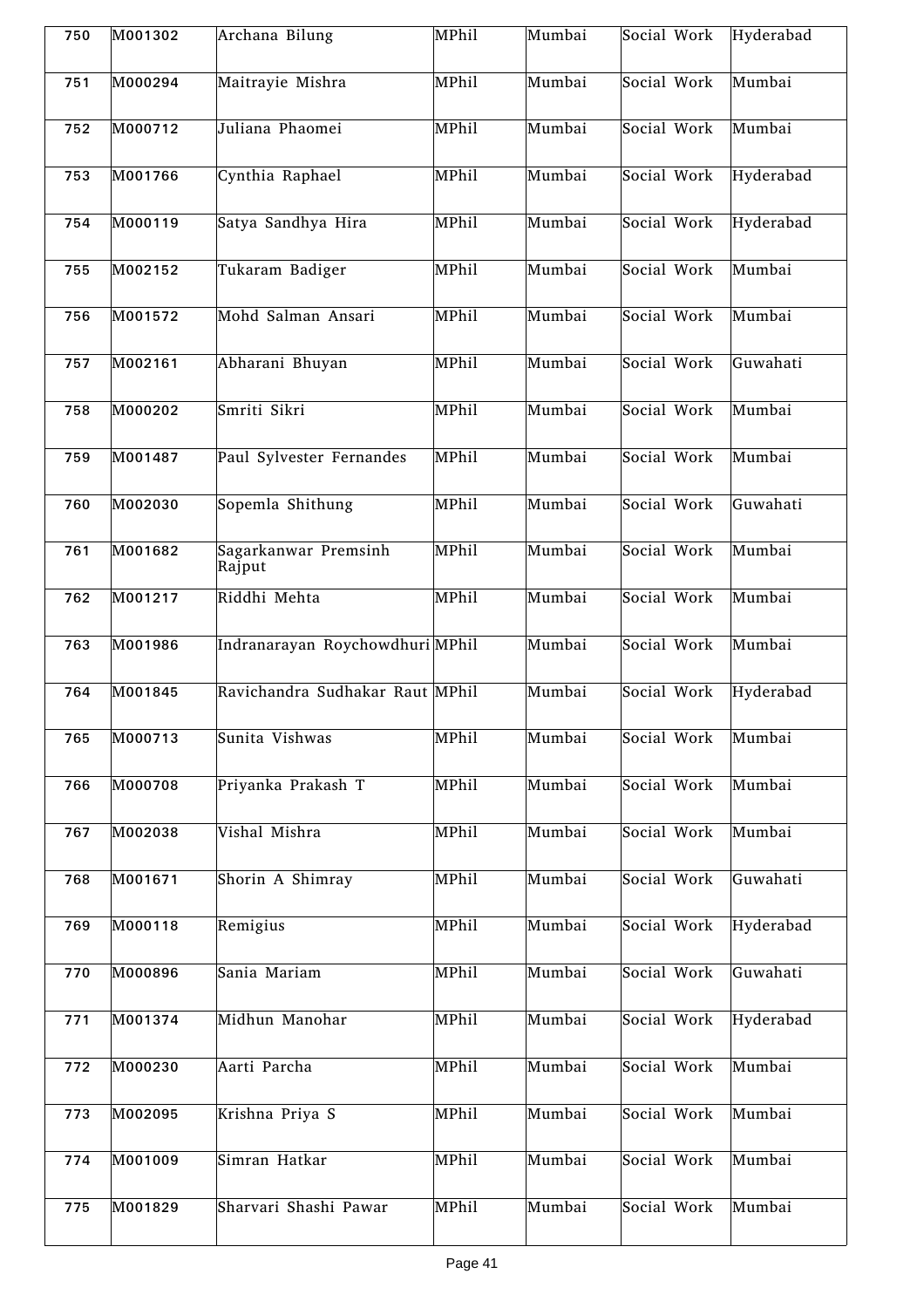| 750 | M001302 | Archana Bilung | MPhil | Mumbai | Social Work | Hyderabad |
|---|---|---|---|---|---|---|
| 751 | M000294 | Maitrayie Mishra | MPhil | Mumbai | Social Work | Mumbai |
| 752 | M000712 | Juliana Phaomei | MPhil | Mumbai | Social Work | Mumbai |
| 753 | M001766 | Cynthia Raphael | MPhil | Mumbai | Social Work | Hyderabad |
| 754 | M000119 | Satya Sandhya Hira | MPhil | Mumbai | Social Work | Hyderabad |
| 755 | M002152 | Tukaram Badiger | MPhil | Mumbai | Social Work | Mumbai |
| 756 | M001572 | Mohd Salman Ansari | MPhil | Mumbai | Social Work | Mumbai |
| 757 | M002161 | Abharani Bhuyan | MPhil | Mumbai | Social Work | Guwahati |
| 758 | M000202 | Smriti Sikri | MPhil | Mumbai | Social Work | Mumbai |
| 759 | M001487 | Paul Sylvester Fernandes | MPhil | Mumbai | Social Work | Mumbai |
| 760 | M002030 | Sopemla Shithung | MPhil | Mumbai | Social Work | Guwahati |
| 761 | M001682 | Sagarkanwar Premsinh Rajput | MPhil | Mumbai | Social Work | Mumbai |
| 762 | M001217 | Riddhi Mehta | MPhil | Mumbai | Social Work | Mumbai |
| 763 | M001986 | Indranarayan Roychowdhuri | MPhil | Mumbai | Social Work | Mumbai |
| 764 | M001845 | Ravichandra Sudhakar Raut | MPhil | Mumbai | Social Work | Hyderabad |
| 765 | M000713 | Sunita Vishwas | MPhil | Mumbai | Social Work | Mumbai |
| 766 | M000708 | Priyanka Prakash T | MPhil | Mumbai | Social Work | Mumbai |
| 767 | M002038 | Vishal Mishra | MPhil | Mumbai | Social Work | Mumbai |
| 768 | M001671 | Shorin A Shimray | MPhil | Mumbai | Social Work | Guwahati |
| 769 | M000118 | Remigius | MPhil | Mumbai | Social Work | Hyderabad |
| 770 | M000896 | Sania Mariam | MPhil | Mumbai | Social Work | Guwahati |
| 771 | M001374 | Midhun Manohar | MPhil | Mumbai | Social Work | Hyderabad |
| 772 | M000230 | Aarti Parcha | MPhil | Mumbai | Social Work | Mumbai |
| 773 | M002095 | Krishna Priya S | MPhil | Mumbai | Social Work | Mumbai |
| 774 | M001009 | Simran Hatkar | MPhil | Mumbai | Social Work | Mumbai |
| 775 | M001829 | Sharvari Shashi Pawar | MPhil | Mumbai | Social Work | Mumbai |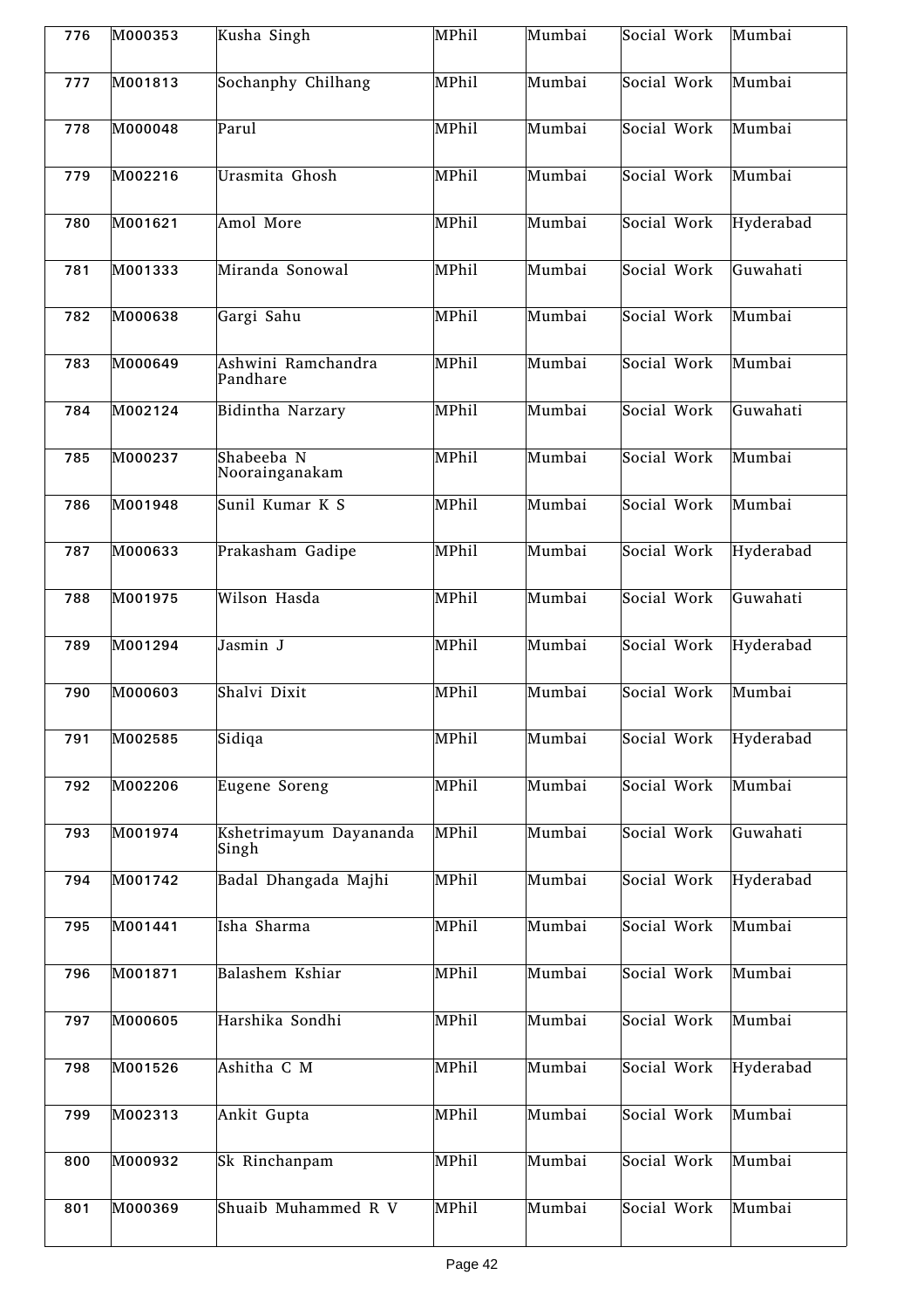| 776 | M000353 | Kusha Singh | MPhil | Mumbai | Social Work | Mumbai |
|---|---|---|---|---|---|---|
| 777 | M001813 | Sochanphy Chilhang | MPhil | Mumbai | Social Work | Mumbai |
| 778 | M000048 | Parul | MPhil | Mumbai | Social Work | Mumbai |
| 779 | M002216 | Urasmita Ghosh | MPhil | Mumbai | Social Work | Mumbai |
| 780 | M001621 | Amol More | MPhil | Mumbai | Social Work | Hyderabad |
| 781 | M001333 | Miranda Sonowal | MPhil | Mumbai | Social Work | Guwahati |
| 782 | M000638 | Gargi Sahu | MPhil | Mumbai | Social Work | Mumbai |
| 783 | M000649 | Ashwini Ramchandra Pandhare | MPhil | Mumbai | Social Work | Mumbai |
| 784 | M002124 | Bidintha Narzary | MPhil | Mumbai | Social Work | Guwahati |
| 785 | M000237 | Shabeeba N Noorainganakam | MPhil | Mumbai | Social Work | Mumbai |
| 786 | M001948 | Sunil Kumar K S | MPhil | Mumbai | Social Work | Mumbai |
| 787 | M000633 | Prakasham Gadipe | MPhil | Mumbai | Social Work | Hyderabad |
| 788 | M001975 | Wilson Hasda | MPhil | Mumbai | Social Work | Guwahati |
| 789 | M001294 | Jasmin J | MPhil | Mumbai | Social Work | Hyderabad |
| 790 | M000603 | Shalvi Dixit | MPhil | Mumbai | Social Work | Mumbai |
| 791 | M002585 | Sidiqa | MPhil | Mumbai | Social Work | Hyderabad |
| 792 | M002206 | Eugene Soreng | MPhil | Mumbai | Social Work | Mumbai |
| 793 | M001974 | Kshetrimayum Dayananda Singh | MPhil | Mumbai | Social Work | Guwahati |
| 794 | M001742 | Badal Dhangada Majhi | MPhil | Mumbai | Social Work | Hyderabad |
| 795 | M001441 | Isha Sharma | MPhil | Mumbai | Social Work | Mumbai |
| 796 | M001871 | Balashem Kshiar | MPhil | Mumbai | Social Work | Mumbai |
| 797 | M000605 | Harshika Sondhi | MPhil | Mumbai | Social Work | Mumbai |
| 798 | M001526 | Ashitha C M | MPhil | Mumbai | Social Work | Hyderabad |
| 799 | M002313 | Ankit Gupta | MPhil | Mumbai | Social Work | Mumbai |
| 800 | M000932 | Sk Rinchanpam | MPhil | Mumbai | Social Work | Mumbai |
| 801 | M000369 | Shuaib Muhammed R V | MPhil | Mumbai | Social Work | Mumbai |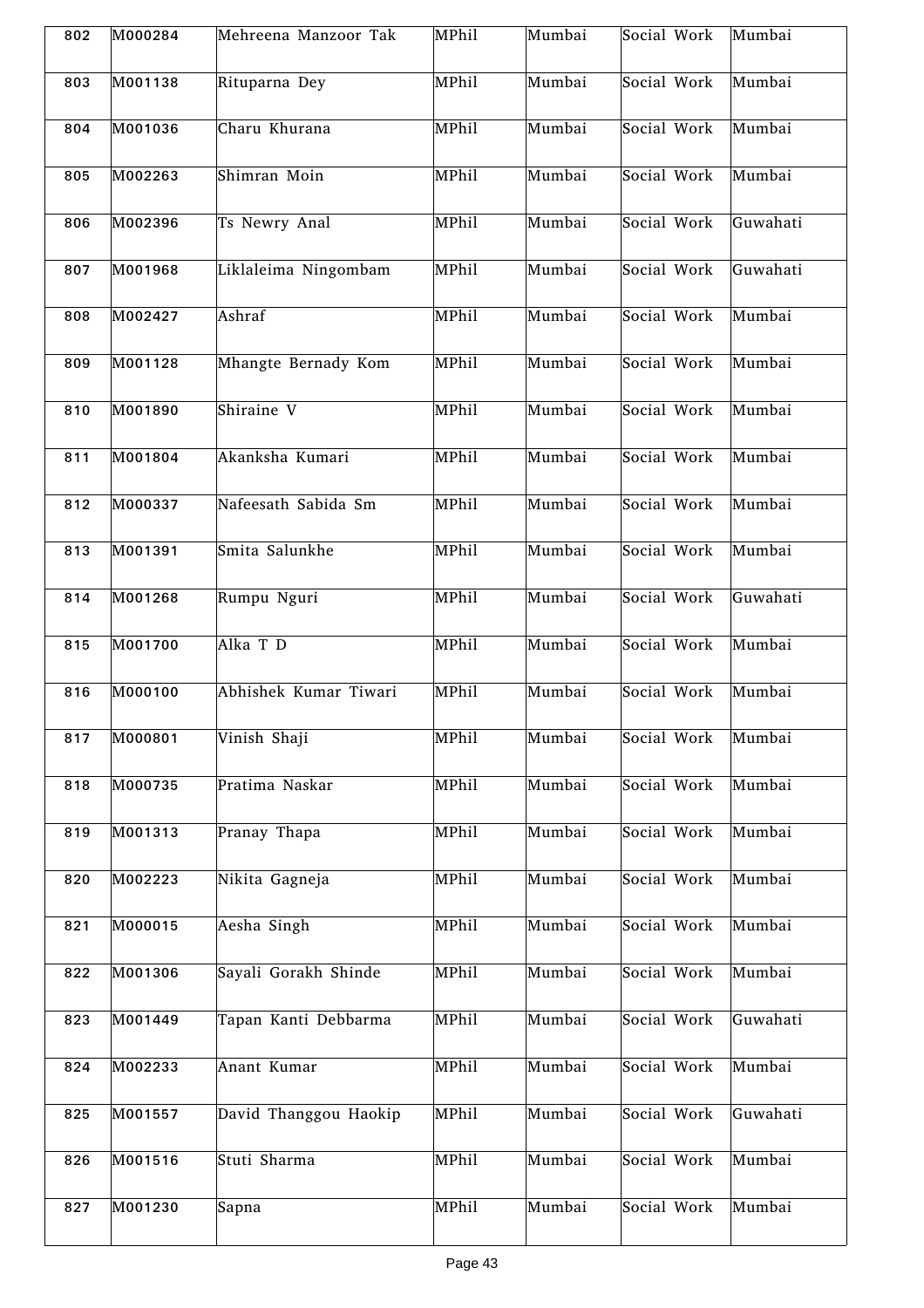| 802 | M000284 | Mehreena Manzoor Tak | MPhil | Mumbai | Social Work | Mumbai |
|---|---|---|---|---|---|---|
| 803 | M001138 | Rituparna Dey | MPhil | Mumbai | Social Work | Mumbai |
| 804 | M001036 | Charu Khurana | MPhil | Mumbai | Social Work | Mumbai |
| 805 | M002263 | Shimran Moin | MPhil | Mumbai | Social Work | Mumbai |
| 806 | M002396 | Ts Newry Anal | MPhil | Mumbai | Social Work | Guwahati |
| 807 | M001968 | Liklaleima Ningombam | MPhil | Mumbai | Social Work | Guwahati |
| 808 | M002427 | Ashraf | MPhil | Mumbai | Social Work | Mumbai |
| 809 | M001128 | Mhangte Bernady Kom | MPhil | Mumbai | Social Work | Mumbai |
| 810 | M001890 | Shiraine V | MPhil | Mumbai | Social Work | Mumbai |
| 811 | M001804 | Akanksha Kumari | MPhil | Mumbai | Social Work | Mumbai |
| 812 | M000337 | Nafeesath Sabida Sm | MPhil | Mumbai | Social Work | Mumbai |
| 813 | M001391 | Smita Salunkhe | MPhil | Mumbai | Social Work | Mumbai |
| 814 | M001268 | Rumpu Nguri | MPhil | Mumbai | Social Work | Guwahati |
| 815 | M001700 | Alka T D | MPhil | Mumbai | Social Work | Mumbai |
| 816 | M000100 | Abhishek Kumar Tiwari | MPhil | Mumbai | Social Work | Mumbai |
| 817 | M000801 | Vinish Shaji | MPhil | Mumbai | Social Work | Mumbai |
| 818 | M000735 | Pratima Naskar | MPhil | Mumbai | Social Work | Mumbai |
| 819 | M001313 | Pranay Thapa | MPhil | Mumbai | Social Work | Mumbai |
| 820 | M002223 | Nikita Gagneja | MPhil | Mumbai | Social Work | Mumbai |
| 821 | M000015 | Aesha Singh | MPhil | Mumbai | Social Work | Mumbai |
| 822 | M001306 | Sayali Gorakh Shinde | MPhil | Mumbai | Social Work | Mumbai |
| 823 | M001449 | Tapan Kanti Debbarma | MPhil | Mumbai | Social Work | Guwahati |
| 824 | M002233 | Anant Kumar | MPhil | Mumbai | Social Work | Mumbai |
| 825 | M001557 | David Thanggou Haokip | MPhil | Mumbai | Social Work | Guwahati |
| 826 | M001516 | Stuti Sharma | MPhil | Mumbai | Social Work | Mumbai |
| 827 | M001230 | Sapna | MPhil | Mumbai | Social Work | Mumbai |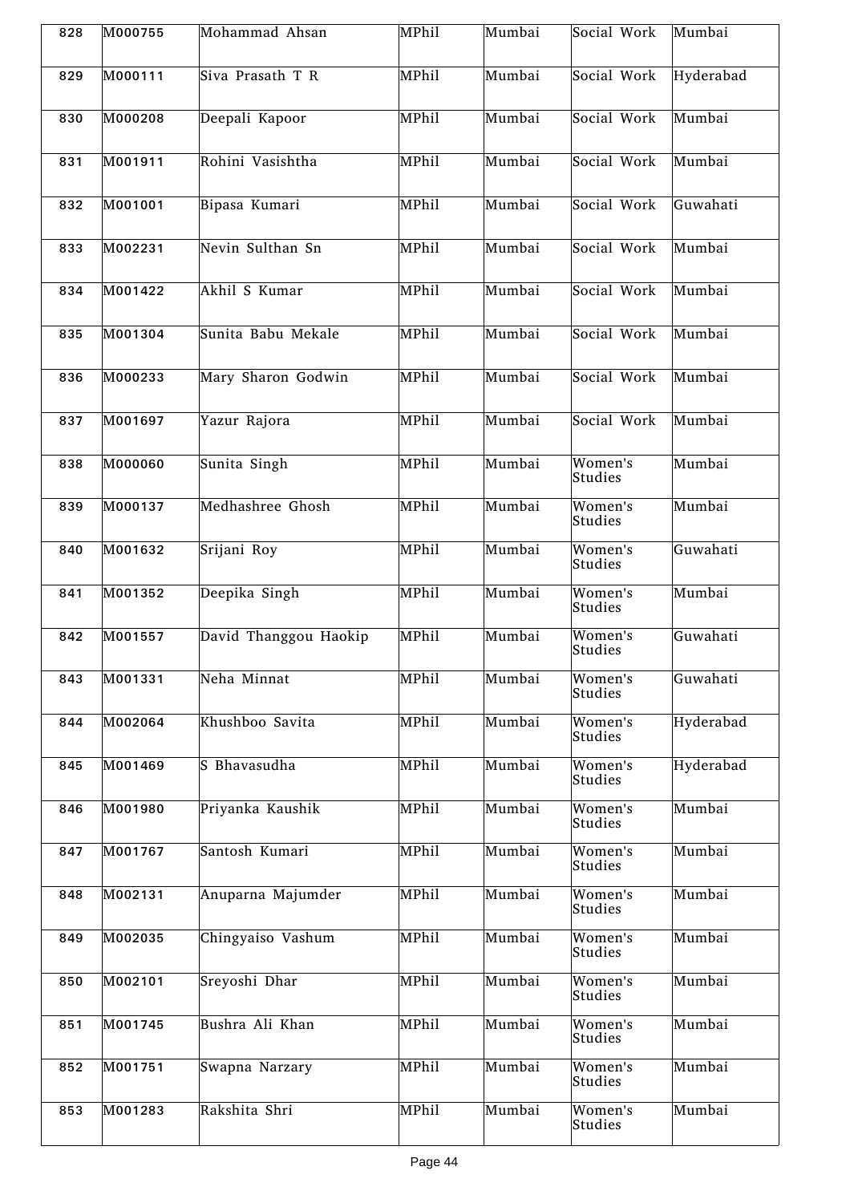| 828 | M000755 | Mohammad Ahsan | MPhil | Mumbai | Social Work | Mumbai |
|---|---|---|---|---|---|---|
| 829 | M000111 | Siva Prasath T R | MPhil | Mumbai | Social Work | Hyderabad |
| 830 | M000208 | Deepali Kapoor | MPhil | Mumbai | Social Work | Mumbai |
| 831 | M001911 | Rohini Vasishtha | MPhil | Mumbai | Social Work | Mumbai |
| 832 | M001001 | Bipasa Kumari | MPhil | Mumbai | Social Work | Guwahati |
| 833 | M002231 | Nevin Sulthan Sn | MPhil | Mumbai | Social Work | Mumbai |
| 834 | M001422 | Akhil S Kumar | MPhil | Mumbai | Social Work | Mumbai |
| 835 | M001304 | Sunita Babu Mekale | MPhil | Mumbai | Social Work | Mumbai |
| 836 | M000233 | Mary Sharon Godwin | MPhil | Mumbai | Social Work | Mumbai |
| 837 | M001697 | Yazur Rajora | MPhil | Mumbai | Social Work | Mumbai |
| 838 | M000060 | Sunita Singh | MPhil | Mumbai | Women's Studies | Mumbai |
| 839 | M000137 | Medhashree Ghosh | MPhil | Mumbai | Women's Studies | Mumbai |
| 840 | M001632 | Srijani Roy | MPhil | Mumbai | Women's Studies | Guwahati |
| 841 | M001352 | Deepika Singh | MPhil | Mumbai | Women's Studies | Mumbai |
| 842 | M001557 | David Thanggou Haokip | MPhil | Mumbai | Women's Studies | Guwahati |
| 843 | M001331 | Neha Minnat | MPhil | Mumbai | Women's Studies | Guwahati |
| 844 | M002064 | Khushboo Savita | MPhil | Mumbai | Women's Studies | Hyderabad |
| 845 | M001469 | S Bhavasudha | MPhil | Mumbai | Women's Studies | Hyderabad |
| 846 | M001980 | Priyanka Kaushik | MPhil | Mumbai | Women's Studies | Mumbai |
| 847 | M001767 | Santosh Kumari | MPhil | Mumbai | Women's Studies | Mumbai |
| 848 | M002131 | Anuparna Majumder | MPhil | Mumbai | Women's Studies | Mumbai |
| 849 | M002035 | Chingyaiso Vashum | MPhil | Mumbai | Women's Studies | Mumbai |
| 850 | M002101 | Sreyoshi Dhar | MPhil | Mumbai | Women's Studies | Mumbai |
| 851 | M001745 | Bushra Ali Khan | MPhil | Mumbai | Women's Studies | Mumbai |
| 852 | M001751 | Swapna Narzary | MPhil | Mumbai | Women's Studies | Mumbai |
| 853 | M001283 | Rakshita Shri | MPhil | Mumbai | Women's Studies | Mumbai |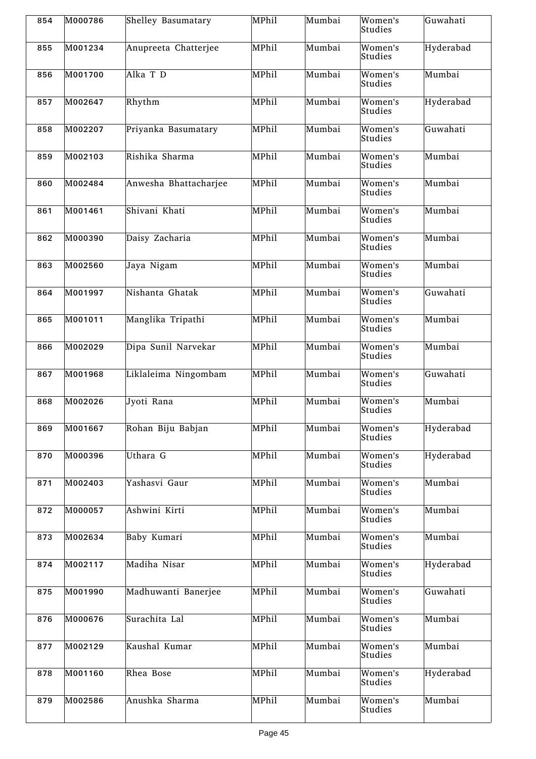| 854 | M000786 | Shelley Basumatary | MPhil | Mumbai | Women's Studies | Guwahati |
|---|---|---|---|---|---|---|
| 855 | M001234 | Anupreeta Chatterjee | MPhil | Mumbai | Women's Studies | Hyderabad |
| 856 | M001700 | Alka T D | MPhil | Mumbai | Women's Studies | Mumbai |
| 857 | M002647 | Rhythm | MPhil | Mumbai | Women's Studies | Hyderabad |
| 858 | M002207 | Priyanka Basumatary | MPhil | Mumbai | Women's Studies | Guwahati |
| 859 | M002103 | Rishika Sharma | MPhil | Mumbai | Women's Studies | Mumbai |
| 860 | M002484 | Anwesha Bhattacharjee | MPhil | Mumbai | Women's Studies | Mumbai |
| 861 | M001461 | Shivani Khati | MPhil | Mumbai | Women's Studies | Mumbai |
| 862 | M000390 | Daisy Zacharia | MPhil | Mumbai | Women's Studies | Mumbai |
| 863 | M002560 | Jaya Nigam | MPhil | Mumbai | Women's Studies | Mumbai |
| 864 | M001997 | Nishanta Ghatak | MPhil | Mumbai | Women's Studies | Guwahati |
| 865 | M001011 | Manglika Tripathi | MPhil | Mumbai | Women's Studies | Mumbai |
| 866 | M002029 | Dipa Sunil Narvekar | MPhil | Mumbai | Women's Studies | Mumbai |
| 867 | M001968 | Liklaleima Ningombam | MPhil | Mumbai | Women's Studies | Guwahati |
| 868 | M002026 | Jyoti Rana | MPhil | Mumbai | Women's Studies | Mumbai |
| 869 | M001667 | Rohan Biju Babjan | MPhil | Mumbai | Women's Studies | Hyderabad |
| 870 | M000396 | Uthara G | MPhil | Mumbai | Women's Studies | Hyderabad |
| 871 | M002403 | Yashasvi Gaur | MPhil | Mumbai | Women's Studies | Mumbai |
| 872 | M000057 | Ashwini Kirti | MPhil | Mumbai | Women's Studies | Mumbai |
| 873 | M002634 | Baby Kumari | MPhil | Mumbai | Women's Studies | Mumbai |
| 874 | M002117 | Madiha Nisar | MPhil | Mumbai | Women's Studies | Hyderabad |
| 875 | M001990 | Madhuwanti Banerjee | MPhil | Mumbai | Women's Studies | Guwahati |
| 876 | M000676 | Surachita Lal | MPhil | Mumbai | Women's Studies | Mumbai |
| 877 | M002129 | Kaushal Kumar | MPhil | Mumbai | Women's Studies | Mumbai |
| 878 | M001160 | Rhea Bose | MPhil | Mumbai | Women's Studies | Hyderabad |
| 879 | M002586 | Anushka Sharma | MPhil | Mumbai | Women's Studies | Mumbai |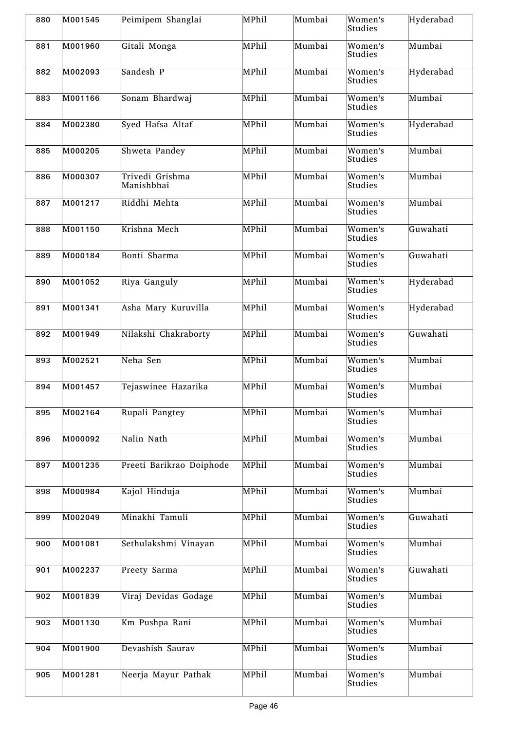| 880 | M001545 | Peimipem Shanglai | MPhil | Mumbai | Women's Studies | Hyderabad |
|---|---|---|---|---|---|---|
| 881 | M001960 | Gitali Monga | MPhil | Mumbai | Women's Studies | Mumbai |
| 882 | M002093 | Sandesh P | MPhil | Mumbai | Women's Studies | Hyderabad |
| 883 | M001166 | Sonam Bhardwaj | MPhil | Mumbai | Women's Studies | Mumbai |
| 884 | M002380 | Syed Hafsa Altaf | MPhil | Mumbai | Women's Studies | Hyderabad |
| 885 | M000205 | Shweta Pandey | MPhil | Mumbai | Women's Studies | Mumbai |
| 886 | M000307 | Trivedi Grishma Manishbhai | MPhil | Mumbai | Women's Studies | Mumbai |
| 887 | M001217 | Riddhi Mehta | MPhil | Mumbai | Women's Studies | Mumbai |
| 888 | M001150 | Krishna Mech | MPhil | Mumbai | Women's Studies | Guwahati |
| 889 | M000184 | Bonti Sharma | MPhil | Mumbai | Women's Studies | Guwahati |
| 890 | M001052 | Riya Ganguly | MPhil | Mumbai | Women's Studies | Hyderabad |
| 891 | M001341 | Asha Mary Kuruvilla | MPhil | Mumbai | Women's Studies | Hyderabad |
| 892 | M001949 | Nilakshi Chakraborty | MPhil | Mumbai | Women's Studies | Guwahati |
| 893 | M002521 | Neha Sen | MPhil | Mumbai | Women's Studies | Mumbai |
| 894 | M001457 | Tejaswinee Hazarika | MPhil | Mumbai | Women's Studies | Mumbai |
| 895 | M002164 | Rupali Pangtey | MPhil | Mumbai | Women's Studies | Mumbai |
| 896 | M000092 | Nalin Nath | MPhil | Mumbai | Women's Studies | Mumbai |
| 897 | M001235 | Preeti Barikrao Doiphode | MPhil | Mumbai | Women's Studies | Mumbai |
| 898 | M000984 | Kajol Hinduja | MPhil | Mumbai | Women's Studies | Mumbai |
| 899 | M002049 | Minakhi Tamuli | MPhil | Mumbai | Women's Studies | Guwahati |
| 900 | M001081 | Sethulakshmi Vinayan | MPhil | Mumbai | Women's Studies | Mumbai |
| 901 | M002237 | Preety Sarma | MPhil | Mumbai | Women's Studies | Guwahati |
| 902 | M001839 | Viraj Devidas Godage | MPhil | Mumbai | Women's Studies | Mumbai |
| 903 | M001130 | Km Pushpa Rani | MPhil | Mumbai | Women's Studies | Mumbai |
| 904 | M001900 | Devashish Saurav | MPhil | Mumbai | Women's Studies | Mumbai |
| 905 | M001281 | Neerja Mayur Pathak | MPhil | Mumbai | Women's Studies | Mumbai |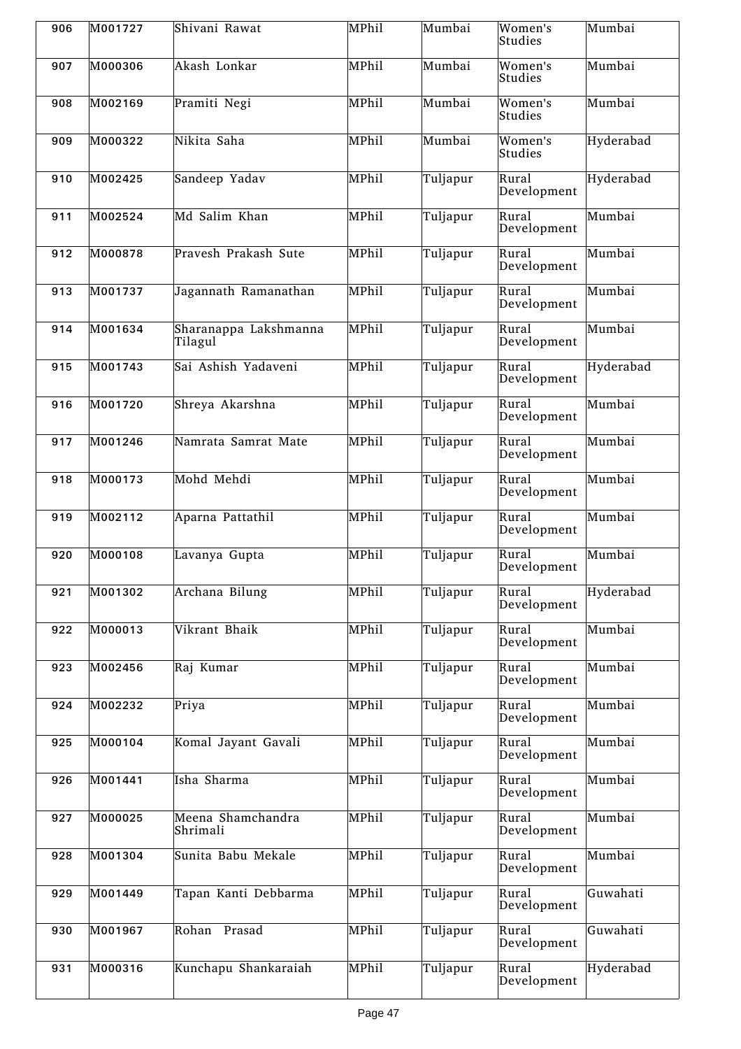| 906 | M001727 | Shivani Rawat | MPhil | Mumbai | Women's Studies | Mumbai |
|---|---|---|---|---|---|---|
| 907 | M000306 | Akash Lonkar | MPhil | Mumbai | Women's Studies | Mumbai |
| 908 | M002169 | Pramiti Negi | MPhil | Mumbai | Women's Studies | Mumbai |
| 909 | M000322 | Nikita Saha | MPhil | Mumbai | Women's Studies | Hyderabad |
| 910 | M002425 | Sandeep Yadav | MPhil | Tuljapur | Rural Development | Hyderabad |
| 911 | M002524 | Md Salim Khan | MPhil | Tuljapur | Rural Development | Mumbai |
| 912 | M000878 | Pravesh Prakash Sute | MPhil | Tuljapur | Rural Development | Mumbai |
| 913 | M001737 | Jagannath Ramanathan | MPhil | Tuljapur | Rural Development | Mumbai |
| 914 | M001634 | Sharanappa Lakshmanna Tilagul | MPhil | Tuljapur | Rural Development | Mumbai |
| 915 | M001743 | Sai Ashish Yadaveni | MPhil | Tuljapur | Rural Development | Hyderabad |
| 916 | M001720 | Shreya Akarshna | MPhil | Tuljapur | Rural Development | Mumbai |
| 917 | M001246 | Namrata Samrat Mate | MPhil | Tuljapur | Rural Development | Mumbai |
| 918 | M000173 | Mohd Mehdi | MPhil | Tuljapur | Rural Development | Mumbai |
| 919 | M002112 | Aparna Pattathil | MPhil | Tuljapur | Rural Development | Mumbai |
| 920 | M000108 | Lavanya Gupta | MPhil | Tuljapur | Rural Development | Mumbai |
| 921 | M001302 | Archana Bilung | MPhil | Tuljapur | Rural Development | Hyderabad |
| 922 | M000013 | Vikrant Bhaik | MPhil | Tuljapur | Rural Development | Mumbai |
| 923 | M002456 | Raj Kumar | MPhil | Tuljapur | Rural Development | Mumbai |
| 924 | M002232 | Priya | MPhil | Tuljapur | Rural Development | Mumbai |
| 925 | M000104 | Komal Jayant Gavali | MPhil | Tuljapur | Rural Development | Mumbai |
| 926 | M001441 | Isha Sharma | MPhil | Tuljapur | Rural Development | Mumbai |
| 927 | M000025 | Meena Shamchandra Shrimali | MPhil | Tuljapur | Rural Development | Mumbai |
| 928 | M001304 | Sunita Babu Mekale | MPhil | Tuljapur | Rural Development | Mumbai |
| 929 | M001449 | Tapan Kanti Debbarma | MPhil | Tuljapur | Rural Development | Guwahati |
| 930 | M001967 | Rohan Prasad | MPhil | Tuljapur | Rural Development | Guwahati |
| 931 | M000316 | Kunchapu Shankaraiah | MPhil | Tuljapur | Rural Development | Hyderabad |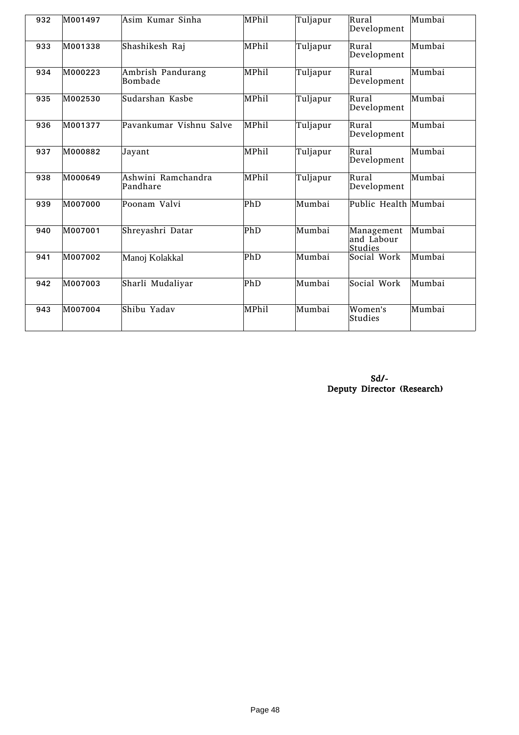| | | | | | | |
|---|---|---|---|---|---|---|
| 932 | M001497 | Asim Kumar Sinha | MPhil | Tuljapur | Rural Development | Mumbai |
| 933 | M001338 | Shashikesh Raj | MPhil | Tuljapur | Rural Development | Mumbai |
| 934 | M000223 | Ambrish Pandurang Bombade | MPhil | Tuljapur | Rural Development | Mumbai |
| 935 | M002530 | Sudarshan Kasbe | MPhil | Tuljapur | Rural Development | Mumbai |
| 936 | M001377 | Pavankumar Vishnu Salve | MPhil | Tuljapur | Rural Development | Mumbai |
| 937 | M000882 | Jayant | MPhil | Tuljapur | Rural Development | Mumbai |
| 938 | M000649 | Ashwini Ramchandra Pandhare | MPhil | Tuljapur | Rural Development | Mumbai |
| 939 | M007000 | Poonam Valvi | PhD | Mumbai | Public Health | Mumbai |
| 940 | M007001 | Shreyashri Datar | PhD | Mumbai | Management and Labour Studies | Mumbai |
| 941 | M007002 | Manoj Kolakkal | PhD | Mumbai | Social Work | Mumbai |
| 942 | M007003 | Sharli Mudaliyar | PhD | Mumbai | Social Work | Mumbai |
| 943 | M007004 | Shibu Yadav | MPhil | Mumbai | Women's Studies | Mumbai |

**Sd/-**
**Deputy Director (Research)**